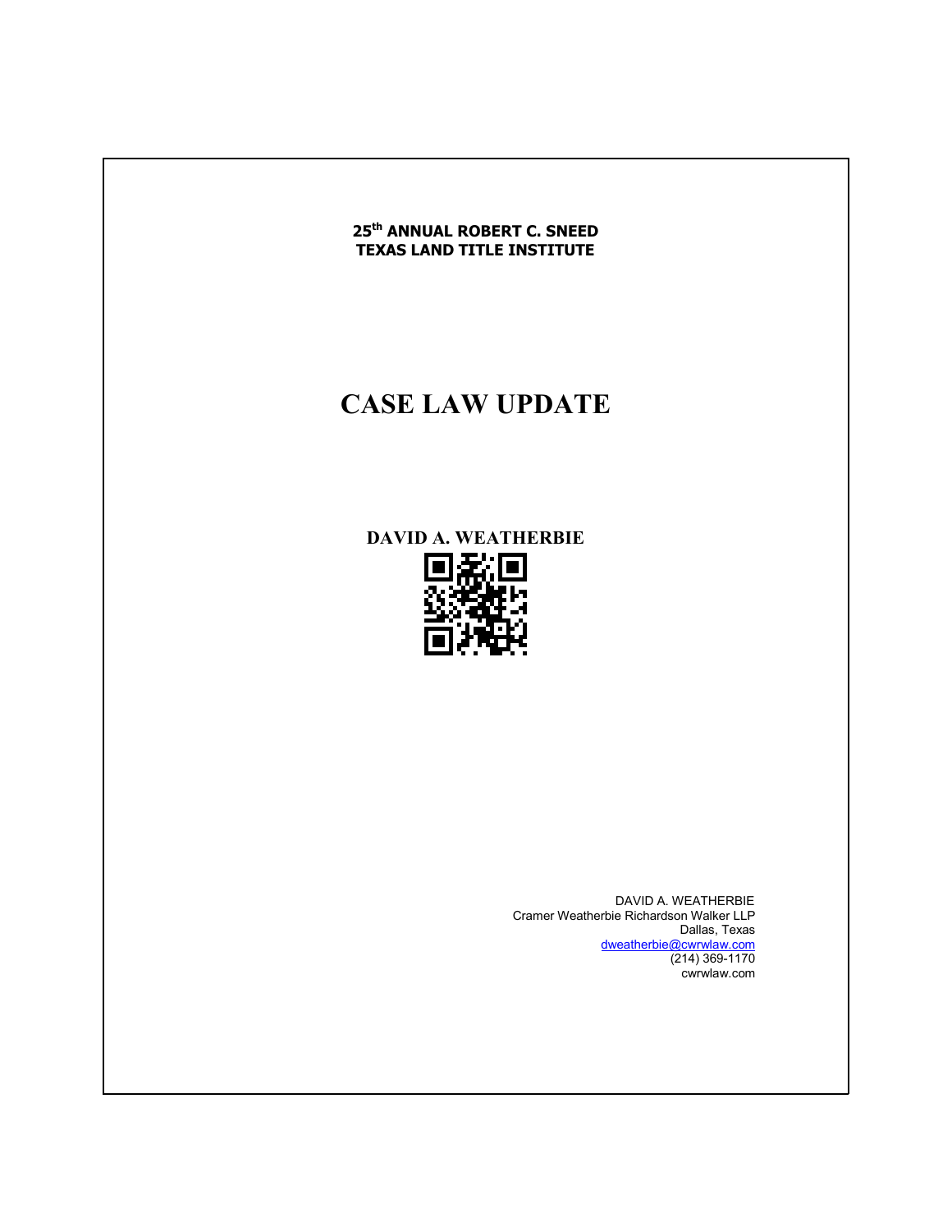**25th ANNUAL ROBERT C. SNEED**
**TEXAS LAND TITLE INSTITUTE**

# CASE LAW UPDATE

**DAVID A. WEATHERBIE**

DAVID A. WEATHERBIE
Cramer Weatherbie Richardson Walker LLP
Dallas, Texas
dweatherbie@cwrwlaw.com
(214) 369-1170
cwrwlaw.com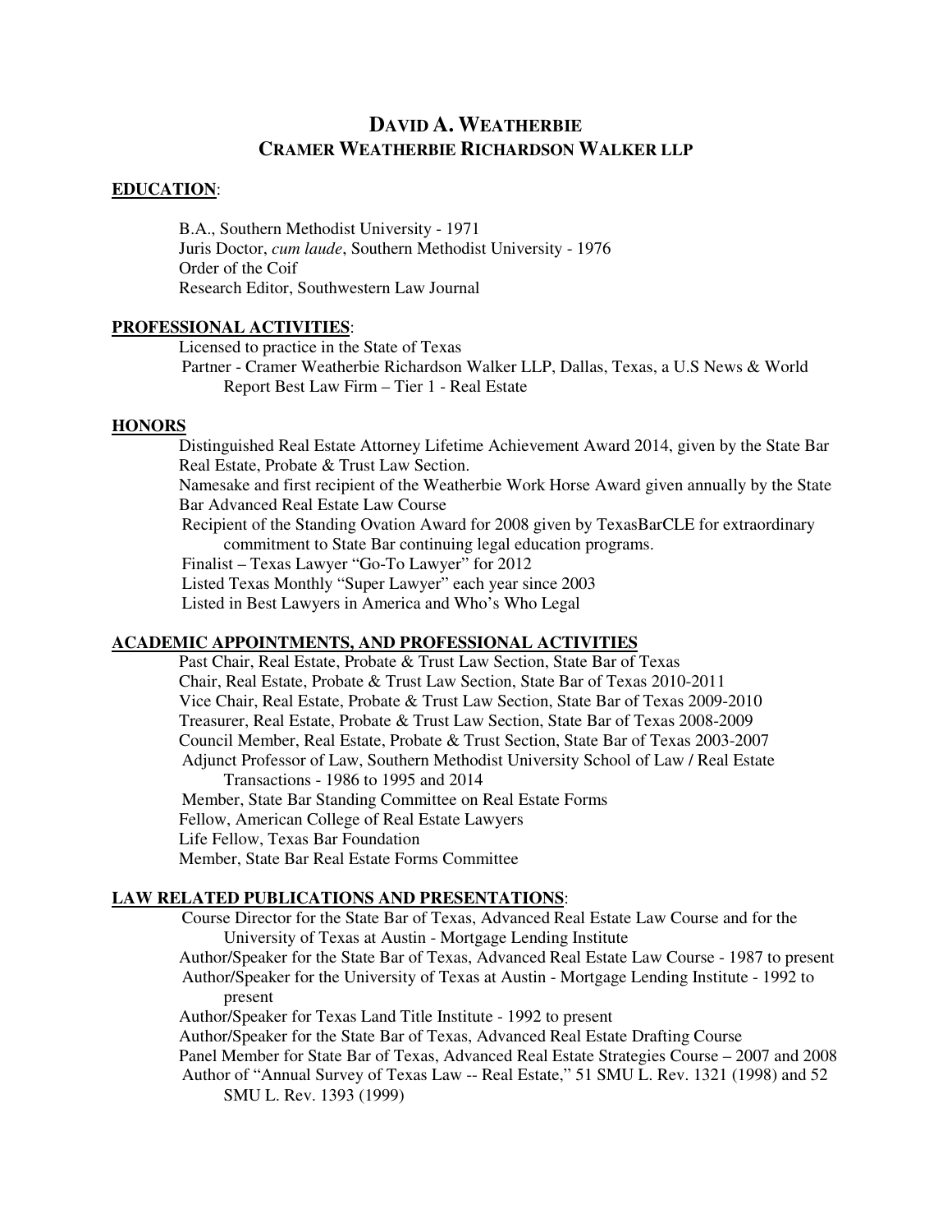# DAVID A. WEATHERBIE
## CRAMER WEATHERBIE RICHARDSON WALKER LLP

**EDUCATION**:

B.A., Southern Methodist University - 1971
Juris Doctor, *cum laude*, Southern Methodist University - 1976
Order of the Coif
Research Editor, Southwestern Law Journal

**PROFESSIONAL ACTIVITIES**:

Licensed to practice in the State of Texas
Partner - Cramer Weatherbie Richardson Walker LLP, Dallas, Texas, a U.S News & World Report Best Law Firm – Tier 1 - Real Estate

**HONORS**

Distinguished Real Estate Attorney Lifetime Achievement Award 2014, given by the State Bar Real Estate, Probate & Trust Law Section.
Namesake and first recipient of the Weatherbie Work Horse Award given annually by the State Bar Advanced Real Estate Law Course
Recipient of the Standing Ovation Award for 2008 given by TexasBarCLE for extraordinary commitment to State Bar continuing legal education programs.
Finalist – Texas Lawyer "Go-To Lawyer" for 2012
Listed Texas Monthly "Super Lawyer" each year since 2003
Listed in Best Lawyers in America and Who's Who Legal

**ACADEMIC APPOINTMENTS, AND PROFESSIONAL ACTIVITIES**

Past Chair, Real Estate, Probate & Trust Law Section, State Bar of Texas
Chair, Real Estate, Probate & Trust Law Section, State Bar of Texas 2010-2011
Vice Chair, Real Estate, Probate & Trust Law Section, State Bar of Texas 2009-2010
Treasurer, Real Estate, Probate & Trust Law Section, State Bar of Texas 2008-2009
Council Member, Real Estate, Probate & Trust Section, State Bar of Texas 2003-2007
Adjunct Professor of Law, Southern Methodist University School of Law / Real Estate Transactions - 1986 to 1995 and 2014
Member, State Bar Standing Committee on Real Estate Forms
Fellow, American College of Real Estate Lawyers
Life Fellow, Texas Bar Foundation
Member, State Bar Real Estate Forms Committee

**LAW RELATED PUBLICATIONS AND PRESENTATIONS**:

Course Director for the State Bar of Texas, Advanced Real Estate Law Course and for the University of Texas at Austin - Mortgage Lending Institute
Author/Speaker for the State Bar of Texas, Advanced Real Estate Law Course - 1987 to present
Author/Speaker for the University of Texas at Austin - Mortgage Lending Institute - 1992 to present
Author/Speaker for Texas Land Title Institute - 1992 to present
Author/Speaker for the State Bar of Texas, Advanced Real Estate Drafting Course
Panel Member for State Bar of Texas, Advanced Real Estate Strategies Course – 2007 and 2008
Author of "Annual Survey of Texas Law -- Real Estate," 51 SMU L. Rev. 1321 (1998) and 52 SMU L. Rev. 1393 (1999)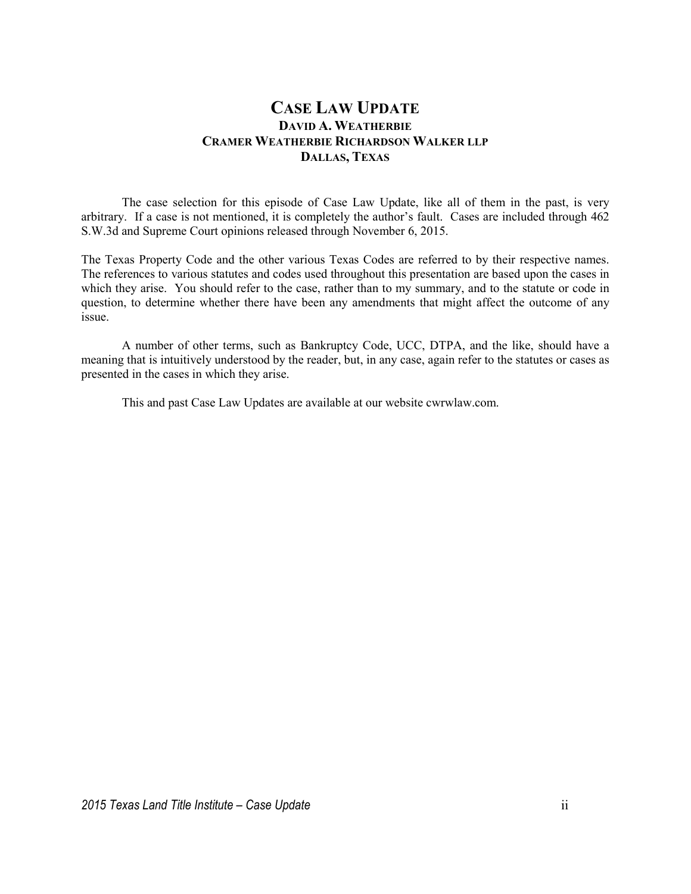# CASE LAW UPDATE

**DAVID A. WEATHERBIE**
**CRAMER WEATHERBIE RICHARDSON WALKER LLP**
**DALLAS, TEXAS**

The case selection for this episode of Case Law Update, like all of them in the past, is very arbitrary. If a case is not mentioned, it is completely the author's fault. Cases are included through 462 S.W.3d and Supreme Court opinions released through November 6, 2015.

The Texas Property Code and the other various Texas Codes are referred to by their respective names. The references to various statutes and codes used throughout this presentation are based upon the cases in which they arise. You should refer to the case, rather than to my summary, and to the statute or code in question, to determine whether there have been any amendments that might affect the outcome of any issue.

A number of other terms, such as Bankruptcy Code, UCC, DTPA, and the like, should have a meaning that is intuitively understood by the reader, but, in any case, again refer to the statutes or cases as presented in the cases in which they arise.

This and past Case Law Updates are available at our website cwrwlaw.com.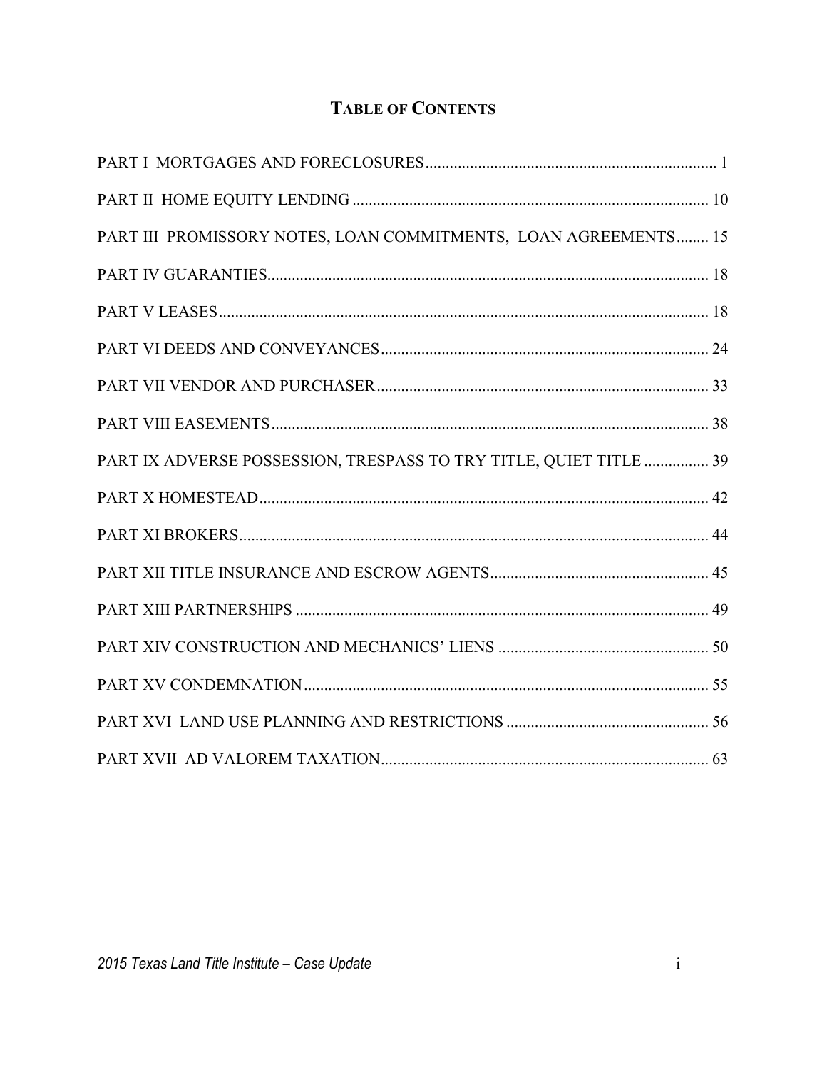# Table of Contents

PART I MORTGAGES AND FORECLOSURES ........................................................................ 1

PART II HOME EQUITY LENDING ........................................................................ 10

PART III PROMISSORY NOTES, LOAN COMMITMENTS, LOAN AGREEMENTS........ 15

PART IV GUARANTIES........................................................................ 18

PART V LEASES........................................................................ 18

PART VI DEEDS AND CONVEYANCES........................................................................ 24

PART VII VENDOR AND PURCHASER........................................................................ 33

PART VIII EASEMENTS........................................................................ 38

PART IX ADVERSE POSSESSION, TRESPASS TO TRY TITLE, QUIET TITLE ................ 39

PART X HOMESTEAD........................................................................ 42

PART XI BROKERS........................................................................ 44

PART XII TITLE INSURANCE AND ESCROW AGENTS........................................................................ 45

PART XIII PARTNERSHIPS ........................................................................ 49

PART XIV CONSTRUCTION AND MECHANICS' LIENS ........................................................................ 50

PART XV CONDEMNATION........................................................................ 55

PART XVI LAND USE PLANNING AND RESTRICTIONS ........................................................................ 56

PART XVII AD VALOREM TAXATION........................................................................ 63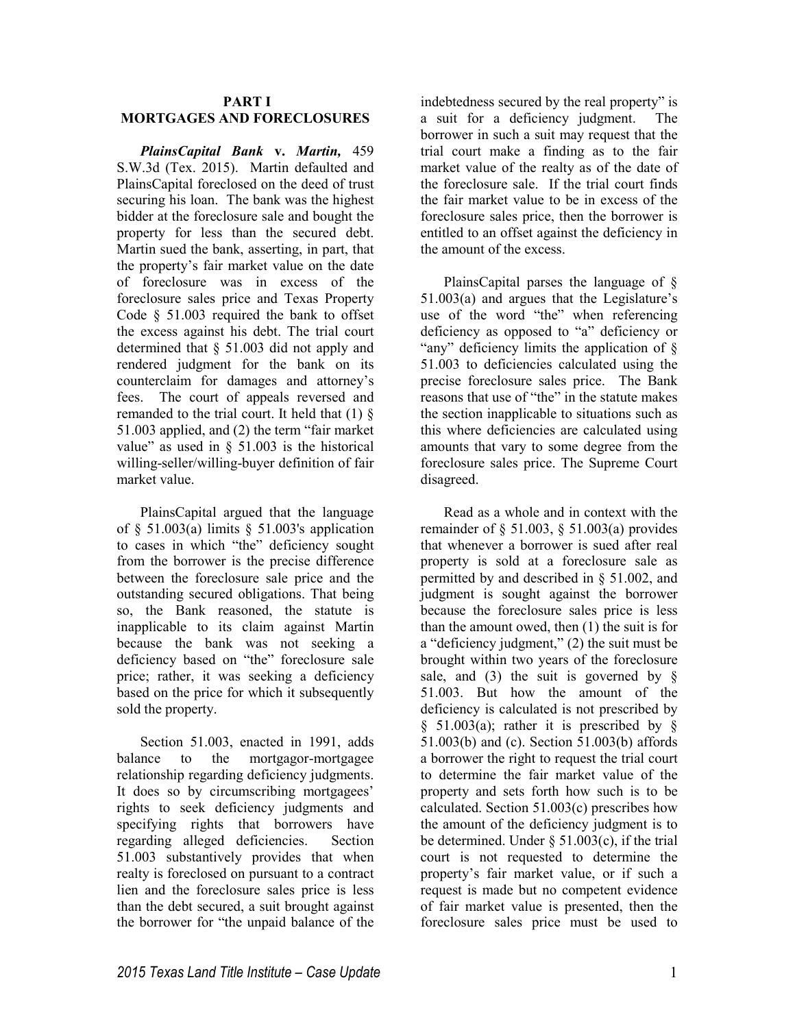## PART I
## MORTGAGES AND FORECLOSURES

***PlainsCapital Bank* v. *Martin*,** 459 S.W.3d (Tex. 2015). Martin defaulted and PlainsCapital foreclosed on the deed of trust securing his loan. The bank was the highest bidder at the foreclosure sale and bought the property for less than the secured debt. Martin sued the bank, asserting, in part, that the property's fair market value on the date of foreclosure was in excess of the foreclosure sales price and Texas Property Code § 51.003 required the bank to offset the excess against his debt. The trial court determined that § 51.003 did not apply and rendered judgment for the bank on its counterclaim for damages and attorney's fees. The court of appeals reversed and remanded to the trial court. It held that (1) § 51.003 applied, and (2) the term "fair market value" as used in § 51.003 is the historical willing-seller/willing-buyer definition of fair market value.

PlainsCapital argued that the language of § 51.003(a) limits § 51.003's application to cases in which "the" deficiency sought from the borrower is the precise difference between the foreclosure sale price and the outstanding secured obligations. That being so, the Bank reasoned, the statute is inapplicable to its claim against Martin because the bank was not seeking a deficiency based on "the" foreclosure sale price; rather, it was seeking a deficiency based on the price for which it subsequently sold the property.

Section 51.003, enacted in 1991, adds balance to the mortgagor-mortgagee relationship regarding deficiency judgments. It does so by circumscribing mortgagees' rights to seek deficiency judgments and specifying rights that borrowers have regarding alleged deficiencies. Section 51.003 substantively provides that when realty is foreclosed on pursuant to a contract lien and the foreclosure sales price is less than the debt secured, a suit brought against the borrower for "the unpaid balance of the indebtedness secured by the real property" is a suit for a deficiency judgment. The borrower in such a suit may request that the trial court make a finding as to the fair market value of the realty as of the date of the foreclosure sale. If the trial court finds the fair market value to be in excess of the foreclosure sales price, then the borrower is entitled to an offset against the deficiency in the amount of the excess.

PlainsCapital parses the language of § 51.003(a) and argues that the Legislature's use of the word "the" when referencing deficiency as opposed to "a" deficiency or "any" deficiency limits the application of § 51.003 to deficiencies calculated using the precise foreclosure sales price. The Bank reasons that use of "the" in the statute makes the section inapplicable to situations such as this where deficiencies are calculated using amounts that vary to some degree from the foreclosure sales price. The Supreme Court disagreed.

Read as a whole and in context with the remainder of § 51.003, § 51.003(a) provides that whenever a borrower is sued after real property is sold at a foreclosure sale as permitted by and described in § 51.002, and judgment is sought against the borrower because the foreclosure sales price is less than the amount owed, then (1) the suit is for a "deficiency judgment," (2) the suit must be brought within two years of the foreclosure sale, and (3) the suit is governed by § 51.003. But how the amount of the deficiency is calculated is not prescribed by § 51.003(a); rather it is prescribed by § 51.003(b) and (c). Section 51.003(b) affords a borrower the right to request the trial court to determine the fair market value of the property and sets forth how such is to be calculated. Section 51.003(c) prescribes how the amount of the deficiency judgment is to be determined. Under § 51.003(c), if the trial court is not requested to determine the property's fair market value, or if such a request is made but no competent evidence of fair market value is presented, then the foreclosure sales price must be used to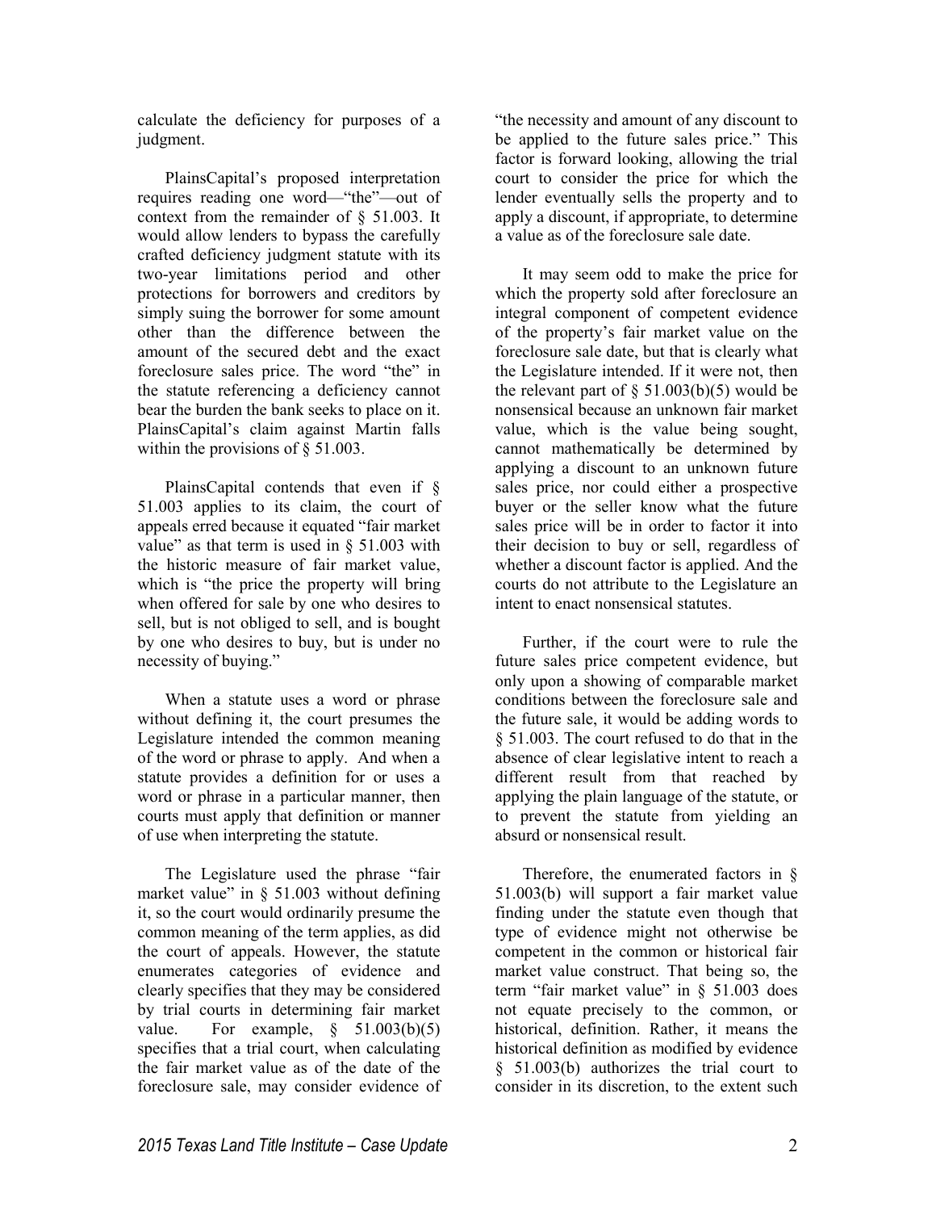calculate the deficiency for purposes of a judgment.

PlainsCapital's proposed interpretation requires reading one word—"the"—out of context from the remainder of § 51.003. It would allow lenders to bypass the carefully crafted deficiency judgment statute with its two-year limitations period and other protections for borrowers and creditors by simply suing the borrower for some amount other than the difference between the amount of the secured debt and the exact foreclosure sales price. The word "the" in the statute referencing a deficiency cannot bear the burden the bank seeks to place on it. PlainsCapital's claim against Martin falls within the provisions of § 51.003.

PlainsCapital contends that even if § 51.003 applies to its claim, the court of appeals erred because it equated "fair market value" as that term is used in § 51.003 with the historic measure of fair market value, which is "the price the property will bring when offered for sale by one who desires to sell, but is not obliged to sell, and is bought by one who desires to buy, but is under no necessity of buying."

When a statute uses a word or phrase without defining it, the court presumes the Legislature intended the common meaning of the word or phrase to apply. And when a statute provides a definition for or uses a word or phrase in a particular manner, then courts must apply that definition or manner of use when interpreting the statute.

The Legislature used the phrase "fair market value" in § 51.003 without defining it, so the court would ordinarily presume the common meaning of the term applies, as did the court of appeals. However, the statute enumerates categories of evidence and clearly specifies that they may be considered by trial courts in determining fair market value. For example, § 51.003(b)(5) specifies that a trial court, when calculating the fair market value as of the date of the foreclosure sale, may consider evidence of "the necessity and amount of any discount to be applied to the future sales price." This factor is forward looking, allowing the trial court to consider the price for which the lender eventually sells the property and to apply a discount, if appropriate, to determine a value as of the foreclosure sale date.

It may seem odd to make the price for which the property sold after foreclosure an integral component of competent evidence of the property's fair market value on the foreclosure sale date, but that is clearly what the Legislature intended. If it were not, then the relevant part of § 51.003(b)(5) would be nonsensical because an unknown fair market value, which is the value being sought, cannot mathematically be determined by applying a discount to an unknown future sales price, nor could either a prospective buyer or the seller know what the future sales price will be in order to factor it into their decision to buy or sell, regardless of whether a discount factor is applied. And the courts do not attribute to the Legislature an intent to enact nonsensical statutes.

Further, if the court were to rule the future sales price competent evidence, but only upon a showing of comparable market conditions between the foreclosure sale and the future sale, it would be adding words to § 51.003. The court refused to do that in the absence of clear legislative intent to reach a different result from that reached by applying the plain language of the statute, or to prevent the statute from yielding an absurd or nonsensical result.

Therefore, the enumerated factors in § 51.003(b) will support a fair market value finding under the statute even though that type of evidence might not otherwise be competent in the common or historical fair market value construct. That being so, the term "fair market value" in § 51.003 does not equate precisely to the common, or historical, definition. Rather, it means the historical definition as modified by evidence § 51.003(b) authorizes the trial court to consider in its discretion, to the extent such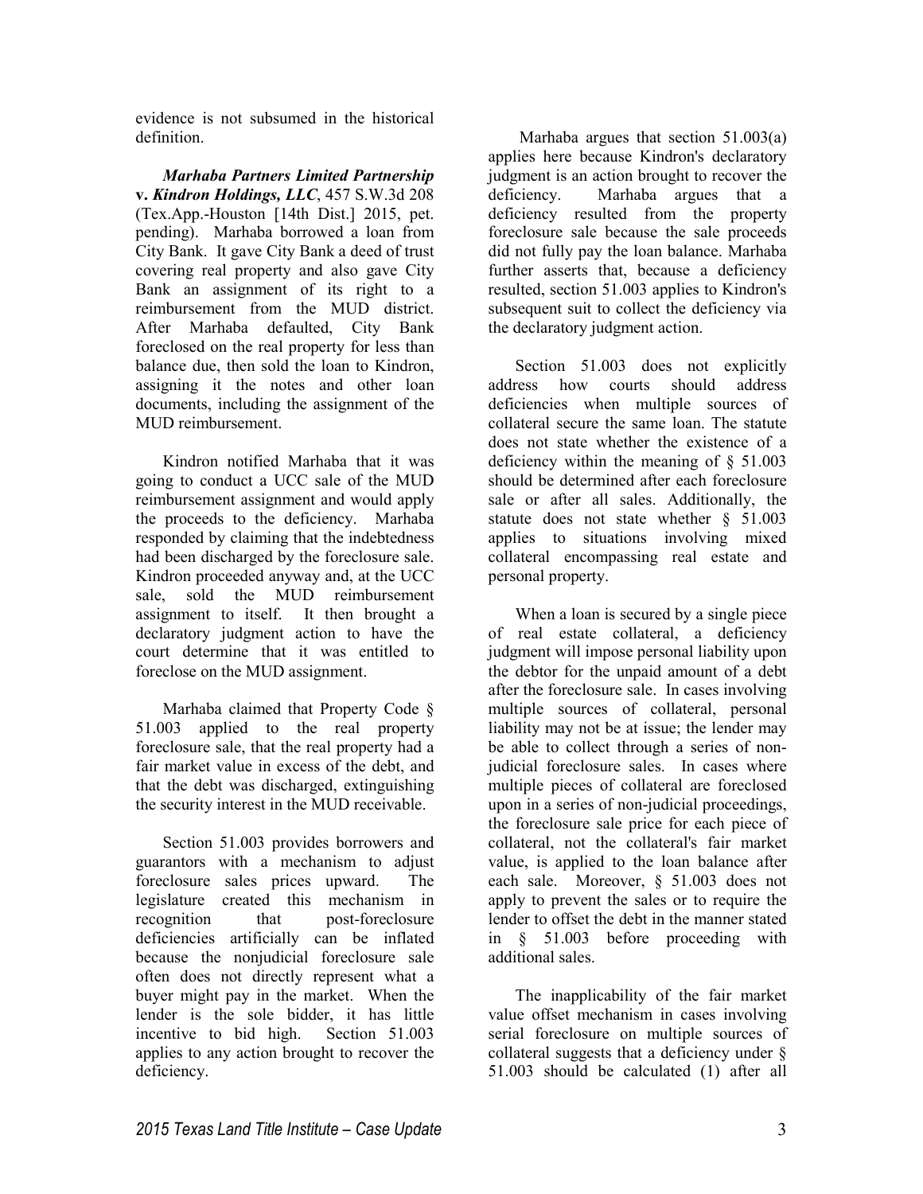evidence is not subsumed in the historical definition.

***Marhaba Partners Limited Partnership* v. *Kindron Holdings, LLC***, 457 S.W.3d 208 (Tex.App.-Houston [14th Dist.] 2015, pet. pending). Marhaba borrowed a loan from City Bank. It gave City Bank a deed of trust covering real property and also gave City Bank an assignment of its right to a reimbursement from the MUD district. After Marhaba defaulted, City Bank foreclosed on the real property for less than balance due, then sold the loan to Kindron, assigning it the notes and other loan documents, including the assignment of the MUD reimbursement.

Kindron notified Marhaba that it was going to conduct a UCC sale of the MUD reimbursement assignment and would apply the proceeds to the deficiency. Marhaba responded by claiming that the indebtedness had been discharged by the foreclosure sale. Kindron proceeded anyway and, at the UCC sale, sold the MUD reimbursement assignment to itself. It then brought a declaratory judgment action to have the court determine that it was entitled to foreclose on the MUD assignment.

Marhaba claimed that Property Code § 51.003 applied to the real property foreclosure sale, that the real property had a fair market value in excess of the debt, and that the debt was discharged, extinguishing the security interest in the MUD receivable.

Section 51.003 provides borrowers and guarantors with a mechanism to adjust foreclosure sales prices upward. The legislature created this mechanism in recognition that post-foreclosure deficiencies artificially can be inflated because the nonjudicial foreclosure sale often does not directly represent what a buyer might pay in the market. When the lender is the sole bidder, it has little incentive to bid high. Section 51.003 applies to any action brought to recover the deficiency.

Marhaba argues that section 51.003(a) applies here because Kindron's declaratory judgment is an action brought to recover the deficiency. Marhaba argues that a deficiency resulted from the property foreclosure sale because the sale proceeds did not fully pay the loan balance. Marhaba further asserts that, because a deficiency resulted, section 51.003 applies to Kindron's subsequent suit to collect the deficiency via the declaratory judgment action.

Section 51.003 does not explicitly address how courts should address deficiencies when multiple sources of collateral secure the same loan. The statute does not state whether the existence of a deficiency within the meaning of § 51.003 should be determined after each foreclosure sale or after all sales. Additionally, the statute does not state whether § 51.003 applies to situations involving mixed collateral encompassing real estate and personal property.

When a loan is secured by a single piece of real estate collateral, a deficiency judgment will impose personal liability upon the debtor for the unpaid amount of a debt after the foreclosure sale. In cases involving multiple sources of collateral, personal liability may not be at issue; the lender may be able to collect through a series of non-judicial foreclosure sales. In cases where multiple pieces of collateral are foreclosed upon in a series of non-judicial proceedings, the foreclosure sale price for each piece of collateral, not the collateral's fair market value, is applied to the loan balance after each sale. Moreover, § 51.003 does not apply to prevent the sales or to require the lender to offset the debt in the manner stated in § 51.003 before proceeding with additional sales.

The inapplicability of the fair market value offset mechanism in cases involving serial foreclosure on multiple sources of collateral suggests that a deficiency under § 51.003 should be calculated (1) after all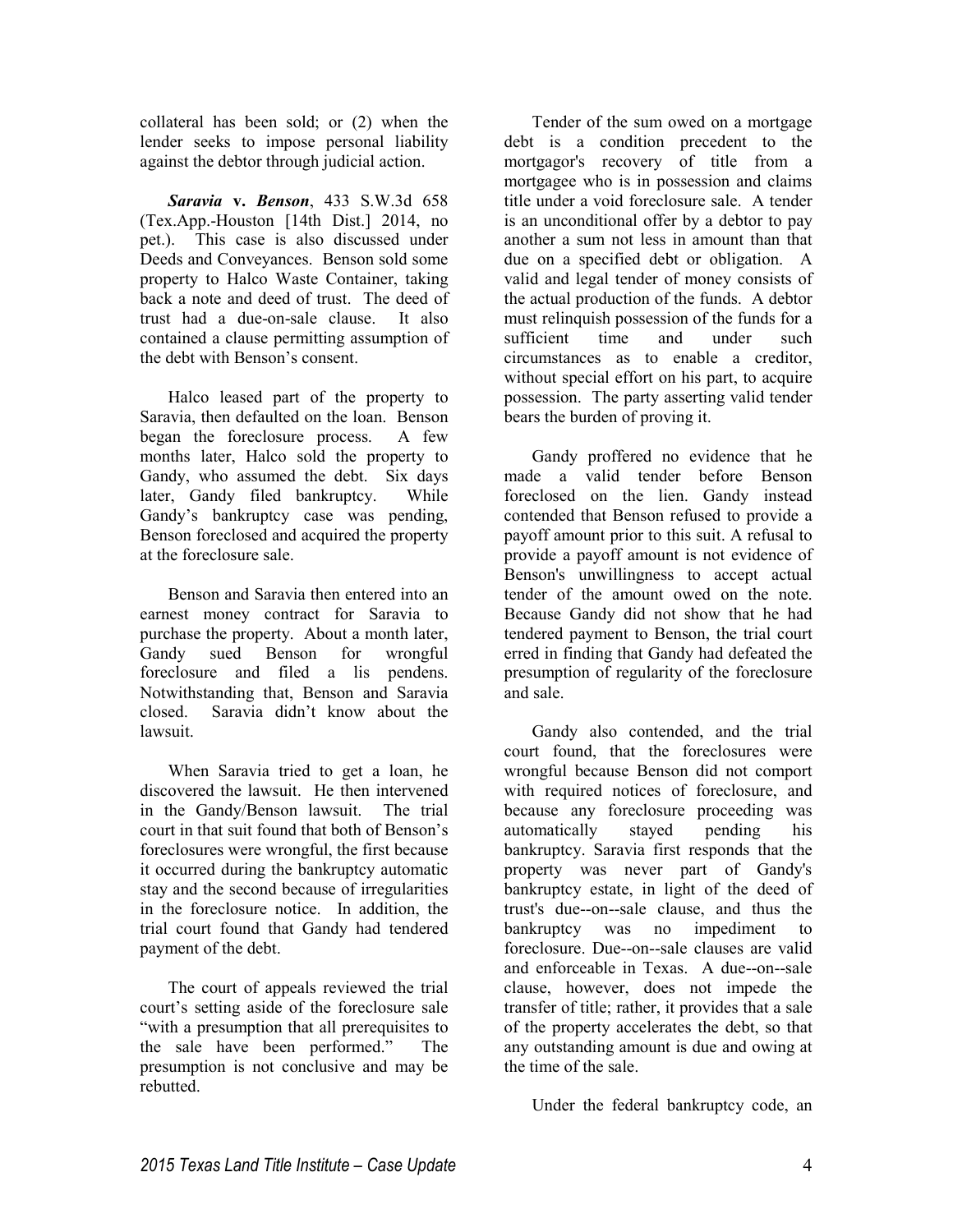collateral has been sold; or (2) when the lender seeks to impose personal liability against the debtor through judicial action.

***Saravia* v. *Benson***, 433 S.W.3d 658 (Tex.App.-Houston [14th Dist.] 2014, no pet.). This case is also discussed under Deeds and Conveyances. Benson sold some property to Halco Waste Container, taking back a note and deed of trust. The deed of trust had a due-on-sale clause. It also contained a clause permitting assumption of the debt with Benson's consent.

Halco leased part of the property to Saravia, then defaulted on the loan. Benson began the foreclosure process. A few months later, Halco sold the property to Gandy, who assumed the debt. Six days later, Gandy filed bankruptcy. While Gandy's bankruptcy case was pending, Benson foreclosed and acquired the property at the foreclosure sale.

Benson and Saravia then entered into an earnest money contract for Saravia to purchase the property. About a month later, Gandy sued Benson for wrongful foreclosure and filed a lis pendens. Notwithstanding that, Benson and Saravia closed. Saravia didn't know about the lawsuit.

When Saravia tried to get a loan, he discovered the lawsuit. He then intervened in the Gandy/Benson lawsuit. The trial court in that suit found that both of Benson's foreclosures were wrongful, the first because it occurred during the bankruptcy automatic stay and the second because of irregularities in the foreclosure notice. In addition, the trial court found that Gandy had tendered payment of the debt.

The court of appeals reviewed the trial court's setting aside of the foreclosure sale "with a presumption that all prerequisites to the sale have been performed." The presumption is not conclusive and may be rebutted.

Tender of the sum owed on a mortgage debt is a condition precedent to the mortgagor's recovery of title from a mortgagee who is in possession and claims title under a void foreclosure sale. A tender is an unconditional offer by a debtor to pay another a sum not less in amount than that due on a specified debt or obligation. A valid and legal tender of money consists of the actual production of the funds. A debtor must relinquish possession of the funds for a sufficient time and under such circumstances as to enable a creditor, without special effort on his part, to acquire possession. The party asserting valid tender bears the burden of proving it.

Gandy proffered no evidence that he made a valid tender before Benson foreclosed on the lien. Gandy instead contended that Benson refused to provide a payoff amount prior to this suit. A refusal to provide a payoff amount is not evidence of Benson's unwillingness to accept actual tender of the amount owed on the note. Because Gandy did not show that he had tendered payment to Benson, the trial court erred in finding that Gandy had defeated the presumption of regularity of the foreclosure and sale.

Gandy also contended, and the trial court found, that the foreclosures were wrongful because Benson did not comport with required notices of foreclosure, and because any foreclosure proceeding was automatically stayed pending his bankruptcy. Saravia first responds that the property was never part of Gandy's bankruptcy estate, in light of the deed of trust's due--on--sale clause, and thus the bankruptcy was no impediment to foreclosure. Due--on--sale clauses are valid and enforceable in Texas. A due--on--sale clause, however, does not impede the transfer of title; rather, it provides that a sale of the property accelerates the debt, so that any outstanding amount is due and owing at the time of the sale.

Under the federal bankruptcy code, an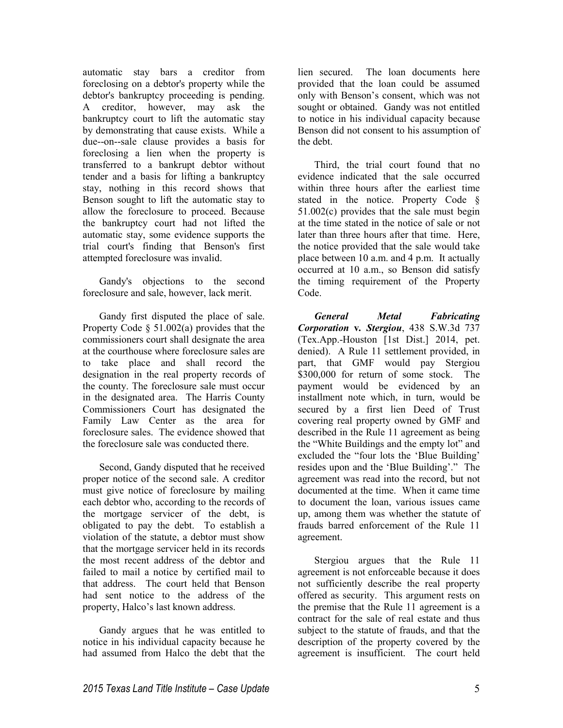automatic stay bars a creditor from foreclosing on a debtor's property while the debtor's bankruptcy proceeding is pending. A creditor, however, may ask the bankruptcy court to lift the automatic stay by demonstrating that cause exists. While a due--on--sale clause provides a basis for foreclosing a lien when the property is transferred to a bankrupt debtor without tender and a basis for lifting a bankruptcy stay, nothing in this record shows that Benson sought to lift the automatic stay to allow the foreclosure to proceed. Because the bankruptcy court had not lifted the automatic stay, some evidence supports the trial court's finding that Benson's first attempted foreclosure was invalid.

Gandy's objections to the second foreclosure and sale, however, lack merit.

Gandy first disputed the place of sale. Property Code § 51.002(a) provides that the commissioners court shall designate the area at the courthouse where foreclosure sales are to take place and shall record the designation in the real property records of the county. The foreclosure sale must occur in the designated area. The Harris County Commissioners Court has designated the Family Law Center as the area for foreclosure sales. The evidence showed that the foreclosure sale was conducted there.

Second, Gandy disputed that he received proper notice of the second sale. A creditor must give notice of foreclosure by mailing each debtor who, according to the records of the mortgage servicer of the debt, is obligated to pay the debt. To establish a violation of the statute, a debtor must show that the mortgage servicer held in its records the most recent address of the debtor and failed to mail a notice by certified mail to that address. The court held that Benson had sent notice to the address of the property, Halco's last known address.

Gandy argues that he was entitled to notice in his individual capacity because he had assumed from Halco the debt that the lien secured. The loan documents here provided that the loan could be assumed only with Benson's consent, which was not sought or obtained. Gandy was not entitled to notice in his individual capacity because Benson did not consent to his assumption of the debt.

Third, the trial court found that no evidence indicated that the sale occurred within three hours after the earliest time stated in the notice. Property Code § 51.002(c) provides that the sale must begin at the time stated in the notice of sale or not later than three hours after that time. Here, the notice provided that the sale would take place between 10 a.m. and 4 p.m. It actually occurred at 10 a.m., so Benson did satisfy the timing requirement of the Property Code.

***General Metal Fabricating Corporation* v. *Stergiou***, 438 S.W.3d 737 (Tex.App.-Houston [1st Dist.] 2014, pet. denied). A Rule 11 settlement provided, in part, that GMF would pay Stergiou $300,000 for return of some stock. The payment would be evidenced by an installment note which, in turn, would be secured by a first lien Deed of Trust covering real property owned by GMF and described in the Rule 11 agreement as being the "White Buildings and the empty lot" and excluded the "four lots the 'Blue Building' resides upon and the 'Blue Building'." The agreement was read into the record, but not documented at the time. When it came time to document the loan, various issues came up, among them was whether the statute of frauds barred enforcement of the Rule 11 agreement.

Stergiou argues that the Rule 11 agreement is not enforceable because it does not sufficiently describe the real property offered as security. This argument rests on the premise that the Rule 11 agreement is a contract for the sale of real estate and thus subject to the statute of frauds, and that the description of the property covered by the agreement is insufficient. The court held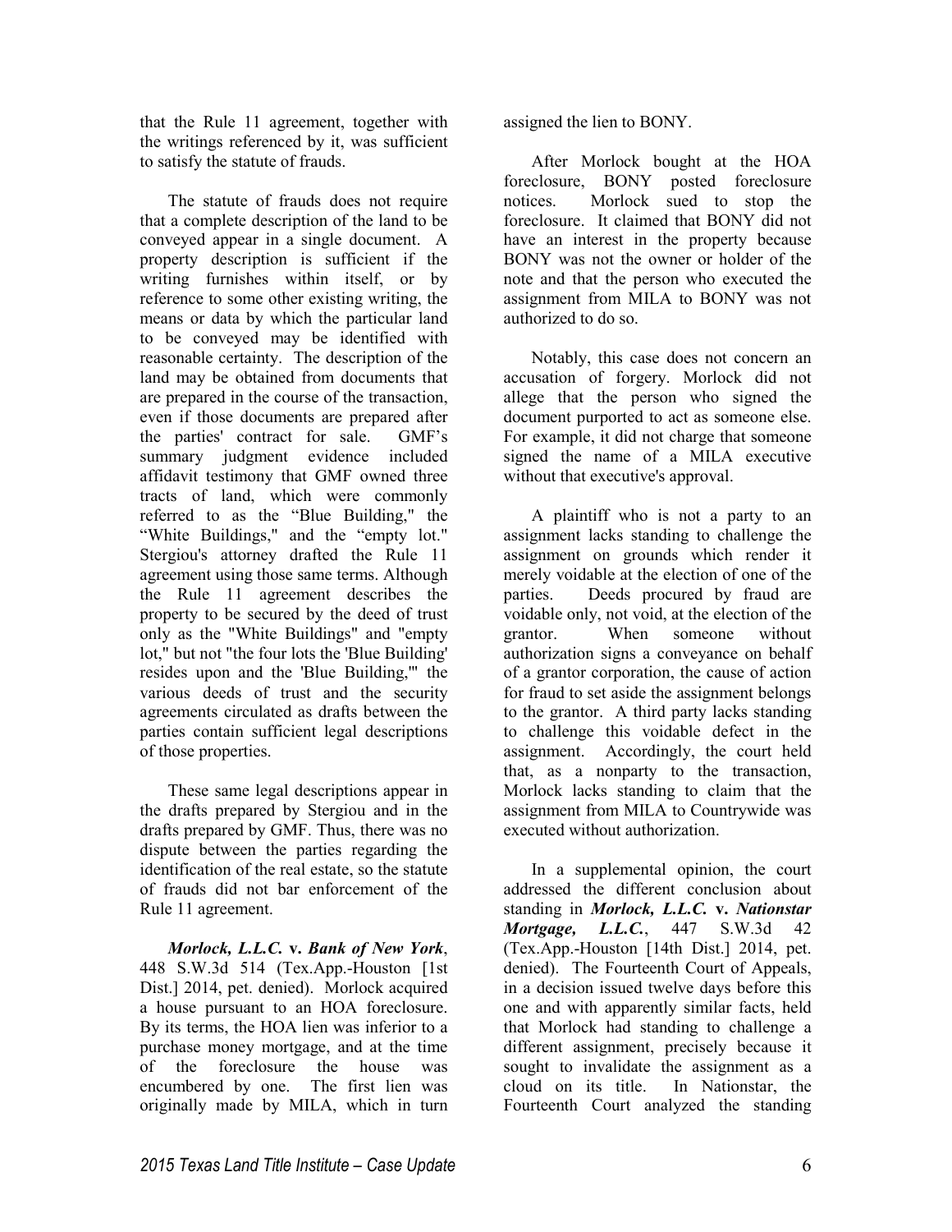that the Rule 11 agreement, together with the writings referenced by it, was sufficient to satisfy the statute of frauds.

The statute of frauds does not require that a complete description of the land to be conveyed appear in a single document. A property description is sufficient if the writing furnishes within itself, or by reference to some other existing writing, the means or data by which the particular land to be conveyed may be identified with reasonable certainty. The description of the land may be obtained from documents that are prepared in the course of the transaction, even if those documents are prepared after the parties' contract for sale. GMF's summary judgment evidence included affidavit testimony that GMF owned three tracts of land, which were commonly referred to as the "Blue Building," the "White Buildings," and the "empty lot." Stergiou's attorney drafted the Rule 11 agreement using those same terms. Although the Rule 11 agreement describes the property to be secured by the deed of trust only as the "White Buildings" and "empty lot," but not "the four lots the 'Blue Building' resides upon and the 'Blue Building,'" the various deeds of trust and the security agreements circulated as drafts between the parties contain sufficient legal descriptions of those properties.

These same legal descriptions appear in the drafts prepared by Stergiou and in the drafts prepared by GMF. Thus, there was no dispute between the parties regarding the identification of the real estate, so the statute of frauds did not bar enforcement of the Rule 11 agreement.

***Morlock, L.L.C.* v. *Bank of New York***, 448 S.W.3d 514 (Tex.App.-Houston [1st Dist.] 2014, pet. denied). Morlock acquired a house pursuant to an HOA foreclosure. By its terms, the HOA lien was inferior to a purchase money mortgage, and at the time of the foreclosure the house was encumbered by one. The first lien was originally made by MILA, which in turn assigned the lien to BONY.

After Morlock bought at the HOA foreclosure, BONY posted foreclosure notices. Morlock sued to stop the foreclosure. It claimed that BONY did not have an interest in the property because BONY was not the owner or holder of the note and that the person who executed the assignment from MILA to BONY was not authorized to do so.

Notably, this case does not concern an accusation of forgery. Morlock did not allege that the person who signed the document purported to act as someone else. For example, it did not charge that someone signed the name of a MILA executive without that executive's approval.

A plaintiff who is not a party to an assignment lacks standing to challenge the assignment on grounds which render it merely voidable at the election of one of the parties. Deeds procured by fraud are voidable only, not void, at the election of the grantor. When someone without authorization signs a conveyance on behalf of a grantor corporation, the cause of action for fraud to set aside the assignment belongs to the grantor. A third party lacks standing to challenge this voidable defect in the assignment. Accordingly, the court held that, as a nonparty to the transaction, Morlock lacks standing to claim that the assignment from MILA to Countrywide was executed without authorization.

In a supplemental opinion, the court addressed the different conclusion about standing in ***Morlock, L.L.C.* v. *Nationstar Mortgage, L.L.C.***, 447 S.W.3d 42 (Tex.App.-Houston [14th Dist.] 2014, pet. denied). The Fourteenth Court of Appeals, in a decision issued twelve days before this one and with apparently similar facts, held that Morlock had standing to challenge a different assignment, precisely because it sought to invalidate the assignment as a cloud on its title. In Nationstar, the Fourteenth Court analyzed the standing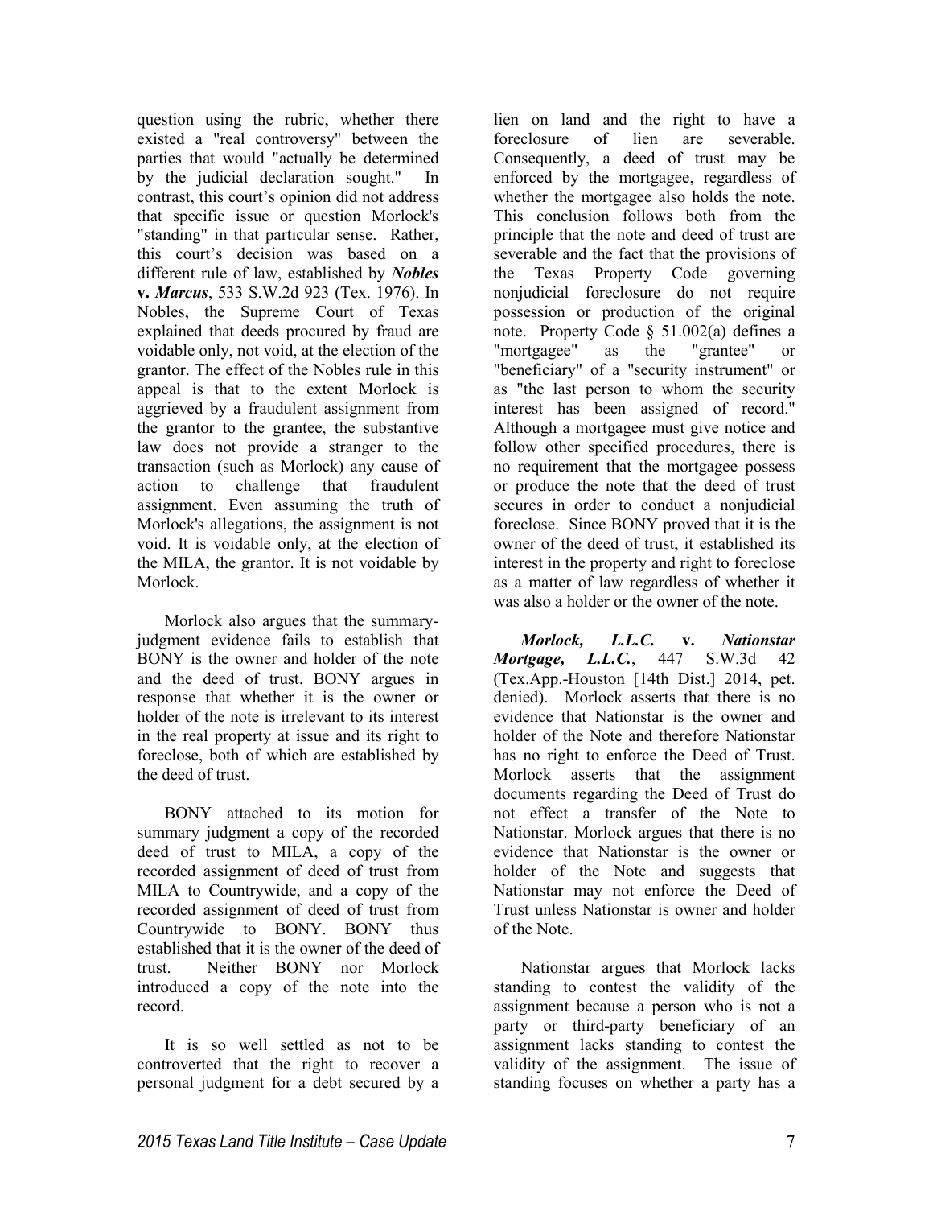question using the rubric, whether there existed a "real controversy" between the parties that would "actually be determined by the judicial declaration sought." In contrast, this court's opinion did not address that specific issue or question Morlock's "standing" in that particular sense. Rather, this court's decision was based on a different rule of law, established by ***Nobles* v. *Marcus***, 533 S.W.2d 923 (Tex. 1976). In Nobles, the Supreme Court of Texas explained that deeds procured by fraud are voidable only, not void, at the election of the grantor. The effect of the Nobles rule in this appeal is that to the extent Morlock is aggrieved by a fraudulent assignment from the grantor to the grantee, the substantive law does not provide a stranger to the transaction (such as Morlock) any cause of action to challenge that fraudulent assignment. Even assuming the truth of Morlock's allegations, the assignment is not void. It is voidable only, at the election of the MILA, the grantor. It is not voidable by Morlock.

Morlock also argues that the summary-judgment evidence fails to establish that BONY is the owner and holder of the note and the deed of trust. BONY argues in response that whether it is the owner or holder of the note is irrelevant to its interest in the real property at issue and its right to foreclose, both of which are established by the deed of trust.

BONY attached to its motion for summary judgment a copy of the recorded deed of trust to MILA, a copy of the recorded assignment of deed of trust from MILA to Countrywide, and a copy of the recorded assignment of deed of trust from Countrywide to BONY. BONY thus established that it is the owner of the deed of trust. Neither BONY nor Morlock introduced a copy of the note into the record.

It is so well settled as not to be controverted that the right to recover a personal judgment for a debt secured by a lien on land and the right to have a foreclosure of lien are severable. Consequently, a deed of trust may be enforced by the mortgagee, regardless of whether the mortgagee also holds the note. This conclusion follows both from the principle that the note and deed of trust are severable and the fact that the provisions of the Texas Property Code governing nonjudicial foreclosure do not require possession or production of the original note. Property Code § 51.002(a) defines a "mortgagee" as the "grantee" or "beneficiary" of a "security instrument" or as "the last person to whom the security interest has been assigned of record." Although a mortgagee must give notice and follow other specified procedures, there is no requirement that the mortgagee possess or produce the note that the deed of trust secures in order to conduct a nonjudicial foreclose. Since BONY proved that it is the owner of the deed of trust, it established its interest in the property and right to foreclose as a matter of law regardless of whether it was also a holder or the owner of the note.

***Morlock, L.L.C.* v. *Nationstar Mortgage, L.L.C.***, 447 S.W.3d 42 (Tex.App.-Houston [14th Dist.] 2014, pet. denied). Morlock asserts that there is no evidence that Nationstar is the owner and holder of the Note and therefore Nationstar has no right to enforce the Deed of Trust. Morlock asserts that the assignment documents regarding the Deed of Trust do not effect a transfer of the Note to Nationstar. Morlock argues that there is no evidence that Nationstar is the owner or holder of the Note and suggests that Nationstar may not enforce the Deed of Trust unless Nationstar is owner and holder of the Note.

Nationstar argues that Morlock lacks standing to contest the validity of the assignment because a person who is not a party or third-party beneficiary of an assignment lacks standing to contest the validity of the assignment. The issue of standing focuses on whether a party has a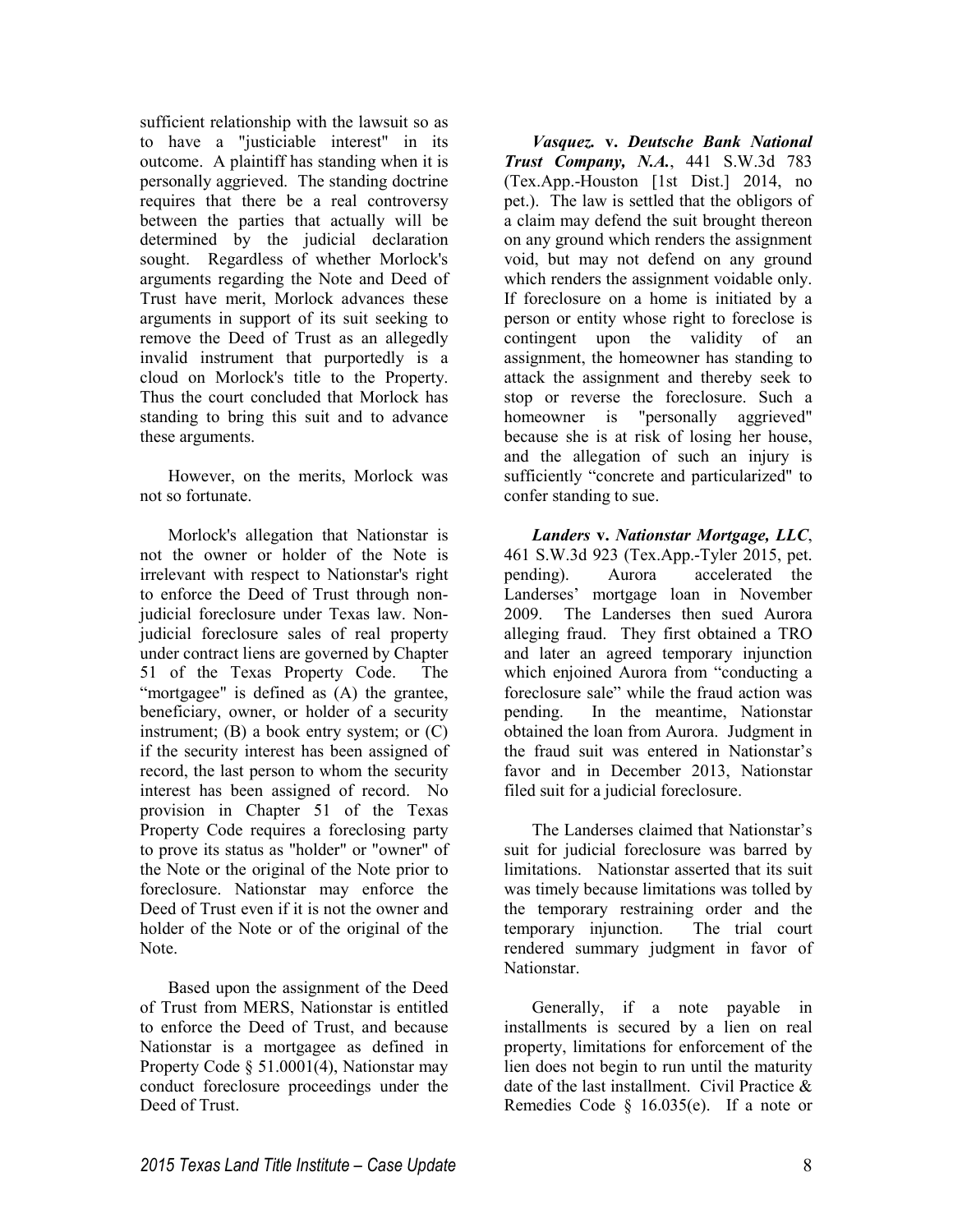sufficient relationship with the lawsuit so as to have a "justiciable interest" in its outcome. A plaintiff has standing when it is personally aggrieved. The standing doctrine requires that there be a real controversy between the parties that actually will be determined by the judicial declaration sought. Regardless of whether Morlock's arguments regarding the Note and Deed of Trust have merit, Morlock advances these arguments in support of its suit seeking to remove the Deed of Trust as an allegedly invalid instrument that purportedly is a cloud on Morlock's title to the Property. Thus the court concluded that Morlock has standing to bring this suit and to advance these arguments.

However, on the merits, Morlock was not so fortunate.

Morlock's allegation that Nationstar is not the owner or holder of the Note is irrelevant with respect to Nationstar's right to enforce the Deed of Trust through non-judicial foreclosure under Texas law. Non-judicial foreclosure sales of real property under contract liens are governed by Chapter 51 of the Texas Property Code. The "mortgagee" is defined as (A) the grantee, beneficiary, owner, or holder of a security instrument; (B) a book entry system; or (C) if the security interest has been assigned of record, the last person to whom the security interest has been assigned of record. No provision in Chapter 51 of the Texas Property Code requires a foreclosing party to prove its status as "holder" or "owner" of the Note or the original of the Note prior to foreclosure. Nationstar may enforce the Deed of Trust even if it is not the owner and holder of the Note or of the original of the Note.

Based upon the assignment of the Deed of Trust from MERS, Nationstar is entitled to enforce the Deed of Trust, and because Nationstar is a mortgagee as defined in Property Code § 51.0001(4), Nationstar may conduct foreclosure proceedings under the Deed of Trust.

***Vasquez.* v. *Deutsche Bank National Trust Company, N.A.***, 441 S.W.3d 783 (Tex.App.-Houston [1st Dist.] 2014, no pet.). The law is settled that the obligors of a claim may defend the suit brought thereon on any ground which renders the assignment void, but may not defend on any ground which renders the assignment voidable only. If foreclosure on a home is initiated by a person or entity whose right to foreclose is contingent upon the validity of an assignment, the homeowner has standing to attack the assignment and thereby seek to stop or reverse the foreclosure. Such a homeowner is "personally aggrieved" because she is at risk of losing her house, and the allegation of such an injury is sufficiently "concrete and particularized" to confer standing to sue.

***Landers* v. *Nationstar Mortgage, LLC***, 461 S.W.3d 923 (Tex.App.-Tyler 2015, pet. pending). Aurora accelerated the Landerses' mortgage loan in November 2009. The Landerses then sued Aurora alleging fraud. They first obtained a TRO and later an agreed temporary injunction which enjoined Aurora from "conducting a foreclosure sale" while the fraud action was pending. In the meantime, Nationstar obtained the loan from Aurora. Judgment in the fraud suit was entered in Nationstar's favor and in December 2013, Nationstar filed suit for a judicial foreclosure.

The Landerses claimed that Nationstar's suit for judicial foreclosure was barred by limitations. Nationstar asserted that its suit was timely because limitations was tolled by the temporary restraining order and the temporary injunction. The trial court rendered summary judgment in favor of Nationstar.

Generally, if a note payable in installments is secured by a lien on real property, limitations for enforcement of the lien does not begin to run until the maturity date of the last installment. Civil Practice & Remedies Code § 16.035(e). If a note or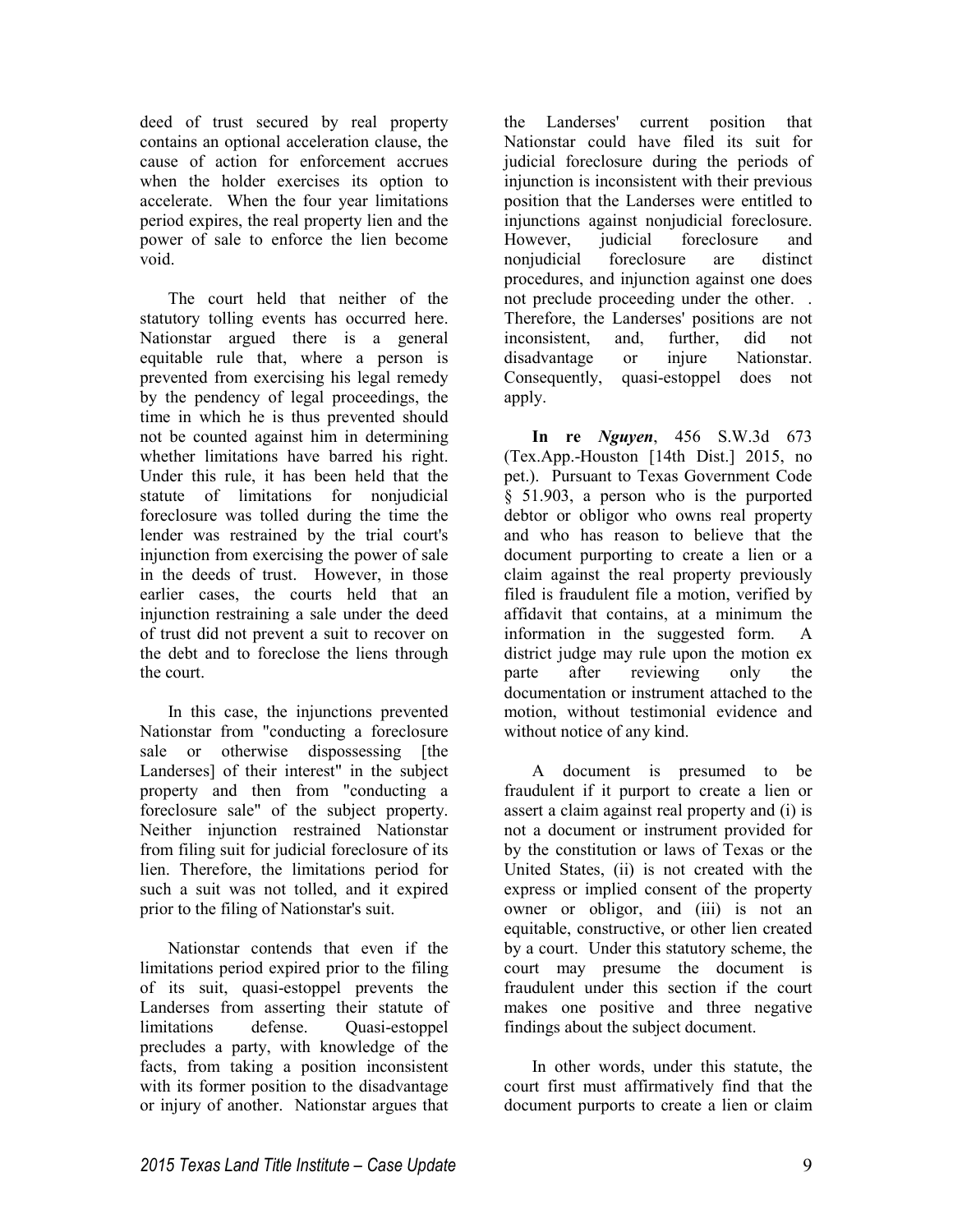deed of trust secured by real property contains an optional acceleration clause, the cause of action for enforcement accrues when the holder exercises its option to accelerate. When the four year limitations period expires, the real property lien and the power of sale to enforce the lien become void.

The court held that neither of the statutory tolling events has occurred here. Nationstar argued there is a general equitable rule that, where a person is prevented from exercising his legal remedy by the pendency of legal proceedings, the time in which he is thus prevented should not be counted against him in determining whether limitations have barred his right. Under this rule, it has been held that the statute of limitations for nonjudicial foreclosure was tolled during the time the lender was restrained by the trial court's injunction from exercising the power of sale in the deeds of trust. However, in those earlier cases, the courts held that an injunction restraining a sale under the deed of trust did not prevent a suit to recover on the debt and to foreclose the liens through the court.

In this case, the injunctions prevented Nationstar from "conducting a foreclosure sale or otherwise dispossessing [the Landerses] of their interest" in the subject property and then from "conducting a foreclosure sale" of the subject property. Neither injunction restrained Nationstar from filing suit for judicial foreclosure of its lien. Therefore, the limitations period for such a suit was not tolled, and it expired prior to the filing of Nationstar's suit.

Nationstar contends that even if the limitations period expired prior to the filing of its suit, quasi-estoppel prevents the Landerses from asserting their statute of limitations defense. Quasi-estoppel precludes a party, with knowledge of the facts, from taking a position inconsistent with its former position to the disadvantage or injury of another. Nationstar argues that the Landerses' current position that Nationstar could have filed its suit for judicial foreclosure during the periods of injunction is inconsistent with their previous position that the Landerses were entitled to injunctions against nonjudicial foreclosure. However, judicial foreclosure and nonjudicial foreclosure are distinct procedures, and injunction against one does not preclude proceeding under the other. . Therefore, the Landerses' positions are not inconsistent, and, further, did not disadvantage or injure Nationstar. Consequently, quasi-estoppel does not apply.

**In re** ***Nguyen***, 456 S.W.3d 673 (Tex.App.-Houston [14th Dist.] 2015, no pet.). Pursuant to Texas Government Code § 51.903, a person who is the purported debtor or obligor who owns real property and who has reason to believe that the document purporting to create a lien or a claim against the real property previously filed is fraudulent file a motion, verified by affidavit that contains, at a minimum the information in the suggested form. A district judge may rule upon the motion ex parte after reviewing only the documentation or instrument attached to the motion, without testimonial evidence and without notice of any kind.

A document is presumed to be fraudulent if it purport to create a lien or assert a claim against real property and (i) is not a document or instrument provided for by the constitution or laws of Texas or the United States, (ii) is not created with the express or implied consent of the property owner or obligor, and (iii) is not an equitable, constructive, or other lien created by a court. Under this statutory scheme, the court may presume the document is fraudulent under this section if the court makes one positive and three negative findings about the subject document.

In other words, under this statute, the court first must affirmatively find that the document purports to create a lien or claim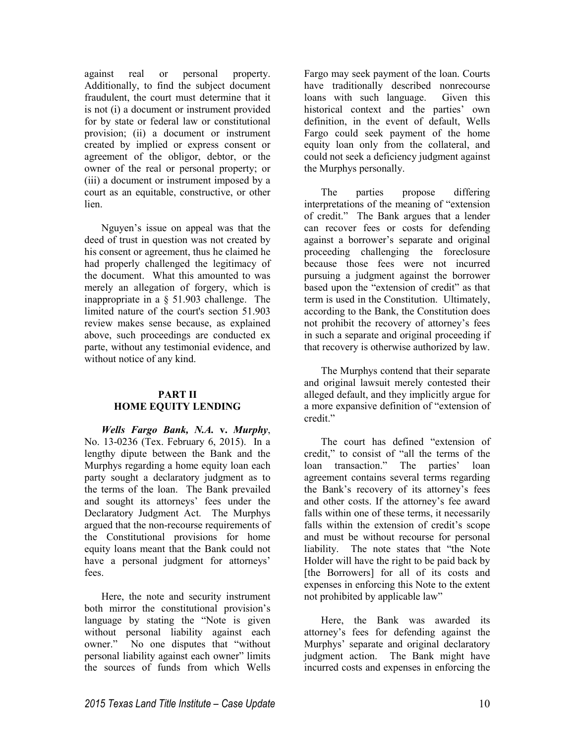against real or personal property. Additionally, to find the subject document fraudulent, the court must determine that it is not (i) a document or instrument provided for by state or federal law or constitutional provision; (ii) a document or instrument created by implied or express consent or agreement of the obligor, debtor, or the owner of the real or personal property; or (iii) a document or instrument imposed by a court as an equitable, constructive, or other lien.

Nguyen's issue on appeal was that the deed of trust in question was not created by his consent or agreement, thus he claimed he had properly challenged the legitimacy of the document. What this amounted to was merely an allegation of forgery, which is inappropriate in a § 51.903 challenge. The limited nature of the court's section 51.903 review makes sense because, as explained above, such proceedings are conducted ex parte, without any testimonial evidence, and without notice of any kind.

## PART II
## HOME EQUITY LENDING

***Wells Fargo Bank, N.A.* v. *Murphy***, No. 13-0236 (Tex. February 6, 2015). In a lengthy dipute between the Bank and the Murphys regarding a home equity loan each party sought a declaratory judgment as to the terms of the loan. The Bank prevailed and sought its attorneys' fees under the Declaratory Judgment Act. The Murphys argued that the non-recourse requirements of the Constitutional provisions for home equity loans meant that the Bank could not have a personal judgment for attorneys' fees.

Here, the note and security instrument both mirror the constitutional provision's language by stating the "Note is given without personal liability against each owner." No one disputes that "without personal liability against each owner" limits the sources of funds from which Wells Fargo may seek payment of the loan. Courts have traditionally described nonrecourse loans with such language. Given this historical context and the parties' own definition, in the event of default, Wells Fargo could seek payment of the home equity loan only from the collateral, and could not seek a deficiency judgment against the Murphys personally.

The parties propose differing interpretations of the meaning of "extension of credit." The Bank argues that a lender can recover fees or costs for defending against a borrower's separate and original proceeding challenging the foreclosure because those fees were not incurred pursuing a judgment against the borrower based upon the "extension of credit" as that term is used in the Constitution. Ultimately, according to the Bank, the Constitution does not prohibit the recovery of attorney's fees in such a separate and original proceeding if that recovery is otherwise authorized by law.

The Murphys contend that their separate and original lawsuit merely contested their alleged default, and they implicitly argue for a more expansive definition of "extension of credit."

The court has defined "extension of credit," to consist of "all the terms of the loan transaction." The parties' loan agreement contains several terms regarding the Bank's recovery of its attorney's fees and other costs. If the attorney's fee award falls within one of these terms, it necessarily falls within the extension of credit's scope and must be without recourse for personal liability. The note states that "the Note Holder will have the right to be paid back by [the Borrowers] for all of its costs and expenses in enforcing this Note to the extent not prohibited by applicable law"

Here, the Bank was awarded its attorney's fees for defending against the Murphys' separate and original declaratory judgment action. The Bank might have incurred costs and expenses in enforcing the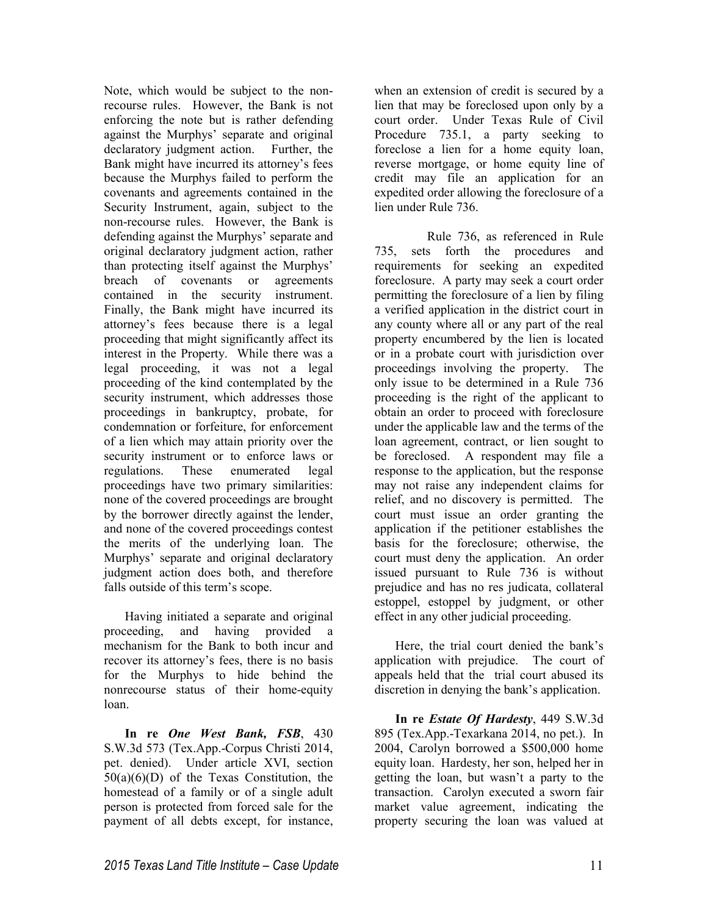Note, which would be subject to the non-recourse rules. However, the Bank is not enforcing the note but is rather defending against the Murphys' separate and original declaratory judgment action. Further, the Bank might have incurred its attorney's fees because the Murphys failed to perform the covenants and agreements contained in the Security Instrument, again, subject to the non-recourse rules. However, the Bank is defending against the Murphys' separate and original declaratory judgment action, rather than protecting itself against the Murphys' breach of covenants or agreements contained in the security instrument. Finally, the Bank might have incurred its attorney's fees because there is a legal proceeding that might significantly affect its interest in the Property. While there was a legal proceeding, it was not a legal proceeding of the kind contemplated by the security instrument, which addresses those proceedings in bankruptcy, probate, for condemnation or forfeiture, for enforcement of a lien which may attain priority over the security instrument or to enforce laws or regulations. These enumerated legal proceedings have two primary similarities: none of the covered proceedings are brought by the borrower directly against the lender, and none of the covered proceedings contest the merits of the underlying loan. The Murphys' separate and original declaratory judgment action does both, and therefore falls outside of this term's scope.

Having initiated a separate and original proceeding, and having provided a mechanism for the Bank to both incur and recover its attorney's fees, there is no basis for the Murphys to hide behind the nonrecourse status of their home-equity loan.

**In re *One West Bank, FSB***, 430 S.W.3d 573 (Tex.App.-Corpus Christi 2014, pet. denied). Under article XVI, section 50(a)(6)(D) of the Texas Constitution, the homestead of a family or of a single adult person is protected from forced sale for the payment of all debts except, for instance, when an extension of credit is secured by a lien that may be foreclosed upon only by a court order. Under Texas Rule of Civil Procedure 735.1, a party seeking to foreclose a lien for a home equity loan, reverse mortgage, or home equity line of credit may file an application for an expedited order allowing the foreclosure of a lien under Rule 736.

Rule 736, as referenced in Rule 735, sets forth the procedures and requirements for seeking an expedited foreclosure. A party may seek a court order permitting the foreclosure of a lien by filing a verified application in the district court in any county where all or any part of the real property encumbered by the lien is located or in a probate court with jurisdiction over proceedings involving the property. The only issue to be determined in a Rule 736 proceeding is the right of the applicant to obtain an order to proceed with foreclosure under the applicable law and the terms of the loan agreement, contract, or lien sought to be foreclosed. A respondent may file a response to the application, but the response may not raise any independent claims for relief, and no discovery is permitted. The court must issue an order granting the application if the petitioner establishes the basis for the foreclosure; otherwise, the court must deny the application. An order issued pursuant to Rule 736 is without prejudice and has no res judicata, collateral estoppel, estoppel by judgment, or other effect in any other judicial proceeding.

Here, the trial court denied the bank's application with prejudice. The court of appeals held that the trial court abused its discretion in denying the bank's application.

**In re *Estate Of Hardesty***, 449 S.W.3d 895 (Tex.App.-Texarkana 2014, no pet.). In 2004, Carolyn borrowed a $500,000 home equity loan. Hardesty, her son, helped her in getting the loan, but wasn't a party to the transaction. Carolyn executed a sworn fair market value agreement, indicating the property securing the loan was valued at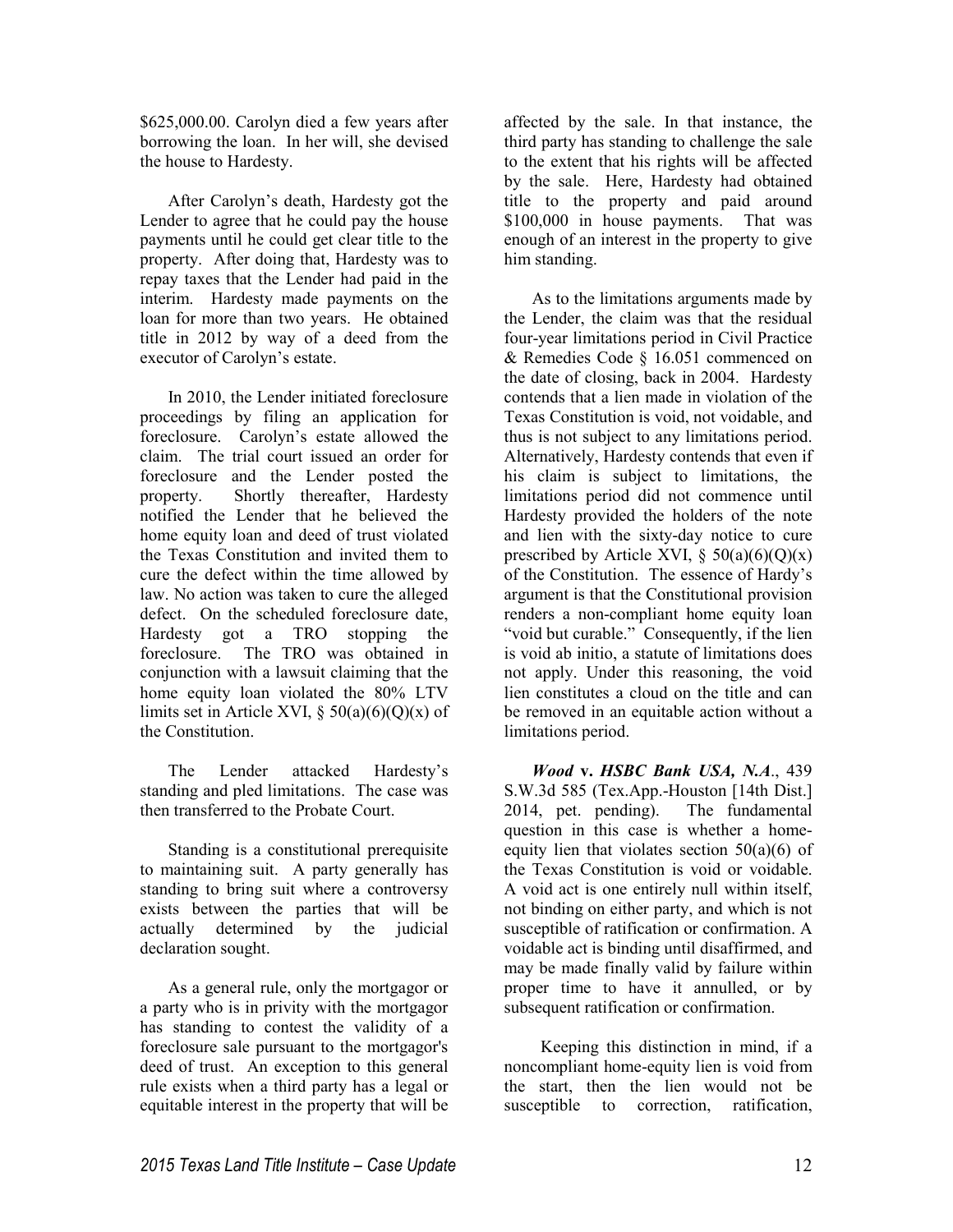$625,000.00. Carolyn died a few years after borrowing the loan. In her will, she devised the house to Hardesty.

After Carolyn's death, Hardesty got the Lender to agree that he could pay the house payments until he could get clear title to the property. After doing that, Hardesty was to repay taxes that the Lender had paid in the interim. Hardesty made payments on the loan for more than two years. He obtained title in 2012 by way of a deed from the executor of Carolyn's estate.

In 2010, the Lender initiated foreclosure proceedings by filing an application for foreclosure. Carolyn's estate allowed the claim. The trial court issued an order for foreclosure and the Lender posted the property. Shortly thereafter, Hardesty notified the Lender that he believed the home equity loan and deed of trust violated the Texas Constitution and invited them to cure the defect within the time allowed by law. No action was taken to cure the alleged defect. On the scheduled foreclosure date, Hardesty got a TRO stopping the foreclosure. The TRO was obtained in conjunction with a lawsuit claiming that the home equity loan violated the 80% LTV limits set in Article XVI, § 50(a)(6)(Q)(x) of the Constitution.

The Lender attacked Hardesty's standing and pled limitations. The case was then transferred to the Probate Court.

Standing is a constitutional prerequisite to maintaining suit. A party generally has standing to bring suit where a controversy exists between the parties that will be actually determined by the judicial declaration sought.

As a general rule, only the mortgagor or a party who is in privity with the mortgagor has standing to contest the validity of a foreclosure sale pursuant to the mortgagor's deed of trust. An exception to this general rule exists when a third party has a legal or equitable interest in the property that will be affected by the sale. In that instance, the third party has standing to challenge the sale to the extent that his rights will be affected by the sale. Here, Hardesty had obtained title to the property and paid around $100,000 in house payments. That was enough of an interest in the property to give him standing.

As to the limitations arguments made by the Lender, the claim was that the residual four-year limitations period in Civil Practice & Remedies Code § 16.051 commenced on the date of closing, back in 2004. Hardesty contends that a lien made in violation of the Texas Constitution is void, not voidable, and thus is not subject to any limitations period. Alternatively, Hardesty contends that even if his claim is subject to limitations, the limitations period did not commence until Hardesty provided the holders of the note and lien with the sixty-day notice to cure prescribed by Article XVI, § 50(a)(6)(Q)(x) of the Constitution. The essence of Hardy's argument is that the Constitutional provision renders a non-compliant home equity loan "void but curable." Consequently, if the lien is void ab initio, a statute of limitations does not apply. Under this reasoning, the void lien constitutes a cloud on the title and can be removed in an equitable action without a limitations period.

***Wood* v. *HSBC Bank USA, N.A*.**, 439 S.W.3d 585 (Tex.App.-Houston [14th Dist.] 2014, pet. pending). The fundamental question in this case is whether a home-equity lien that violates section 50(a)(6) of the Texas Constitution is void or voidable. A void act is one entirely null within itself, not binding on either party, and which is not susceptible of ratification or confirmation. A voidable act is binding until disaffirmed, and may be made finally valid by failure within proper time to have it annulled, or by subsequent ratification or confirmation.

Keeping this distinction in mind, if a noncompliant home-equity lien is void from the start, then the lien would not be susceptible to correction, ratification,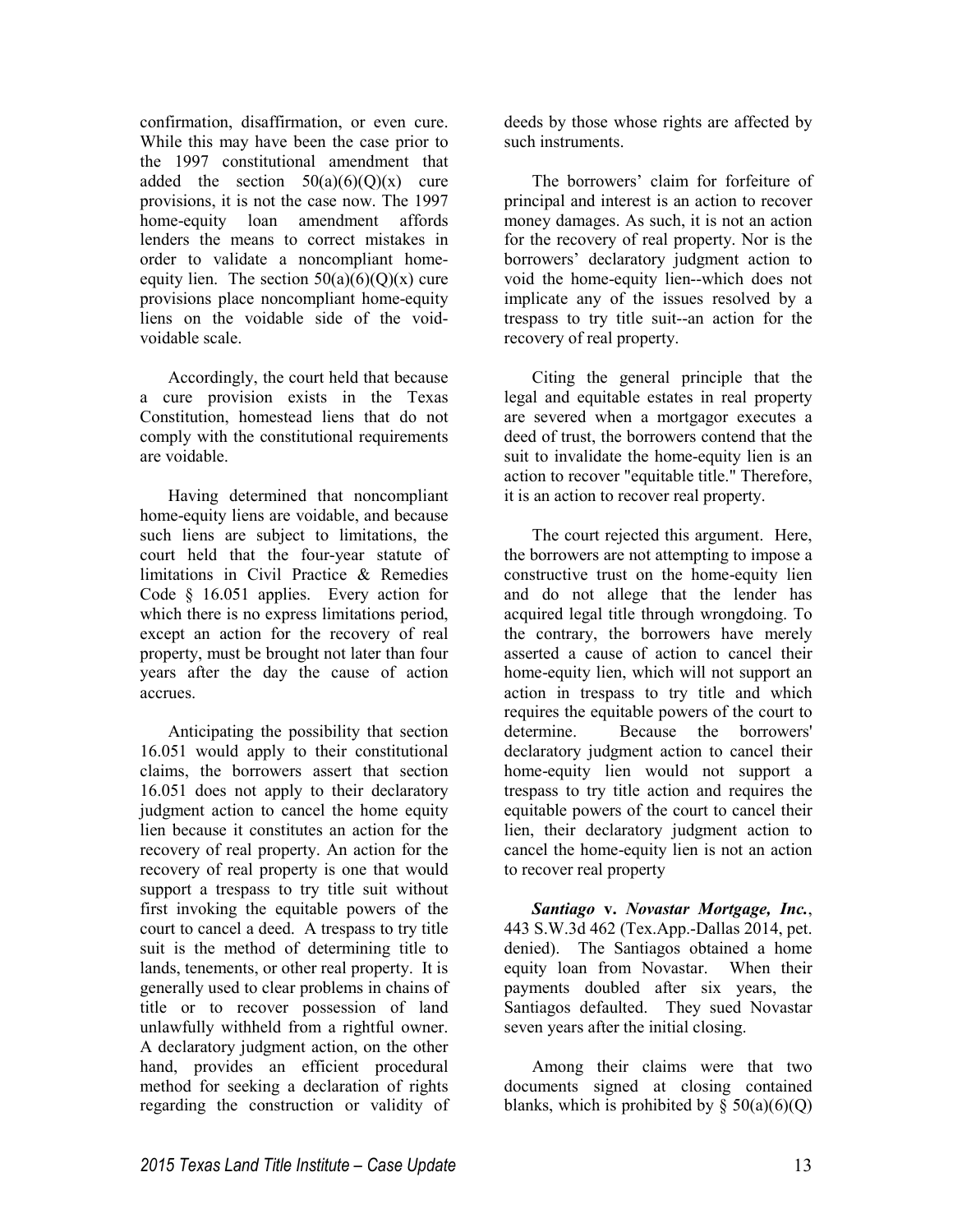confirmation, disaffirmation, or even cure. While this may have been the case prior to the 1997 constitutional amendment that added the section 50(a)(6)(Q)(x) cure provisions, it is not the case now. The 1997 home-equity loan amendment affords lenders the means to correct mistakes in order to validate a noncompliant home-equity lien. The section 50(a)(6)(Q)(x) cure provisions place noncompliant home-equity liens on the voidable side of the void-voidable scale.

Accordingly, the court held that because a cure provision exists in the Texas Constitution, homestead liens that do not comply with the constitutional requirements are voidable.

Having determined that noncompliant home-equity liens are voidable, and because such liens are subject to limitations, the court held that the four-year statute of limitations in Civil Practice & Remedies Code § 16.051 applies. Every action for which there is no express limitations period, except an action for the recovery of real property, must be brought not later than four years after the day the cause of action accrues.

Anticipating the possibility that section 16.051 would apply to their constitutional claims, the borrowers assert that section 16.051 does not apply to their declaratory judgment action to cancel the home equity lien because it constitutes an action for the recovery of real property. An action for the recovery of real property is one that would support a trespass to try title suit without first invoking the equitable powers of the court to cancel a deed. A trespass to try title suit is the method of determining title to lands, tenements, or other real property. It is generally used to clear problems in chains of title or to recover possession of land unlawfully withheld from a rightful owner. A declaratory judgment action, on the other hand, provides an efficient procedural method for seeking a declaration of rights regarding the construction or validity of deeds by those whose rights are affected by such instruments.

The borrowers' claim for forfeiture of principal and interest is an action to recover money damages. As such, it is not an action for the recovery of real property. Nor is the borrowers' declaratory judgment action to void the home-equity lien--which does not implicate any of the issues resolved by a trespass to try title suit--an action for the recovery of real property.

Citing the general principle that the legal and equitable estates in real property are severed when a mortgagor executes a deed of trust, the borrowers contend that the suit to invalidate the home-equity lien is an action to recover "equitable title." Therefore, it is an action to recover real property.

The court rejected this argument. Here, the borrowers are not attempting to impose a constructive trust on the home-equity lien and do not allege that the lender has acquired legal title through wrongdoing. To the contrary, the borrowers have merely asserted a cause of action to cancel their home-equity lien, which will not support an action in trespass to try title and which requires the equitable powers of the court to determine. Because the borrowers' declaratory judgment action to cancel their home-equity lien would not support a trespass to try title action and requires the equitable powers of the court to cancel their lien, their declaratory judgment action to cancel the home-equity lien is not an action to recover real property

***Santiago* v. *Novastar Mortgage, Inc.***, 443 S.W.3d 462 (Tex.App.-Dallas 2014, pet. denied). The Santiagos obtained a home equity loan from Novastar. When their payments doubled after six years, the Santiagos defaulted. They sued Novastar seven years after the initial closing.

Among their claims were that two documents signed at closing contained blanks, which is prohibited by § 50(a)(6)(Q)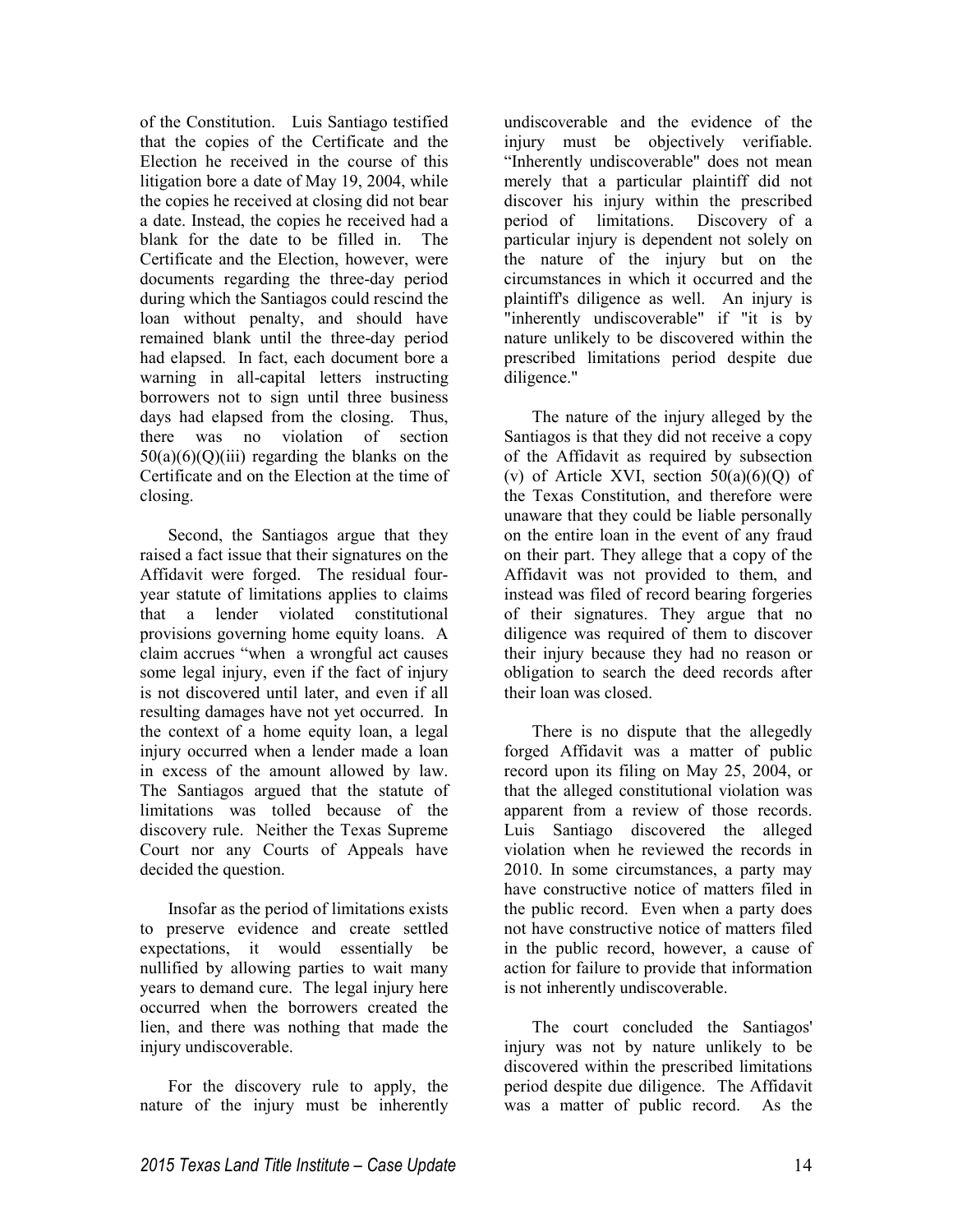of the Constitution. Luis Santiago testified that the copies of the Certificate and the Election he received in the course of this litigation bore a date of May 19, 2004, while the copies he received at closing did not bear a date. Instead, the copies he received had a blank for the date to be filled in. The Certificate and the Election, however, were documents regarding the three-day period during which the Santiagos could rescind the loan without penalty, and should have remained blank until the three-day period had elapsed. In fact, each document bore a warning in all-capital letters instructing borrowers not to sign until three business days had elapsed from the closing. Thus, there was no violation of section 50(a)(6)(Q)(iii) regarding the blanks on the Certificate and on the Election at the time of closing.

Second, the Santiagos argue that they raised a fact issue that their signatures on the Affidavit were forged. The residual four-year statute of limitations applies to claims that a lender violated constitutional provisions governing home equity loans. A claim accrues "when a wrongful act causes some legal injury, even if the fact of injury is not discovered until later, and even if all resulting damages have not yet occurred. In the context of a home equity loan, a legal injury occurred when a lender made a loan in excess of the amount allowed by law. The Santiagos argued that the statute of limitations was tolled because of the discovery rule. Neither the Texas Supreme Court nor any Courts of Appeals have decided the question.

Insofar as the period of limitations exists to preserve evidence and create settled expectations, it would essentially be nullified by allowing parties to wait many years to demand cure. The legal injury here occurred when the borrowers created the lien, and there was nothing that made the injury undiscoverable.

For the discovery rule to apply, the nature of the injury must be inherently undiscoverable and the evidence of the injury must be objectively verifiable. "Inherently undiscoverable" does not mean merely that a particular plaintiff did not discover his injury within the prescribed period of limitations. Discovery of a particular injury is dependent not solely on the nature of the injury but on the circumstances in which it occurred and the plaintiff's diligence as well. An injury is "inherently undiscoverable" if "it is by nature unlikely to be discovered within the prescribed limitations period despite due diligence."

The nature of the injury alleged by the Santiagos is that they did not receive a copy of the Affidavit as required by subsection (v) of Article XVI, section 50(a)(6)(Q) of the Texas Constitution, and therefore were unaware that they could be liable personally on the entire loan in the event of any fraud on their part. They allege that a copy of the Affidavit was not provided to them, and instead was filed of record bearing forgeries of their signatures. They argue that no diligence was required of them to discover their injury because they had no reason or obligation to search the deed records after their loan was closed.

There is no dispute that the allegedly forged Affidavit was a matter of public record upon its filing on May 25, 2004, or that the alleged constitutional violation was apparent from a review of those records. Luis Santiago discovered the alleged violation when he reviewed the records in 2010. In some circumstances, a party may have constructive notice of matters filed in the public record. Even when a party does not have constructive notice of matters filed in the public record, however, a cause of action for failure to provide that information is not inherently undiscoverable.

The court concluded the Santiagos' injury was not by nature unlikely to be discovered within the prescribed limitations period despite due diligence. The Affidavit was a matter of public record. As the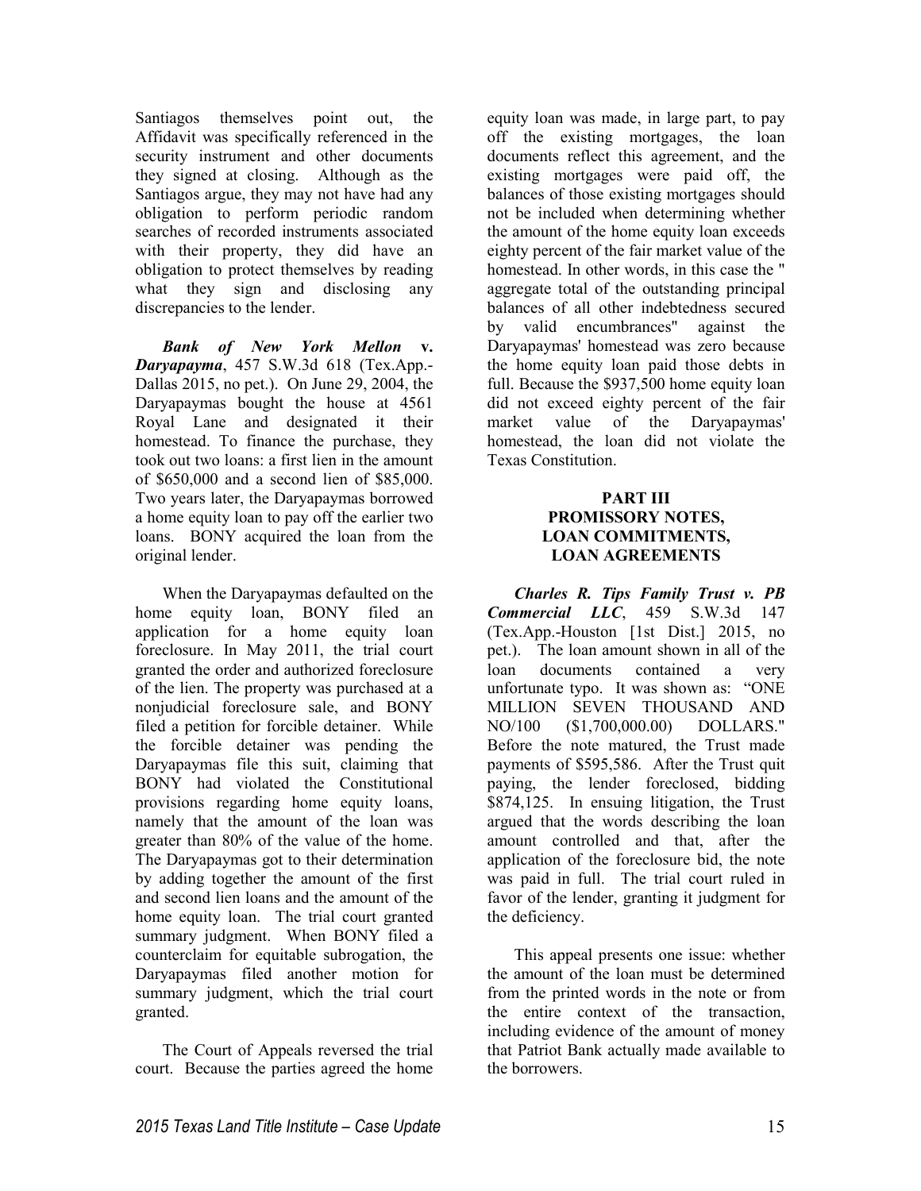Santiagos themselves point out, the Affidavit was specifically referenced in the security instrument and other documents they signed at closing. Although as the Santiagos argue, they may not have had any obligation to perform periodic random searches of recorded instruments associated with their property, they did have an obligation to protect themselves by reading what they sign and disclosing any discrepancies to the lender.

***Bank of New York Mellon* v. *Daryapayma***, 457 S.W.3d 618 (Tex.App.-Dallas 2015, no pet.). On June 29, 2004, the Daryapaymas bought the house at 4561 Royal Lane and designated it their homestead. To finance the purchase, they took out two loans: a first lien in the amount of $650,000 and a second lien of $85,000. Two years later, the Daryapaymas borrowed a home equity loan to pay off the earlier two loans. BONY acquired the loan from the original lender.

When the Daryapaymas defaulted on the home equity loan, BONY filed an application for a home equity loan foreclosure. In May 2011, the trial court granted the order and authorized foreclosure of the lien. The property was purchased at a nonjudicial foreclosure sale, and BONY filed a petition for forcible detainer. While the forcible detainer was pending the Daryapaymas file this suit, claiming that BONY had violated the Constitutional provisions regarding home equity loans, namely that the amount of the loan was greater than 80% of the value of the home. The Daryapaymas got to their determination by adding together the amount of the first and second lien loans and the amount of the home equity loan. The trial court granted summary judgment. When BONY filed a counterclaim for equitable subrogation, the Daryapaymas filed another motion for summary judgment, which the trial court granted.

The Court of Appeals reversed the trial court. Because the parties agreed the home equity loan was made, in large part, to pay off the existing mortgages, the loan documents reflect this agreement, and the existing mortgages were paid off, the balances of those existing mortgages should not be included when determining whether the amount of the home equity loan exceeds eighty percent of the fair market value of the homestead. In other words, in this case the " aggregate total of the outstanding principal balances of all other indebtedness secured by valid encumbrances" against the Daryapaymas' homestead was zero because the home equity loan paid those debts in full. Because the $937,500 home equity loan did not exceed eighty percent of the fair market value of the Daryapaymas' homestead, the loan did not violate the Texas Constitution.

## PART III PROMISSORY NOTES, LOAN COMMITMENTS, LOAN AGREEMENTS

***Charles R. Tips Family Trust v. PB Commercial LLC***, 459 S.W.3d 147 (Tex.App.-Houston [1st Dist.] 2015, no pet.). The loan amount shown in all of the loan documents contained a very unfortunate typo. It was shown as: "ONE MILLION SEVEN THOUSAND AND NO/100 ($1,700,000.00) DOLLARS." Before the note matured, the Trust made payments of $595,586. After the Trust quit paying, the lender foreclosed, bidding $874,125. In ensuing litigation, the Trust argued that the words describing the loan amount controlled and that, after the application of the foreclosure bid, the note was paid in full. The trial court ruled in favor of the lender, granting it judgment for the deficiency.

This appeal presents one issue: whether the amount of the loan must be determined from the printed words in the note or from the entire context of the transaction, including evidence of the amount of money that Patriot Bank actually made available to the borrowers.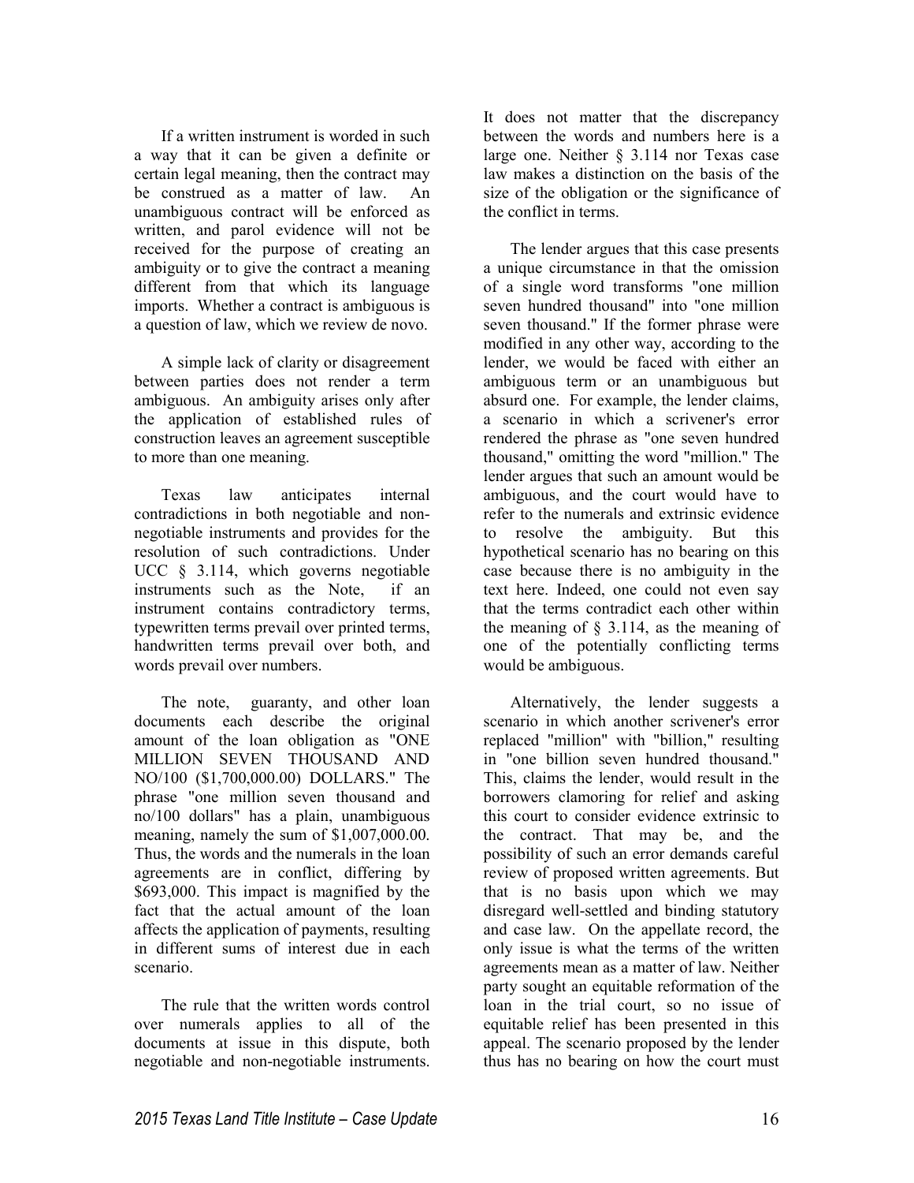If a written instrument is worded in such a way that it can be given a definite or certain legal meaning, then the contract may be construed as a matter of law. An unambiguous contract will be enforced as written, and parol evidence will not be received for the purpose of creating an ambiguity or to give the contract a meaning different from that which its language imports. Whether a contract is ambiguous is a question of law, which we review de novo.

A simple lack of clarity or disagreement between parties does not render a term ambiguous. An ambiguity arises only after the application of established rules of construction leaves an agreement susceptible to more than one meaning.

Texas law anticipates internal contradictions in both negotiable and non-negotiable instruments and provides for the resolution of such contradictions. Under UCC § 3.114, which governs negotiable instruments such as the Note, if an instrument contains contradictory terms, typewritten terms prevail over printed terms, handwritten terms prevail over both, and words prevail over numbers.

The note, guaranty, and other loan documents each describe the original amount of the loan obligation as "ONE MILLION SEVEN THOUSAND AND NO/100 ($1,700,000.00) DOLLARS." The phrase "one million seven thousand and no/100 dollars" has a plain, unambiguous meaning, namely the sum of $1,007,000.00. Thus, the words and the numerals in the loan agreements are in conflict, differing by $693,000. This impact is magnified by the fact that the actual amount of the loan affects the application of payments, resulting in different sums of interest due in each scenario.

The rule that the written words control over numerals applies to all of the documents at issue in this dispute, both negotiable and non-negotiable instruments. It does not matter that the discrepancy between the words and numbers here is a large one. Neither § 3.114 nor Texas case law makes a distinction on the basis of the size of the obligation or the significance of the conflict in terms.

The lender argues that this case presents a unique circumstance in that the omission of a single word transforms "one million seven hundred thousand" into "one million seven thousand." If the former phrase were modified in any other way, according to the lender, we would be faced with either an ambiguous term or an unambiguous but absurd one. For example, the lender claims, a scenario in which a scrivener's error rendered the phrase as "one seven hundred thousand," omitting the word "million." The lender argues that such an amount would be ambiguous, and the court would have to refer to the numerals and extrinsic evidence to resolve the ambiguity. But this hypothetical scenario has no bearing on this case because there is no ambiguity in the text here. Indeed, one could not even say that the terms contradict each other within the meaning of § 3.114, as the meaning of one of the potentially conflicting terms would be ambiguous.

Alternatively, the lender suggests a scenario in which another scrivener's error replaced "million" with "billion," resulting in "one billion seven hundred thousand." This, claims the lender, would result in the borrowers clamoring for relief and asking this court to consider evidence extrinsic to the contract. That may be, and the possibility of such an error demands careful review of proposed written agreements. But that is no basis upon which we may disregard well-settled and binding statutory and case law. On the appellate record, the only issue is what the terms of the written agreements mean as a matter of law. Neither party sought an equitable reformation of the loan in the trial court, so no issue of equitable relief has been presented in this appeal. The scenario proposed by the lender thus has no bearing on how the court must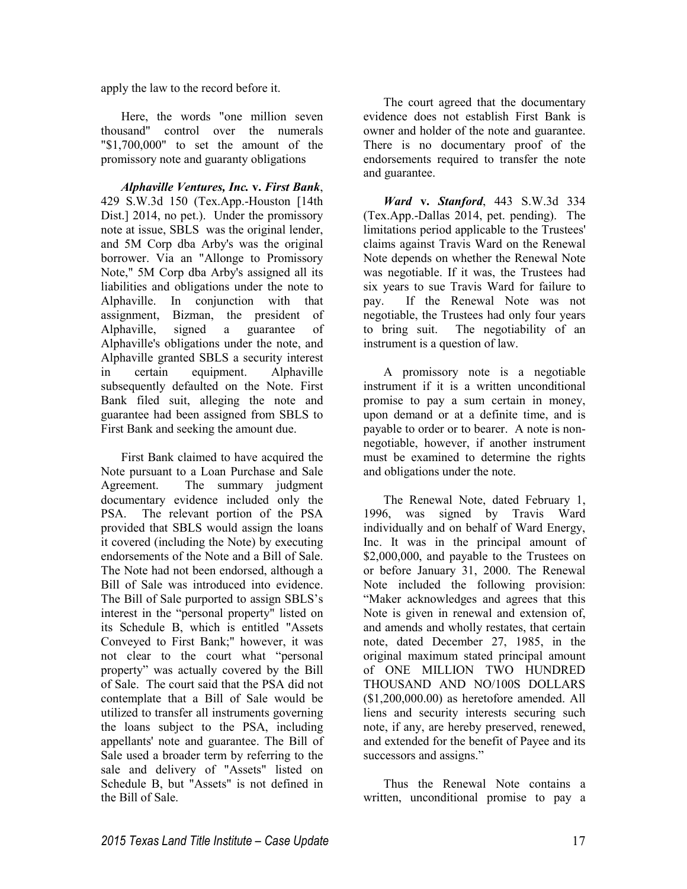apply the law to the record before it.

Here, the words "one million seven thousand" control over the numerals "$1,700,000" to set the amount of the promissory note and guaranty obligations

***Alphaville Ventures, Inc.* v. *First Bank***, 429 S.W.3d 150 (Tex.App.-Houston [14th Dist.] 2014, no pet.). Under the promissory note at issue, SBLS was the original lender, and 5M Corp dba Arby's was the original borrower. Via an "Allonge to Promissory Note," 5M Corp dba Arby's assigned all its liabilities and obligations under the note to Alphaville. In conjunction with that assignment, Bizman, the president of Alphaville, signed a guarantee of Alphaville's obligations under the note, and Alphaville granted SBLS a security interest in certain equipment. Alphaville subsequently defaulted on the Note. First Bank filed suit, alleging the note and guarantee had been assigned from SBLS to First Bank and seeking the amount due.

First Bank claimed to have acquired the Note pursuant to a Loan Purchase and Sale Agreement. The summary judgment documentary evidence included only the PSA. The relevant portion of the PSA provided that SBLS would assign the loans it covered (including the Note) by executing endorsements of the Note and a Bill of Sale. The Note had not been endorsed, although a Bill of Sale was introduced into evidence. The Bill of Sale purported to assign SBLS's interest in the "personal property" listed on its Schedule B, which is entitled "Assets Conveyed to First Bank;" however, it was not clear to the court what "personal property" was actually covered by the Bill of Sale. The court said that the PSA did not contemplate that a Bill of Sale would be utilized to transfer all instruments governing the loans subject to the PSA, including appellants' note and guarantee. The Bill of Sale used a broader term by referring to the sale and delivery of "Assets" listed on Schedule B, but "Assets" is not defined in the Bill of Sale.

The court agreed that the documentary evidence does not establish First Bank is owner and holder of the note and guarantee. There is no documentary proof of the endorsements required to transfer the note and guarantee.

***Ward* v. *Stanford***, 443 S.W.3d 334 (Tex.App.-Dallas 2014, pet. pending). The limitations period applicable to the Trustees' claims against Travis Ward on the Renewal Note depends on whether the Renewal Note was negotiable. If it was, the Trustees had six years to sue Travis Ward for failure to pay. If the Renewal Note was not negotiable, the Trustees had only four years to bring suit. The negotiability of an instrument is a question of law.

A promissory note is a negotiable instrument if it is a written unconditional promise to pay a sum certain in money, upon demand or at a definite time, and is payable to order or to bearer. A note is non-negotiable, however, if another instrument must be examined to determine the rights and obligations under the note.

The Renewal Note, dated February 1, 1996, was signed by Travis Ward individually and on behalf of Ward Energy, Inc. It was in the principal amount of $2,000,000, and payable to the Trustees on or before January 31, 2000. The Renewal Note included the following provision: "Maker acknowledges and agrees that this Note is given in renewal and extension of, and amends and wholly restates, that certain note, dated December 27, 1985, in the original maximum stated principal amount of ONE MILLION TWO HUNDRED THOUSAND AND NO/100S DOLLARS ($1,200,000.00) as heretofore amended. All liens and security interests securing such note, if any, are hereby preserved, renewed, and extended for the benefit of Payee and its successors and assigns."

Thus the Renewal Note contains a written, unconditional promise to pay a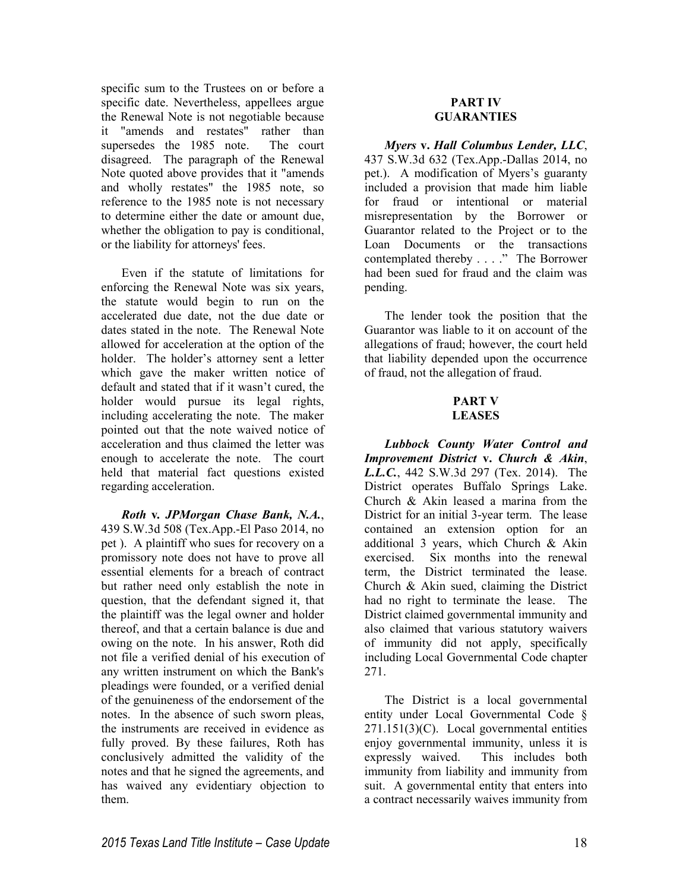specific sum to the Trustees on or before a specific date. Nevertheless, appellees argue the Renewal Note is not negotiable because it "amends and restates" rather than supersedes the 1985 note. The court disagreed. The paragraph of the Renewal Note quoted above provides that it "amends and wholly restates" the 1985 note, so reference to the 1985 note is not necessary to determine either the date or amount due, whether the obligation to pay is conditional, or the liability for attorneys' fees.

Even if the statute of limitations for enforcing the Renewal Note was six years, the statute would begin to run on the accelerated due date, not the due date or dates stated in the note. The Renewal Note allowed for acceleration at the option of the holder. The holder's attorney sent a letter which gave the maker written notice of default and stated that if it wasn't cured, the holder would pursue its legal rights, including accelerating the note. The maker pointed out that the note waived notice of acceleration and thus claimed the letter was enough to accelerate the note. The court held that material fact questions existed regarding acceleration.

***Roth* v. *JPMorgan Chase Bank, N.A.***, 439 S.W.3d 508 (Tex.App.-El Paso 2014, no pet ). A plaintiff who sues for recovery on a promissory note does not have to prove all essential elements for a breach of contract but rather need only establish the note in question, that the defendant signed it, that the plaintiff was the legal owner and holder thereof, and that a certain balance is due and owing on the note. In his answer, Roth did not file a verified denial of his execution of any written instrument on which the Bank's pleadings were founded, or a verified denial of the genuineness of the endorsement of the notes. In the absence of such sworn pleas, the instruments are received in evidence as fully proved. By these failures, Roth has conclusively admitted the validity of the notes and that he signed the agreements, and has waived any evidentiary objection to them.

## PART IV
## GUARANTIES

***Myers* v. *Hall Columbus Lender, LLC***, 437 S.W.3d 632 (Tex.App.-Dallas 2014, no pet.). A modification of Myers's guaranty included a provision that made him liable for fraud or intentional or material misrepresentation by the Borrower or Guarantor related to the Project or to the Loan Documents or the transactions contemplated thereby . . . ." The Borrower had been sued for fraud and the claim was pending.

The lender took the position that the Guarantor was liable to it on account of the allegations of fraud; however, the court held that liability depended upon the occurrence of fraud, not the allegation of fraud.

## PART V
## LEASES

***Lubbock County Water Control and Improvement District* v. *Church & Akin, L.L.C.***, 442 S.W.3d 297 (Tex. 2014). The District operates Buffalo Springs Lake. Church & Akin leased a marina from the District for an initial 3-year term. The lease contained an extension option for an additional 3 years, which Church & Akin exercised. Six months into the renewal term, the District terminated the lease. Church & Akin sued, claiming the District had no right to terminate the lease. The District claimed governmental immunity and also claimed that various statutory waivers of immunity did not apply, specifically including Local Governmental Code chapter 271.

The District is a local governmental entity under Local Governmental Code § 271.151(3)(C). Local governmental entities enjoy governmental immunity, unless it is expressly waived. This includes both immunity from liability and immunity from suit. A governmental entity that enters into a contract necessarily waives immunity from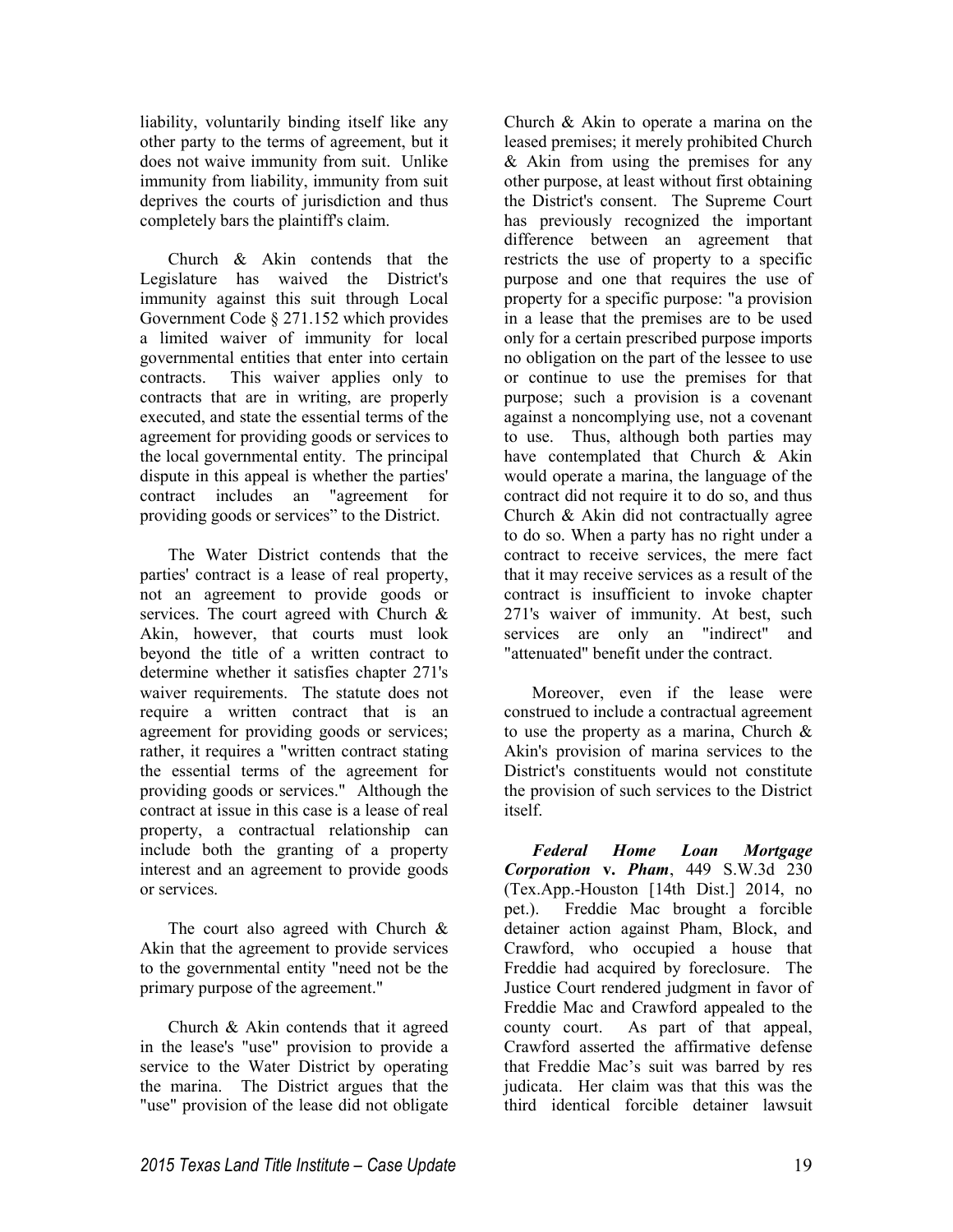liability, voluntarily binding itself like any other party to the terms of agreement, but it does not waive immunity from suit. Unlike immunity from liability, immunity from suit deprives the courts of jurisdiction and thus completely bars the plaintiff's claim.

Church & Akin contends that the Legislature has waived the District's immunity against this suit through Local Government Code § 271.152 which provides a limited waiver of immunity for local governmental entities that enter into certain contracts. This waiver applies only to contracts that are in writing, are properly executed, and state the essential terms of the agreement for providing goods or services to the local governmental entity. The principal dispute in this appeal is whether the parties' contract includes an "agreement for providing goods or services" to the District.

The Water District contends that the parties' contract is a lease of real property, not an agreement to provide goods or services. The court agreed with Church & Akin, however, that courts must look beyond the title of a written contract to determine whether it satisfies chapter 271's waiver requirements. The statute does not require a written contract that is an agreement for providing goods or services; rather, it requires a "written contract stating the essential terms of the agreement for providing goods or services." Although the contract at issue in this case is a lease of real property, a contractual relationship can include both the granting of a property interest and an agreement to provide goods or services.

The court also agreed with Church & Akin that the agreement to provide services to the governmental entity "need not be the primary purpose of the agreement."

Church & Akin contends that it agreed in the lease's "use" provision to provide a service to the Water District by operating the marina. The District argues that the "use" provision of the lease did not obligate Church & Akin to operate a marina on the leased premises; it merely prohibited Church & Akin from using the premises for any other purpose, at least without first obtaining the District's consent. The Supreme Court has previously recognized the important difference between an agreement that restricts the use of property to a specific purpose and one that requires the use of property for a specific purpose: "a provision in a lease that the premises are to be used only for a certain prescribed purpose imports no obligation on the part of the lessee to use or continue to use the premises for that purpose; such a provision is a covenant against a noncomplying use, not a covenant to use. Thus, although both parties may have contemplated that Church & Akin would operate a marina, the language of the contract did not require it to do so, and thus Church & Akin did not contractually agree to do so. When a party has no right under a contract to receive services, the mere fact that it may receive services as a result of the contract is insufficient to invoke chapter 271's waiver of immunity. At best, such services are only an "indirect" and "attenuated" benefit under the contract.

Moreover, even if the lease were construed to include a contractual agreement to use the property as a marina, Church & Akin's provision of marina services to the District's constituents would not constitute the provision of such services to the District itself.

***Federal Home Loan Mortgage Corporation* v. *Pham***, 449 S.W.3d 230 (Tex.App.-Houston [14th Dist.] 2014, no pet.). Freddie Mac brought a forcible detainer action against Pham, Block, and Crawford, who occupied a house that Freddie had acquired by foreclosure. The Justice Court rendered judgment in favor of Freddie Mac and Crawford appealed to the county court. As part of that appeal, Crawford asserted the affirmative defense that Freddie Mac's suit was barred by res judicata. Her claim was that this was the third identical forcible detainer lawsuit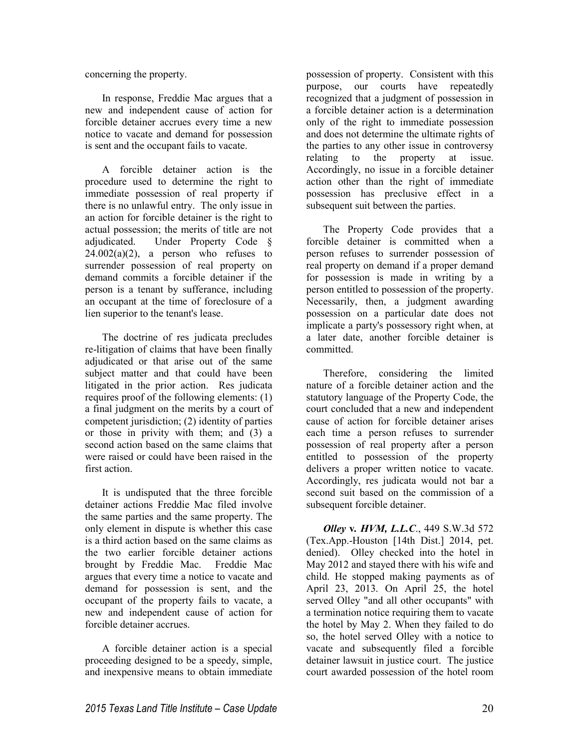concerning the property.

In response, Freddie Mac argues that a new and independent cause of action for forcible detainer accrues every time a new notice to vacate and demand for possession is sent and the occupant fails to vacate.

A forcible detainer action is the procedure used to determine the right to immediate possession of real property if there is no unlawful entry. The only issue in an action for forcible detainer is the right to actual possession; the merits of title are not adjudicated. Under Property Code § 24.002(a)(2), a person who refuses to surrender possession of real property on demand commits a forcible detainer if the person is a tenant by sufferance, including an occupant at the time of foreclosure of a lien superior to the tenant's lease.

The doctrine of res judicata precludes re-litigation of claims that have been finally adjudicated or that arise out of the same subject matter and that could have been litigated in the prior action. Res judicata requires proof of the following elements: (1) a final judgment on the merits by a court of competent jurisdiction; (2) identity of parties or those in privity with them; and (3) a second action based on the same claims that were raised or could have been raised in the first action.

It is undisputed that the three forcible detainer actions Freddie Mac filed involve the same parties and the same property. The only element in dispute is whether this case is a third action based on the same claims as the two earlier forcible detainer actions brought by Freddie Mac. Freddie Mac argues that every time a notice to vacate and demand for possession is sent, and the occupant of the property fails to vacate, a new and independent cause of action for forcible detainer accrues.

A forcible detainer action is a special proceeding designed to be a speedy, simple, and inexpensive means to obtain immediate possession of property. Consistent with this purpose, our courts have repeatedly recognized that a judgment of possession in a forcible detainer action is a determination only of the right to immediate possession and does not determine the ultimate rights of the parties to any other issue in controversy relating to the property at issue. Accordingly, no issue in a forcible detainer action other than the right of immediate possession has preclusive effect in a subsequent suit between the parties.

The Property Code provides that a forcible detainer is committed when a person refuses to surrender possession of real property on demand if a proper demand for possession is made in writing by a person entitled to possession of the property. Necessarily, then, a judgment awarding possession on a particular date does not implicate a party's possessory right when, at a later date, another forcible detainer is committed.

Therefore, considering the limited nature of a forcible detainer action and the statutory language of the Property Code, the court concluded that a new and independent cause of action for forcible detainer arises each time a person refuses to surrender possession of real property after a person entitled to possession of the property delivers a proper written notice to vacate. Accordingly, res judicata would not bar a second suit based on the commission of a subsequent forcible detainer.

***Olley* v. *HVM, L.L.C*.**, 449 S.W.3d 572 (Tex.App.-Houston [14th Dist.] 2014, pet. denied). Olley checked into the hotel in May 2012 and stayed there with his wife and child. He stopped making payments as of April 23, 2013. On April 25, the hotel served Olley "and all other occupants" with a termination notice requiring them to vacate the hotel by May 2. When they failed to do so, the hotel served Olley with a notice to vacate and subsequently filed a forcible detainer lawsuit in justice court. The justice court awarded possession of the hotel room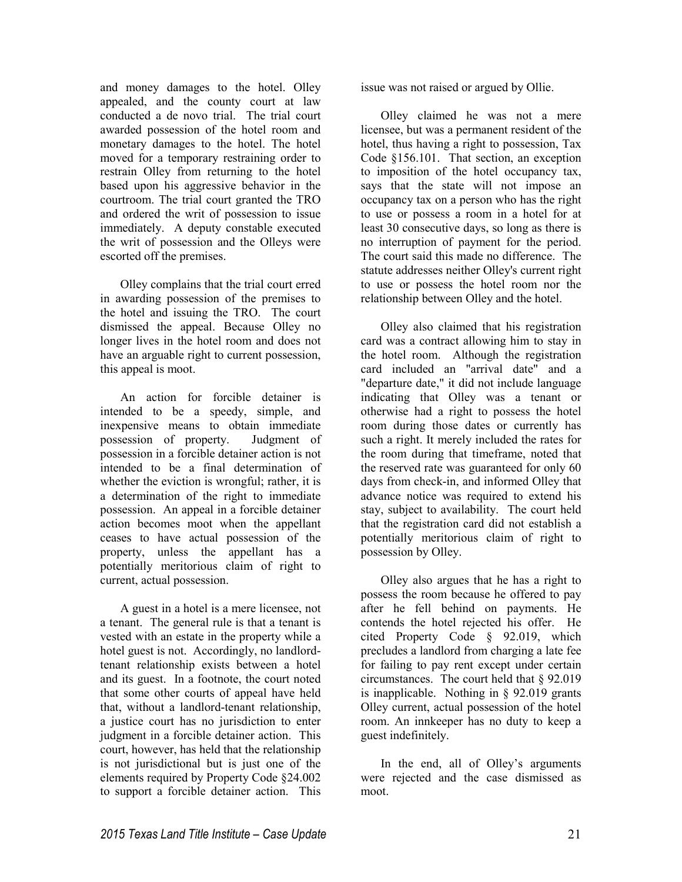and money damages to the hotel. Olley appealed, and the county court at law conducted a de novo trial. The trial court awarded possession of the hotel room and monetary damages to the hotel. The hotel moved for a temporary restraining order to restrain Olley from returning to the hotel based upon his aggressive behavior in the courtroom. The trial court granted the TRO and ordered the writ of possession to issue immediately. A deputy constable executed the writ of possession and the Olleys were escorted off the premises.

Olley complains that the trial court erred in awarding possession of the premises to the hotel and issuing the TRO. The court dismissed the appeal. Because Olley no longer lives in the hotel room and does not have an arguable right to current possession, this appeal is moot.

An action for forcible detainer is intended to be a speedy, simple, and inexpensive means to obtain immediate possession of property. Judgment of possession in a forcible detainer action is not intended to be a final determination of whether the eviction is wrongful; rather, it is a determination of the right to immediate possession. An appeal in a forcible detainer action becomes moot when the appellant ceases to have actual possession of the property, unless the appellant has a potentially meritorious claim of right to current, actual possession.

A guest in a hotel is a mere licensee, not a tenant. The general rule is that a tenant is vested with an estate in the property while a hotel guest is not. Accordingly, no landlord-tenant relationship exists between a hotel and its guest. In a footnote, the court noted that some other courts of appeal have held that, without a landlord-tenant relationship, a justice court has no jurisdiction to enter judgment in a forcible detainer action. This court, however, has held that the relationship is not jurisdictional but is just one of the elements required by Property Code §24.002 to support a forcible detainer action. This issue was not raised or argued by Ollie.

Olley claimed he was not a mere licensee, but was a permanent resident of the hotel, thus having a right to possession, Tax Code §156.101. That section, an exception to imposition of the hotel occupancy tax, says that the state will not impose an occupancy tax on a person who has the right to use or possess a room in a hotel for at least 30 consecutive days, so long as there is no interruption of payment for the period. The court said this made no difference. The statute addresses neither Olley's current right to use or possess the hotel room nor the relationship between Olley and the hotel.

Olley also claimed that his registration card was a contract allowing him to stay in the hotel room. Although the registration card included an "arrival date" and a "departure date," it did not include language indicating that Olley was a tenant or otherwise had a right to possess the hotel room during those dates or currently has such a right. It merely included the rates for the room during that timeframe, noted that the reserved rate was guaranteed for only 60 days from check-in, and informed Olley that advance notice was required to extend his stay, subject to availability. The court held that the registration card did not establish a potentially meritorious claim of right to possession by Olley.

Olley also argues that he has a right to possess the room because he offered to pay after he fell behind on payments. He contends the hotel rejected his offer. He cited Property Code § 92.019, which precludes a landlord from charging a late fee for failing to pay rent except under certain circumstances. The court held that § 92.019 is inapplicable. Nothing in § 92.019 grants Olley current, actual possession of the hotel room. An innkeeper has no duty to keep a guest indefinitely.

In the end, all of Olley's arguments were rejected and the case dismissed as moot.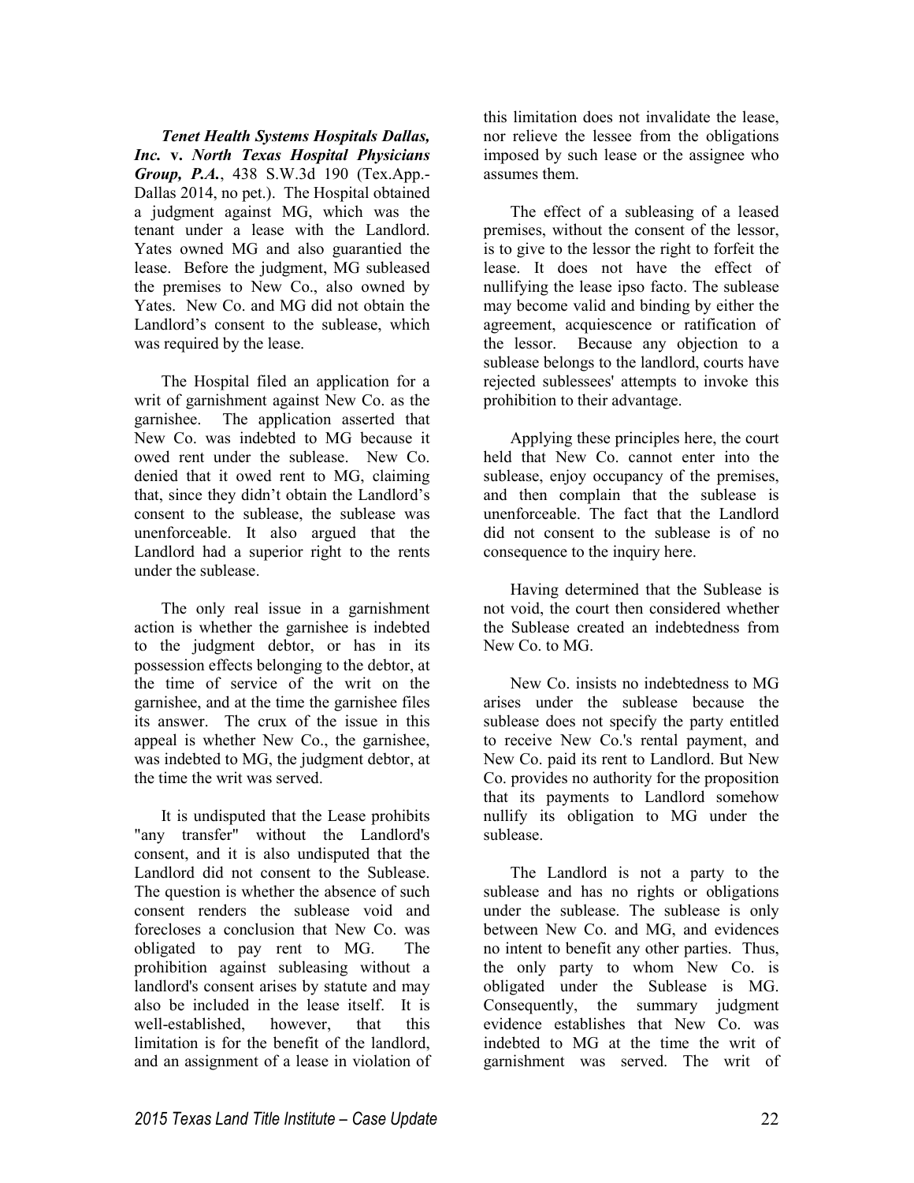***Tenet Health Systems Hospitals Dallas, Inc.* v. *North Texas Hospital Physicians Group, P.A.***, 438 S.W.3d 190 (Tex.App.-Dallas 2014, no pet.). The Hospital obtained a judgment against MG, which was the tenant under a lease with the Landlord. Yates owned MG and also guarantied the lease. Before the judgment, MG subleased the premises to New Co., also owned by Yates. New Co. and MG did not obtain the Landlord's consent to the sublease, which was required by the lease.

The Hospital filed an application for a writ of garnishment against New Co. as the garnishee. The application asserted that New Co. was indebted to MG because it owed rent under the sublease. New Co. denied that it owed rent to MG, claiming that, since they didn't obtain the Landlord's consent to the sublease, the sublease was unenforceable. It also argued that the Landlord had a superior right to the rents under the sublease.

The only real issue in a garnishment action is whether the garnishee is indebted to the judgment debtor, or has in its possession effects belonging to the debtor, at the time of service of the writ on the garnishee, and at the time the garnishee files its answer. The crux of the issue in this appeal is whether New Co., the garnishee, was indebted to MG, the judgment debtor, at the time the writ was served.

It is undisputed that the Lease prohibits "any transfer" without the Landlord's consent, and it is also undisputed that the Landlord did not consent to the Sublease. The question is whether the absence of such consent renders the sublease void and forecloses a conclusion that New Co. was obligated to pay rent to MG. The prohibition against subleasing without a landlord's consent arises by statute and may also be included in the lease itself. It is well-established, however, that this limitation is for the benefit of the landlord, and an assignment of a lease in violation of this limitation does not invalidate the lease, nor relieve the lessee from the obligations imposed by such lease or the assignee who assumes them.

The effect of a subleasing of a leased premises, without the consent of the lessor, is to give to the lessor the right to forfeit the lease. It does not have the effect of nullifying the lease ipso facto. The sublease may become valid and binding by either the agreement, acquiescence or ratification of the lessor. Because any objection to a sublease belongs to the landlord, courts have rejected sublessees' attempts to invoke this prohibition to their advantage.

Applying these principles here, the court held that New Co. cannot enter into the sublease, enjoy occupancy of the premises, and then complain that the sublease is unenforceable. The fact that the Landlord did not consent to the sublease is of no consequence to the inquiry here.

Having determined that the Sublease is not void, the court then considered whether the Sublease created an indebtedness from New Co. to MG.

New Co. insists no indebtedness to MG arises under the sublease because the sublease does not specify the party entitled to receive New Co.'s rental payment, and New Co. paid its rent to Landlord. But New Co. provides no authority for the proposition that its payments to Landlord somehow nullify its obligation to MG under the sublease.

The Landlord is not a party to the sublease and has no rights or obligations under the sublease. The sublease is only between New Co. and MG, and evidences no intent to benefit any other parties. Thus, the only party to whom New Co. is obligated under the Sublease is MG. Consequently, the summary judgment evidence establishes that New Co. was indebted to MG at the time the writ of garnishment was served. The writ of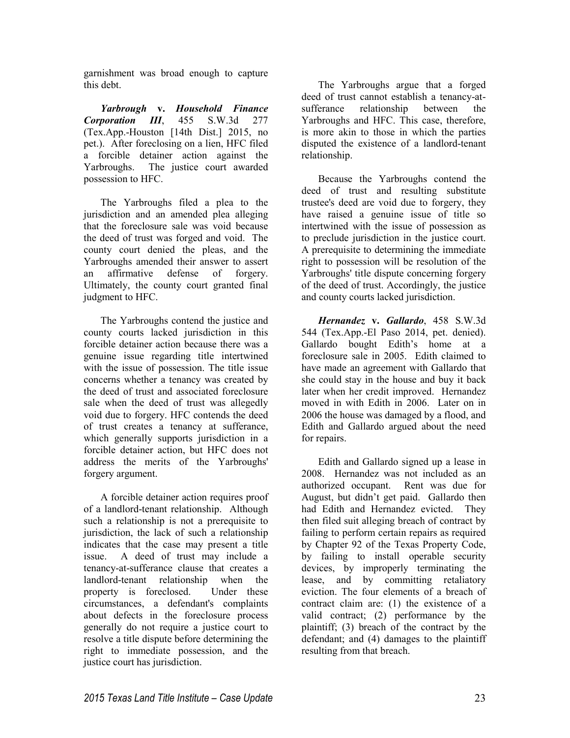garnishment was broad enough to capture this debt.

***Yarbrough* v. *Household Finance Corporation III***, 455 S.W.3d 277 (Tex.App.-Houston [14th Dist.] 2015, no pet.). After foreclosing on a lien, HFC filed a forcible detainer action against the Yarbroughs. The justice court awarded possession to HFC.

The Yarbroughs filed a plea to the jurisdiction and an amended plea alleging that the foreclosure sale was void because the deed of trust was forged and void. The county court denied the pleas, and the Yarbroughs amended their answer to assert an affirmative defense of forgery. Ultimately, the county court granted final judgment to HFC.

The Yarbroughs contend the justice and county courts lacked jurisdiction in this forcible detainer action because there was a genuine issue regarding title intertwined with the issue of possession. The title issue concerns whether a tenancy was created by the deed of trust and associated foreclosure sale when the deed of trust was allegedly void due to forgery. HFC contends the deed of trust creates a tenancy at sufferance, which generally supports jurisdiction in a forcible detainer action, but HFC does not address the merits of the Yarbroughs' forgery argument.

A forcible detainer action requires proof of a landlord-tenant relationship. Although such a relationship is not a prerequisite to jurisdiction, the lack of such a relationship indicates that the case may present a title issue. A deed of trust may include a tenancy-at-sufferance clause that creates a landlord-tenant relationship when the property is foreclosed. Under these circumstances, a defendant's complaints about defects in the foreclosure process generally do not require a justice court to resolve a title dispute before determining the right to immediate possession, and the justice court has jurisdiction.

The Yarbroughs argue that a forged deed of trust cannot establish a tenancy-at-sufferance relationship between the Yarbroughs and HFC. This case, therefore, is more akin to those in which the parties disputed the existence of a landlord-tenant relationship.

Because the Yarbroughs contend the deed of trust and resulting substitute trustee's deed are void due to forgery, they have raised a genuine issue of title so intertwined with the issue of possession as to preclude jurisdiction in the justice court. A prerequisite to determining the immediate right to possession will be resolution of the Yarbroughs' title dispute concerning forgery of the deed of trust. Accordingly, the justice and county courts lacked jurisdiction.

***Hernandez* v. *Gallardo***, 458 S.W.3d 544 (Tex.App.-El Paso 2014, pet. denied). Gallardo bought Edith's home at a foreclosure sale in 2005. Edith claimed to have made an agreement with Gallardo that she could stay in the house and buy it back later when her credit improved. Hernandez moved in with Edith in 2006. Later on in 2006 the house was damaged by a flood, and Edith and Gallardo argued about the need for repairs.

Edith and Gallardo signed up a lease in 2008. Hernandez was not included as an authorized occupant. Rent was due for August, but didn't get paid. Gallardo then had Edith and Hernandez evicted. They then filed suit alleging breach of contract by failing to perform certain repairs as required by Chapter 92 of the Texas Property Code, by failing to install operable security devices, by improperly terminating the lease, and by committing retaliatory eviction. The four elements of a breach of contract claim are: (1) the existence of a valid contract; (2) performance by the plaintiff; (3) breach of the contract by the defendant; and (4) damages to the plaintiff resulting from that breach.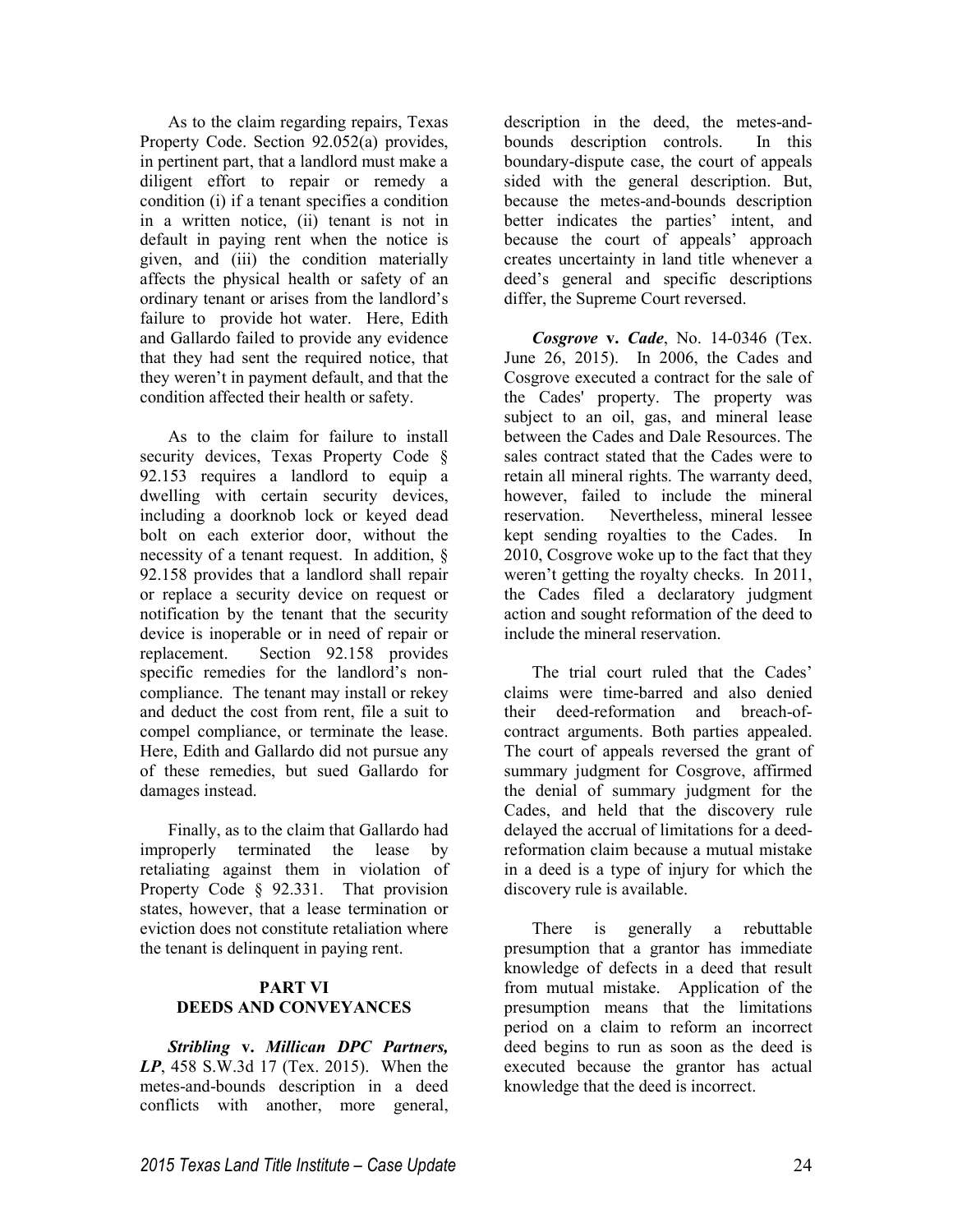As to the claim regarding repairs, Texas Property Code. Section 92.052(a) provides, in pertinent part, that a landlord must make a diligent effort to repair or remedy a condition (i) if a tenant specifies a condition in a written notice, (ii) tenant is not in default in paying rent when the notice is given, and (iii) the condition materially affects the physical health or safety of an ordinary tenant or arises from the landlord's failure to provide hot water. Here, Edith and Gallardo failed to provide any evidence that they had sent the required notice, that they weren't in payment default, and that the condition affected their health or safety.

As to the claim for failure to install security devices, Texas Property Code § 92.153 requires a landlord to equip a dwelling with certain security devices, including a doorknob lock or keyed dead bolt on each exterior door, without the necessity of a tenant request. In addition, § 92.158 provides that a landlord shall repair or replace a security device on request or notification by the tenant that the security device is inoperable or in need of repair or replacement. Section 92.158 provides specific remedies for the landlord's non-compliance. The tenant may install or rekey and deduct the cost from rent, file a suit to compel compliance, or terminate the lease. Here, Edith and Gallardo did not pursue any of these remedies, but sued Gallardo for damages instead.

Finally, as to the claim that Gallardo had improperly terminated the lease by retaliating against them in violation of Property Code § 92.331. That provision states, however, that a lease termination or eviction does not constitute retaliation where the tenant is delinquent in paying rent.

## PART VI
## DEEDS AND CONVEYANCES

***Stribling* v. *Millican DPC Partners, LP***, 458 S.W.3d 17 (Tex. 2015). When the metes-and-bounds description in a deed conflicts with another, more general, description in the deed, the metes-and-bounds description controls. In this boundary-dispute case, the court of appeals sided with the general description. But, because the metes-and-bounds description better indicates the parties' intent, and because the court of appeals' approach creates uncertainty in land title whenever a deed's general and specific descriptions differ, the Supreme Court reversed.

***Cosgrove* v. *Cade***, No. 14-0346 (Tex. June 26, 2015). In 2006, the Cades and Cosgrove executed a contract for the sale of the Cades' property. The property was subject to an oil, gas, and mineral lease between the Cades and Dale Resources. The sales contract stated that the Cades were to retain all mineral rights. The warranty deed, however, failed to include the mineral reservation. Nevertheless, mineral lessee kept sending royalties to the Cades. In 2010, Cosgrove woke up to the fact that they weren't getting the royalty checks. In 2011, the Cades filed a declaratory judgment action and sought reformation of the deed to include the mineral reservation.

The trial court ruled that the Cades' claims were time-barred and also denied their deed-reformation and breach-of-contract arguments. Both parties appealed. The court of appeals reversed the grant of summary judgment for Cosgrove, affirmed the denial of summary judgment for the Cades, and held that the discovery rule delayed the accrual of limitations for a deed-reformation claim because a mutual mistake in a deed is a type of injury for which the discovery rule is available.

There is generally a rebuttable presumption that a grantor has immediate knowledge of defects in a deed that result from mutual mistake. Application of the presumption means that the limitations period on a claim to reform an incorrect deed begins to run as soon as the deed is executed because the grantor has actual knowledge that the deed is incorrect.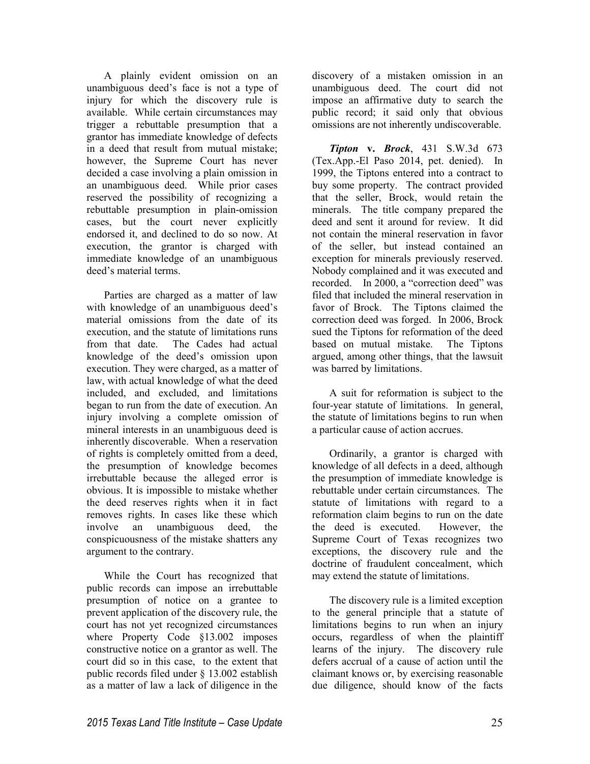A plainly evident omission on an unambiguous deed's face is not a type of injury for which the discovery rule is available. While certain circumstances may trigger a rebuttable presumption that a grantor has immediate knowledge of defects in a deed that result from mutual mistake; however, the Supreme Court has never decided a case involving a plain omission in an unambiguous deed. While prior cases reserved the possibility of recognizing a rebuttable presumption in plain-omission cases, but the court never explicitly endorsed it, and declined to do so now. At execution, the grantor is charged with immediate knowledge of an unambiguous deed's material terms.

Parties are charged as a matter of law with knowledge of an unambiguous deed's material omissions from the date of its execution, and the statute of limitations runs from that date. The Cades had actual knowledge of the deed's omission upon execution. They were charged, as a matter of law, with actual knowledge of what the deed included, and excluded, and limitations began to run from the date of execution. An injury involving a complete omission of mineral interests in an unambiguous deed is inherently discoverable. When a reservation of rights is completely omitted from a deed, the presumption of knowledge becomes irrebuttable because the alleged error is obvious. It is impossible to mistake whether the deed reserves rights when it in fact removes rights. In cases like these which involve an unambiguous deed, the conspicuousness of the mistake shatters any argument to the contrary.

While the Court has recognized that public records can impose an irrebuttable presumption of notice on a grantee to prevent application of the discovery rule, the court has not yet recognized circumstances where Property Code §13.002 imposes constructive notice on a grantor as well. The court did so in this case, to the extent that public records filed under § 13.002 establish as a matter of law a lack of diligence in the discovery of a mistaken omission in an unambiguous deed. The court did not impose an affirmative duty to search the public record; it said only that obvious omissions are not inherently undiscoverable.

***Tipton* v. *Brock***, 431 S.W.3d 673 (Tex.App.-El Paso 2014, pet. denied). In 1999, the Tiptons entered into a contract to buy some property. The contract provided that the seller, Brock, would retain the minerals. The title company prepared the deed and sent it around for review. It did not contain the mineral reservation in favor of the seller, but instead contained an exception for minerals previously reserved. Nobody complained and it was executed and recorded. In 2000, a "correction deed" was filed that included the mineral reservation in favor of Brock. The Tiptons claimed the correction deed was forged. In 2006, Brock sued the Tiptons for reformation of the deed based on mutual mistake. The Tiptons argued, among other things, that the lawsuit was barred by limitations.

A suit for reformation is subject to the four-year statute of limitations. In general, the statute of limitations begins to run when a particular cause of action accrues.

Ordinarily, a grantor is charged with knowledge of all defects in a deed, although the presumption of immediate knowledge is rebuttable under certain circumstances. The statute of limitations with regard to a reformation claim begins to run on the date the deed is executed. However, the Supreme Court of Texas recognizes two exceptions, the discovery rule and the doctrine of fraudulent concealment, which may extend the statute of limitations.

The discovery rule is a limited exception to the general principle that a statute of limitations begins to run when an injury occurs, regardless of when the plaintiff learns of the injury. The discovery rule defers accrual of a cause of action until the claimant knows or, by exercising reasonable due diligence, should know of the facts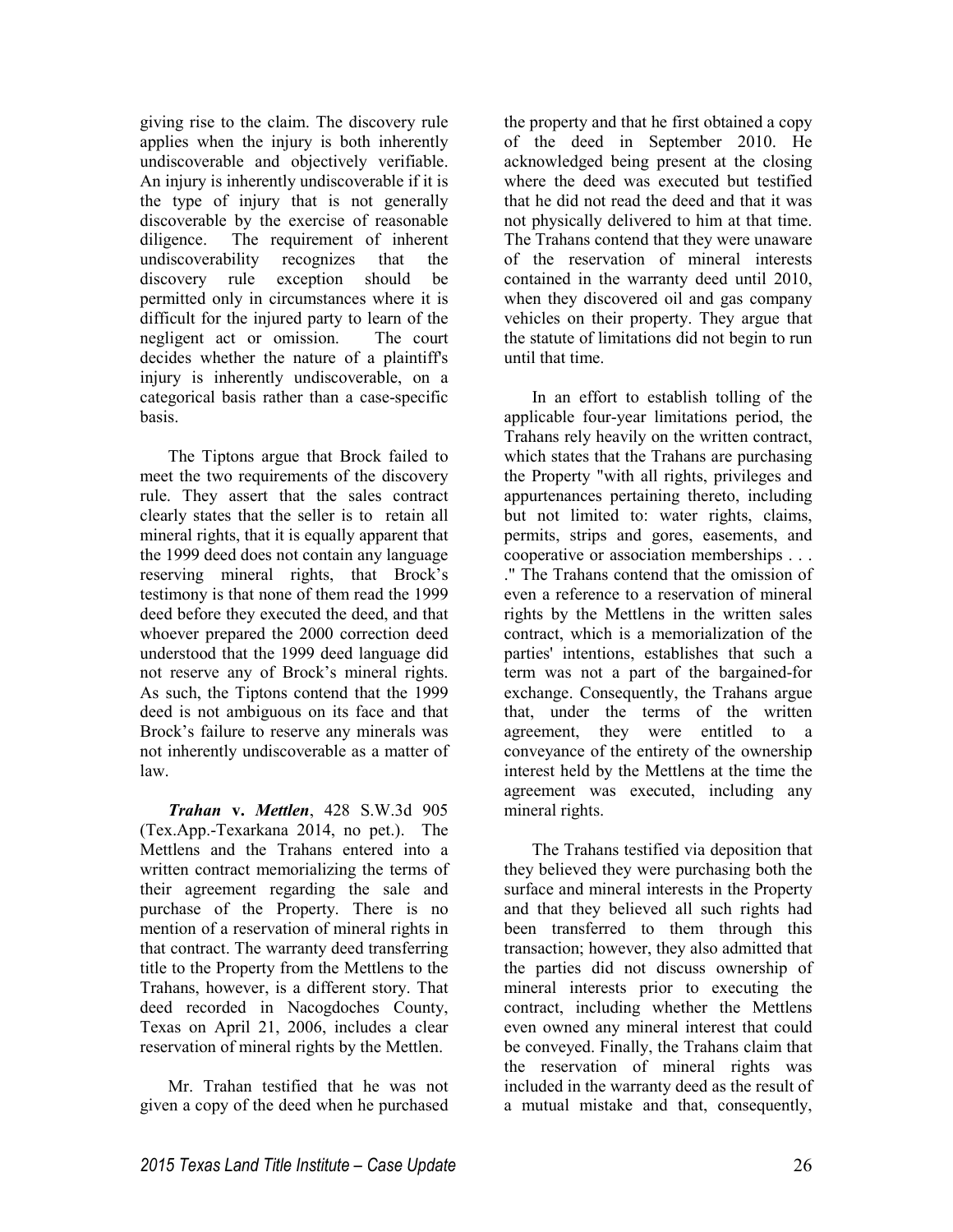giving rise to the claim. The discovery rule applies when the injury is both inherently undiscoverable and objectively verifiable. An injury is inherently undiscoverable if it is the type of injury that is not generally discoverable by the exercise of reasonable diligence. The requirement of inherent undiscoverability recognizes that the discovery rule exception should be permitted only in circumstances where it is difficult for the injured party to learn of the negligent act or omission. The court decides whether the nature of a plaintiff's injury is inherently undiscoverable, on a categorical basis rather than a case-specific basis.

The Tiptons argue that Brock failed to meet the two requirements of the discovery rule. They assert that the sales contract clearly states that the seller is to retain all mineral rights, that it is equally apparent that the 1999 deed does not contain any language reserving mineral rights, that Brock's testimony is that none of them read the 1999 deed before they executed the deed, and that whoever prepared the 2000 correction deed understood that the 1999 deed language did not reserve any of Brock's mineral rights. As such, the Tiptons contend that the 1999 deed is not ambiguous on its face and that Brock's failure to reserve any minerals was not inherently undiscoverable as a matter of law.

***Trahan* v. *Mettlen***, 428 S.W.3d 905 (Tex.App.-Texarkana 2014, no pet.). The Mettlens and the Trahans entered into a written contract memorializing the terms of their agreement regarding the sale and purchase of the Property. There is no mention of a reservation of mineral rights in that contract. The warranty deed transferring title to the Property from the Mettlens to the Trahans, however, is a different story. That deed recorded in Nacogdoches County, Texas on April 21, 2006, includes a clear reservation of mineral rights by the Mettlen.

Mr. Trahan testified that he was not given a copy of the deed when he purchased the property and that he first obtained a copy of the deed in September 2010. He acknowledged being present at the closing where the deed was executed but testified that he did not read the deed and that it was not physically delivered to him at that time. The Trahans contend that they were unaware of the reservation of mineral interests contained in the warranty deed until 2010, when they discovered oil and gas company vehicles on their property. They argue that the statute of limitations did not begin to run until that time.

In an effort to establish tolling of the applicable four-year limitations period, the Trahans rely heavily on the written contract, which states that the Trahans are purchasing the Property "with all rights, privileges and appurtenances pertaining thereto, including but not limited to: water rights, claims, permits, strips and gores, easements, and cooperative or association memberships . . . ." The Trahans contend that the omission of even a reference to a reservation of mineral rights by the Mettlens in the written sales contract, which is a memorialization of the parties' intentions, establishes that such a term was not a part of the bargained-for exchange. Consequently, the Trahans argue that, under the terms of the written agreement, they were entitled to a conveyance of the entirety of the ownership interest held by the Mettlens at the time the agreement was executed, including any mineral rights.

The Trahans testified via deposition that they believed they were purchasing both the surface and mineral interests in the Property and that they believed all such rights had been transferred to them through this transaction; however, they also admitted that the parties did not discuss ownership of mineral interests prior to executing the contract, including whether the Mettlens even owned any mineral interest that could be conveyed. Finally, the Trahans claim that the reservation of mineral rights was included in the warranty deed as the result of a mutual mistake and that, consequently,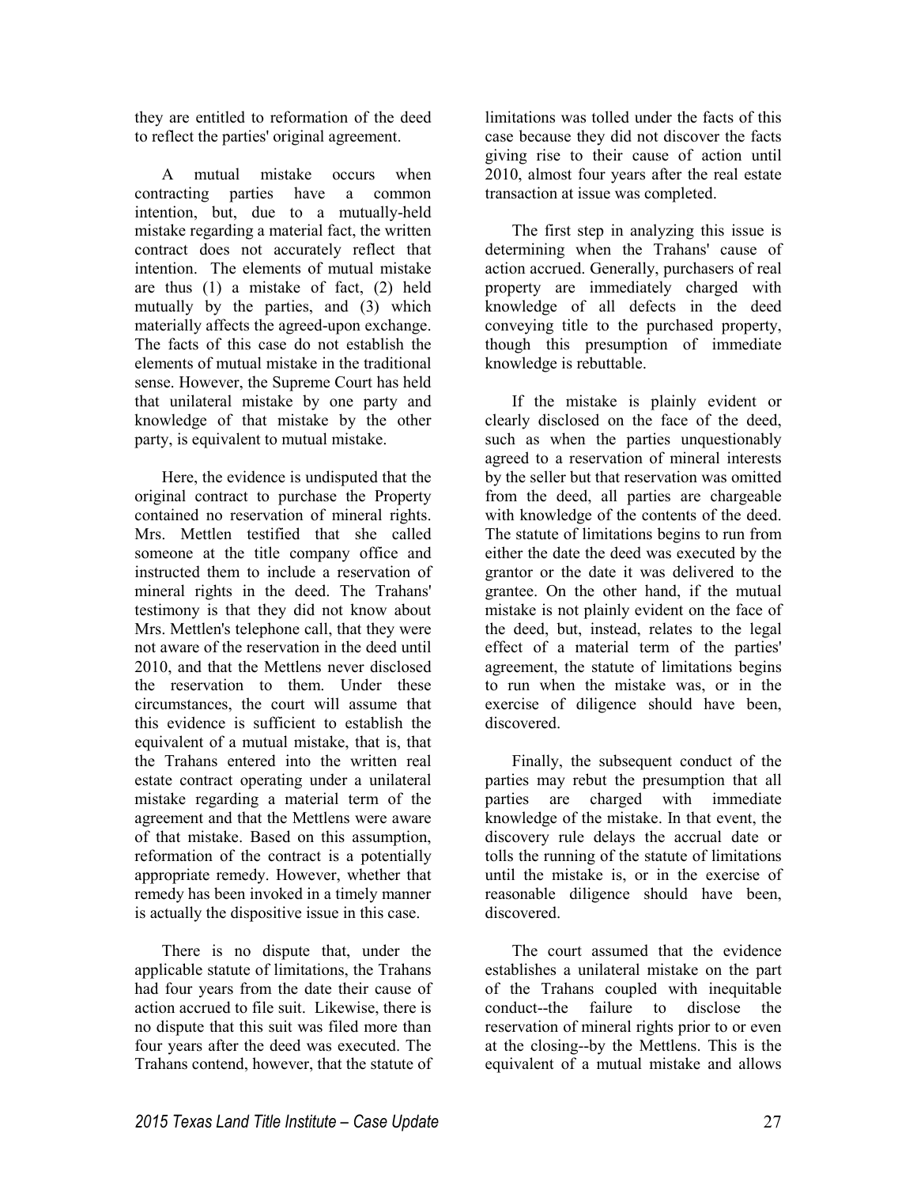they are entitled to reformation of the deed to reflect the parties' original agreement.

A mutual mistake occurs when contracting parties have a common intention, but, due to a mutually-held mistake regarding a material fact, the written contract does not accurately reflect that intention. The elements of mutual mistake are thus (1) a mistake of fact, (2) held mutually by the parties, and (3) which materially affects the agreed-upon exchange. The facts of this case do not establish the elements of mutual mistake in the traditional sense. However, the Supreme Court has held that unilateral mistake by one party and knowledge of that mistake by the other party, is equivalent to mutual mistake.

Here, the evidence is undisputed that the original contract to purchase the Property contained no reservation of mineral rights. Mrs. Mettlen testified that she called someone at the title company office and instructed them to include a reservation of mineral rights in the deed. The Trahans' testimony is that they did not know about Mrs. Mettlen's telephone call, that they were not aware of the reservation in the deed until 2010, and that the Mettlens never disclosed the reservation to them. Under these circumstances, the court will assume that this evidence is sufficient to establish the equivalent of a mutual mistake, that is, that the Trahans entered into the written real estate contract operating under a unilateral mistake regarding a material term of the agreement and that the Mettlens were aware of that mistake. Based on this assumption, reformation of the contract is a potentially appropriate remedy. However, whether that remedy has been invoked in a timely manner is actually the dispositive issue in this case.

There is no dispute that, under the applicable statute of limitations, the Trahans had four years from the date their cause of action accrued to file suit. Likewise, there is no dispute that this suit was filed more than four years after the deed was executed. The Trahans contend, however, that the statute of limitations was tolled under the facts of this case because they did not discover the facts giving rise to their cause of action until 2010, almost four years after the real estate transaction at issue was completed.

The first step in analyzing this issue is determining when the Trahans' cause of action accrued. Generally, purchasers of real property are immediately charged with knowledge of all defects in the deed conveying title to the purchased property, though this presumption of immediate knowledge is rebuttable.

If the mistake is plainly evident or clearly disclosed on the face of the deed, such as when the parties unquestionably agreed to a reservation of mineral interests by the seller but that reservation was omitted from the deed, all parties are chargeable with knowledge of the contents of the deed. The statute of limitations begins to run from either the date the deed was executed by the grantor or the date it was delivered to the grantee. On the other hand, if the mutual mistake is not plainly evident on the face of the deed, but, instead, relates to the legal effect of a material term of the parties' agreement, the statute of limitations begins to run when the mistake was, or in the exercise of diligence should have been, discovered.

Finally, the subsequent conduct of the parties may rebut the presumption that all parties are charged with immediate knowledge of the mistake. In that event, the discovery rule delays the accrual date or tolls the running of the statute of limitations until the mistake is, or in the exercise of reasonable diligence should have been, discovered.

The court assumed that the evidence establishes a unilateral mistake on the part of the Trahans coupled with inequitable conduct--the failure to disclose the reservation of mineral rights prior to or even at the closing--by the Mettlens. This is the equivalent of a mutual mistake and allows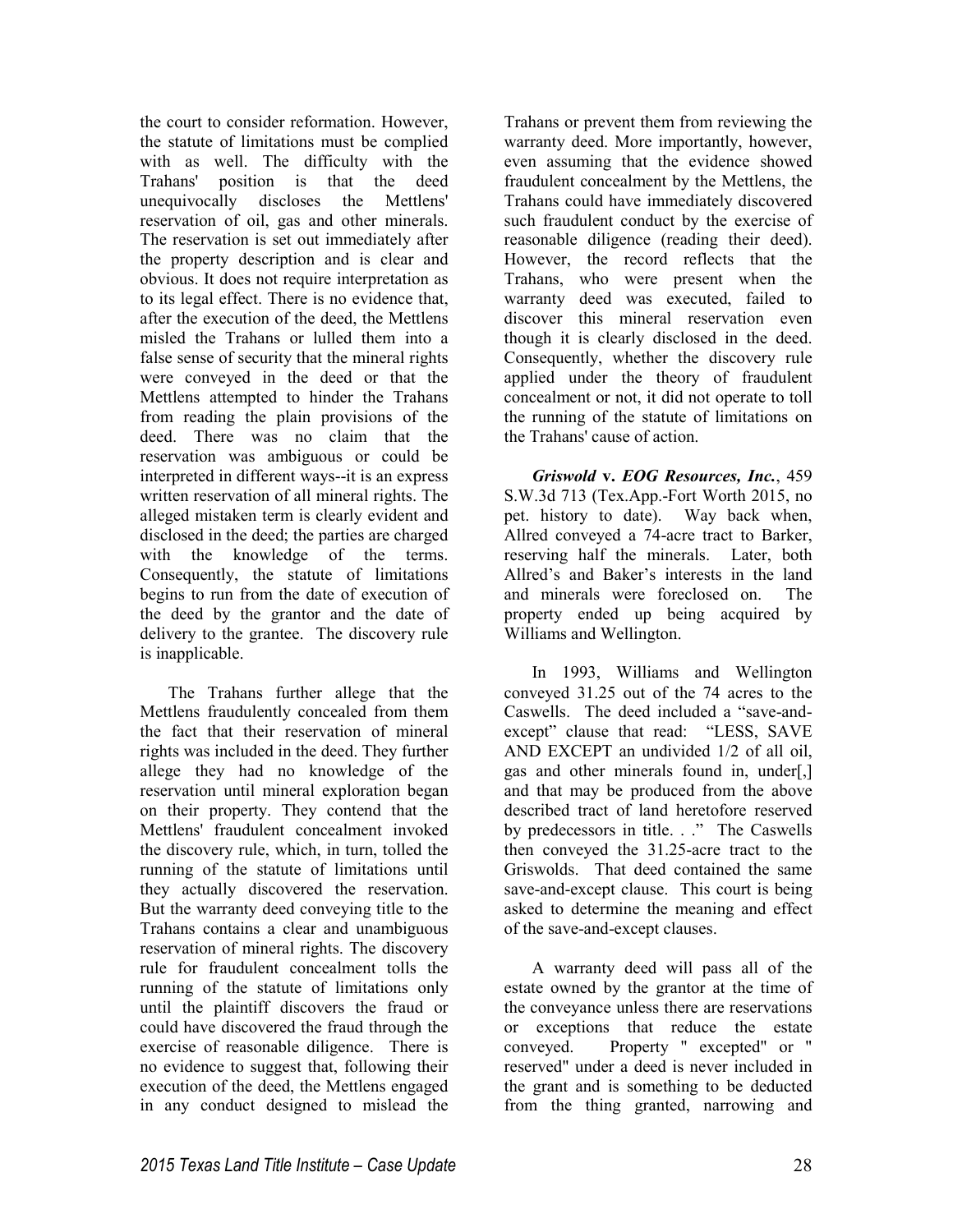the court to consider reformation. However, the statute of limitations must be complied with as well. The difficulty with the Trahans' position is that the deed unequivocally discloses the Mettlens' reservation of oil, gas and other minerals. The reservation is set out immediately after the property description and is clear and obvious. It does not require interpretation as to its legal effect. There is no evidence that, after the execution of the deed, the Mettlens misled the Trahans or lulled them into a false sense of security that the mineral rights were conveyed in the deed or that the Mettlens attempted to hinder the Trahans from reading the plain provisions of the deed. There was no claim that the reservation was ambiguous or could be interpreted in different ways--it is an express written reservation of all mineral rights. The alleged mistaken term is clearly evident and disclosed in the deed; the parties are charged with the knowledge of the terms. Consequently, the statute of limitations begins to run from the date of execution of the deed by the grantor and the date of delivery to the grantee. The discovery rule is inapplicable.

The Trahans further allege that the Mettlens fraudulently concealed from them the fact that their reservation of mineral rights was included in the deed. They further allege they had no knowledge of the reservation until mineral exploration began on their property. They contend that the Mettlens' fraudulent concealment invoked the discovery rule, which, in turn, tolled the running of the statute of limitations until they actually discovered the reservation. But the warranty deed conveying title to the Trahans contains a clear and unambiguous reservation of mineral rights. The discovery rule for fraudulent concealment tolls the running of the statute of limitations only until the plaintiff discovers the fraud or could have discovered the fraud through the exercise of reasonable diligence. There is no evidence to suggest that, following their execution of the deed, the Mettlens engaged in any conduct designed to mislead the Trahans or prevent them from reviewing the warranty deed. More importantly, however, even assuming that the evidence showed fraudulent concealment by the Mettlens, the Trahans could have immediately discovered such fraudulent conduct by the exercise of reasonable diligence (reading their deed). However, the record reflects that the Trahans, who were present when the warranty deed was executed, failed to discover this mineral reservation even though it is clearly disclosed in the deed. Consequently, whether the discovery rule applied under the theory of fraudulent concealment or not, it did not operate to toll the running of the statute of limitations on the Trahans' cause of action.

***Griswold* v. *EOG Resources, Inc.***, 459 S.W.3d 713 (Tex.App.-Fort Worth 2015, no pet. history to date). Way back when, Allred conveyed a 74-acre tract to Barker, reserving half the minerals. Later, both Allred's and Baker's interests in the land and minerals were foreclosed on. The property ended up being acquired by Williams and Wellington.

In 1993, Williams and Wellington conveyed 31.25 out of the 74 acres to the Caswells. The deed included a "save-and-except" clause that read: "LESS, SAVE AND EXCEPT an undivided 1/2 of all oil, gas and other minerals found in, under[,] and that may be produced from the above described tract of land heretofore reserved by predecessors in title. . ." The Caswells then conveyed the 31.25-acre tract to the Griswolds. That deed contained the same save-and-except clause. This court is being asked to determine the meaning and effect of the save-and-except clauses.

A warranty deed will pass all of the estate owned by the grantor at the time of the conveyance unless there are reservations or exceptions that reduce the estate conveyed. Property " excepted" or " reserved" under a deed is never included in the grant and is something to be deducted from the thing granted, narrowing and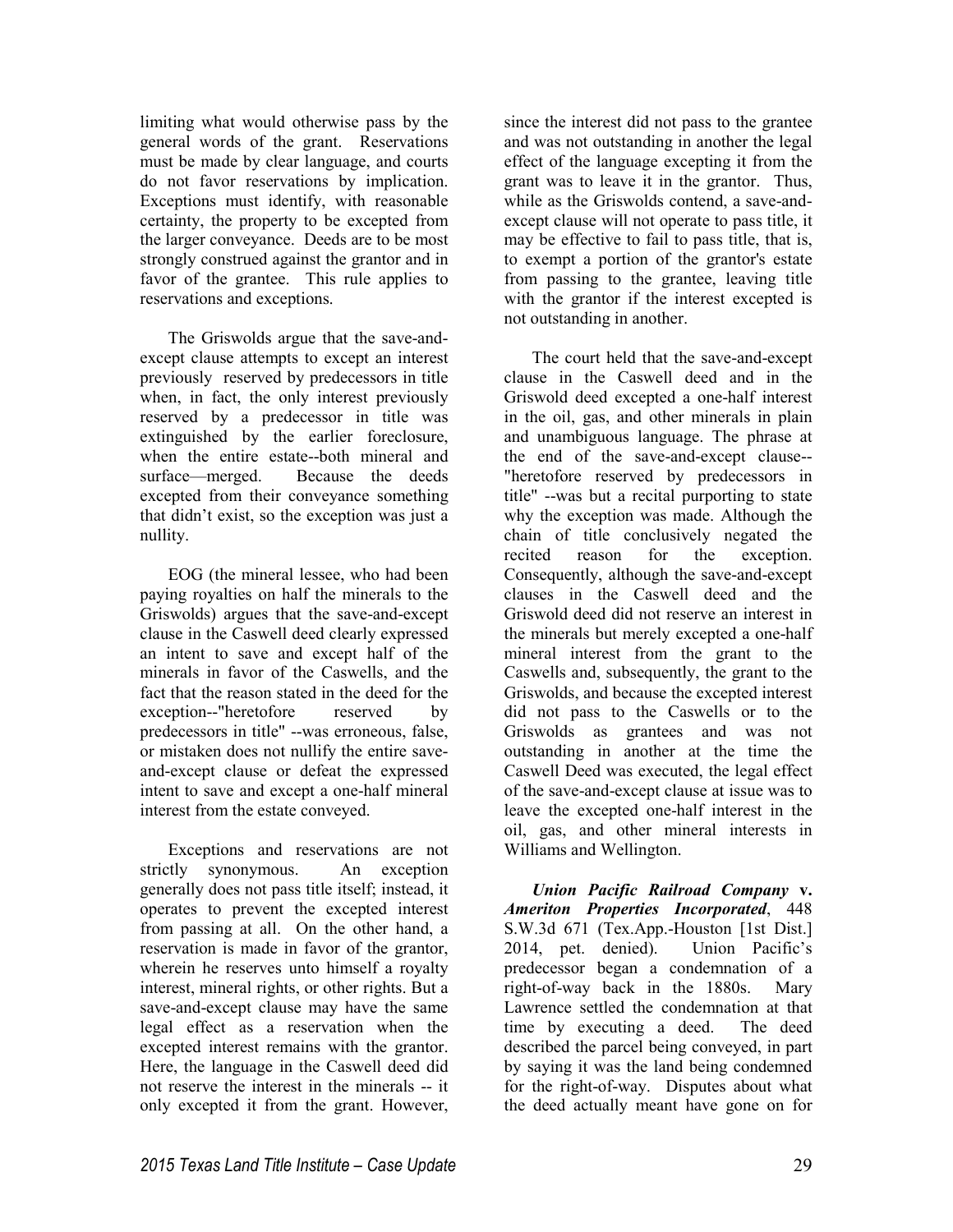limiting what would otherwise pass by the general words of the grant. Reservations must be made by clear language, and courts do not favor reservations by implication. Exceptions must identify, with reasonable certainty, the property to be excepted from the larger conveyance. Deeds are to be most strongly construed against the grantor and in favor of the grantee. This rule applies to reservations and exceptions.

The Griswolds argue that the save-and-except clause attempts to except an interest previously reserved by predecessors in title when, in fact, the only interest previously reserved by a predecessor in title was extinguished by the earlier foreclosure, when the entire estate--both mineral and surface—merged. Because the deeds excepted from their conveyance something that didn't exist, so the exception was just a nullity.

EOG (the mineral lessee, who had been paying royalties on half the minerals to the Griswolds) argues that the save-and-except clause in the Caswell deed clearly expressed an intent to save and except half of the minerals in favor of the Caswells, and the fact that the reason stated in the deed for the exception--"heretofore reserved by predecessors in title" --was erroneous, false, or mistaken does not nullify the entire save-and-except clause or defeat the expressed intent to save and except a one-half mineral interest from the estate conveyed.

Exceptions and reservations are not strictly synonymous. An exception generally does not pass title itself; instead, it operates to prevent the excepted interest from passing at all. On the other hand, a reservation is made in favor of the grantor, wherein he reserves unto himself a royalty interest, mineral rights, or other rights. But a save-and-except clause may have the same legal effect as a reservation when the excepted interest remains with the grantor. Here, the language in the Caswell deed did not reserve the interest in the minerals -- it only excepted it from the grant. However, since the interest did not pass to the grantee and was not outstanding in another the legal effect of the language excepting it from the grant was to leave it in the grantor. Thus, while as the Griswolds contend, a save-and-except clause will not operate to pass title, it may be effective to fail to pass title, that is, to exempt a portion of the grantor's estate from passing to the grantee, leaving title with the grantor if the interest excepted is not outstanding in another.

The court held that the save-and-except clause in the Caswell deed and in the Griswold deed excepted a one-half interest in the oil, gas, and other minerals in plain and unambiguous language. The phrase at the end of the save-and-except clause-- "heretofore reserved by predecessors in title" --was but a recital purporting to state why the exception was made. Although the chain of title conclusively negated the recited reason for the exception. Consequently, although the save-and-except clauses in the Caswell deed and the Griswold deed did not reserve an interest in the minerals but merely excepted a one-half mineral interest from the grant to the Caswells and, subsequently, the grant to the Griswolds, and because the excepted interest did not pass to the Caswells or to the Griswolds as grantees and was not outstanding in another at the time the Caswell Deed was executed, the legal effect of the save-and-except clause at issue was to leave the excepted one-half interest in the oil, gas, and other mineral interests in Williams and Wellington.

***Union Pacific Railroad Company* v. *Ameriton Properties Incorporated***, 448 S.W.3d 671 (Tex.App.-Houston [1st Dist.] 2014, pet. denied). Union Pacific's predecessor began a condemnation of a right-of-way back in the 1880s. Mary Lawrence settled the condemnation at that time by executing a deed. The deed described the parcel being conveyed, in part by saying it was the land being condemned for the right-of-way. Disputes about what the deed actually meant have gone on for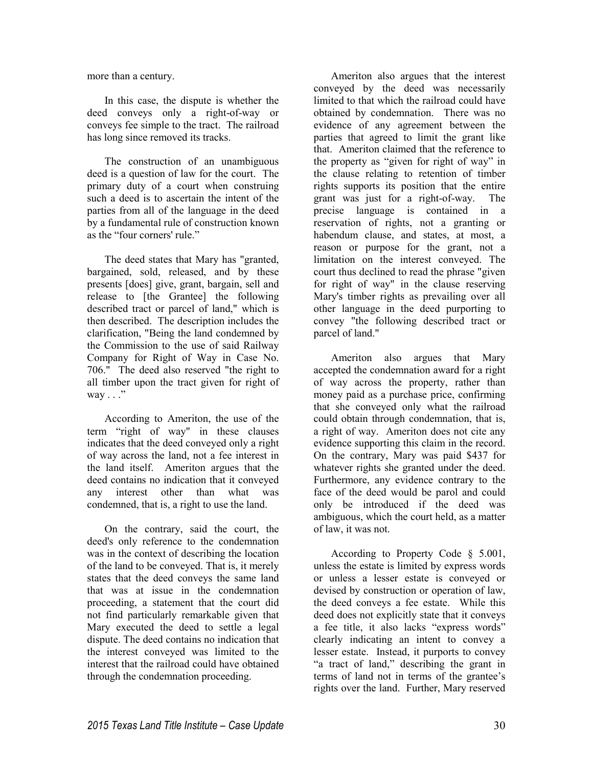more than a century.

In this case, the dispute is whether the deed conveys only a right-of-way or conveys fee simple to the tract. The railroad has long since removed its tracks.

The construction of an unambiguous deed is a question of law for the court. The primary duty of a court when construing such a deed is to ascertain the intent of the parties from all of the language in the deed by a fundamental rule of construction known as the "four corners' rule."

The deed states that Mary has "granted, bargained, sold, released, and by these presents [does] give, grant, bargain, sell and release to [the Grantee] the following described tract or parcel of land," which is then described. The description includes the clarification, "Being the land condemned by the Commission to the use of said Railway Company for Right of Way in Case No. 706." The deed also reserved "the right to all timber upon the tract given for right of way . . ."

According to Ameriton, the use of the term "right of way" in these clauses indicates that the deed conveyed only a right of way across the land, not a fee interest in the land itself. Ameriton argues that the deed contains no indication that it conveyed any interest other than what was condemned, that is, a right to use the land.

On the contrary, said the court, the deed's only reference to the condemnation was in the context of describing the location of the land to be conveyed. That is, it merely states that the deed conveys the same land that was at issue in the condemnation proceeding, a statement that the court did not find particularly remarkable given that Mary executed the deed to settle a legal dispute. The deed contains no indication that the interest conveyed was limited to the interest that the railroad could have obtained through the condemnation proceeding.

Ameriton also argues that the interest conveyed by the deed was necessarily limited to that which the railroad could have obtained by condemnation. There was no evidence of any agreement between the parties that agreed to limit the grant like that. Ameriton claimed that the reference to the property as "given for right of way" in the clause relating to retention of timber rights supports its position that the entire grant was just for a right-of-way. The precise language is contained in a reservation of rights, not a granting or habendum clause, and states, at most, a reason or purpose for the grant, not a limitation on the interest conveyed. The court thus declined to read the phrase "given for right of way" in the clause reserving Mary's timber rights as prevailing over all other language in the deed purporting to convey "the following described tract or parcel of land."

Ameriton also argues that Mary accepted the condemnation award for a right of way across the property, rather than money paid as a purchase price, confirming that she conveyed only what the railroad could obtain through condemnation, that is, a right of way. Ameriton does not cite any evidence supporting this claim in the record. On the contrary, Mary was paid $437 for whatever rights she granted under the deed. Furthermore, any evidence contrary to the face of the deed would be parol and could only be introduced if the deed was ambiguous, which the court held, as a matter of law, it was not.

According to Property Code § 5.001, unless the estate is limited by express words or unless a lesser estate is conveyed or devised by construction or operation of law, the deed conveys a fee estate. While this deed does not explicitly state that it conveys a fee title, it also lacks "express words" clearly indicating an intent to convey a lesser estate. Instead, it purports to convey "a tract of land," describing the grant in terms of land not in terms of the grantee's rights over the land. Further, Mary reserved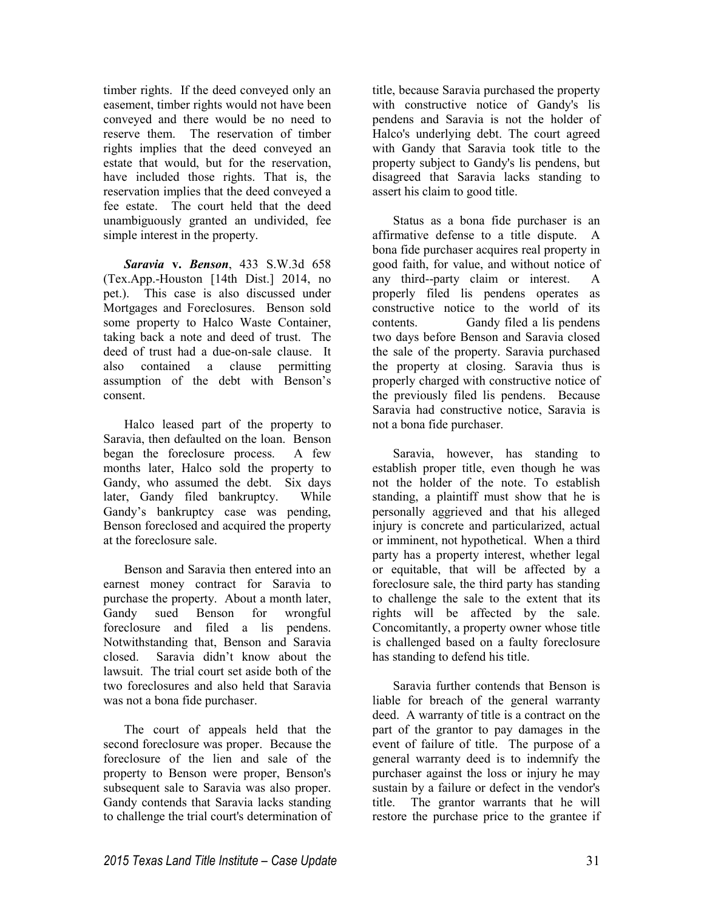timber rights. If the deed conveyed only an easement, timber rights would not have been conveyed and there would be no need to reserve them. The reservation of timber rights implies that the deed conveyed an estate that would, but for the reservation, have included those rights. That is, the reservation implies that the deed conveyed a fee estate. The court held that the deed unambiguously granted an undivided, fee simple interest in the property.

***Saravia* v. *Benson***, 433 S.W.3d 658 (Tex.App.-Houston [14th Dist.] 2014, no pet.). This case is also discussed under Mortgages and Foreclosures. Benson sold some property to Halco Waste Container, taking back a note and deed of trust. The deed of trust had a due-on-sale clause. It also contained a clause permitting assumption of the debt with Benson's consent.

Halco leased part of the property to Saravia, then defaulted on the loan. Benson began the foreclosure process. A few months later, Halco sold the property to Gandy, who assumed the debt. Six days later, Gandy filed bankruptcy. While Gandy's bankruptcy case was pending, Benson foreclosed and acquired the property at the foreclosure sale.

Benson and Saravia then entered into an earnest money contract for Saravia to purchase the property. About a month later, Gandy sued Benson for wrongful foreclosure and filed a lis pendens. Notwithstanding that, Benson and Saravia closed. Saravia didn't know about the lawsuit. The trial court set aside both of the two foreclosures and also held that Saravia was not a bona fide purchaser.

The court of appeals held that the second foreclosure was proper. Because the foreclosure of the lien and sale of the property to Benson were proper, Benson's subsequent sale to Saravia was also proper. Gandy contends that Saravia lacks standing to challenge the trial court's determination of title, because Saravia purchased the property with constructive notice of Gandy's lis pendens and Saravia is not the holder of Halco's underlying debt. The court agreed with Gandy that Saravia took title to the property subject to Gandy's lis pendens, but disagreed that Saravia lacks standing to assert his claim to good title.

Status as a bona fide purchaser is an affirmative defense to a title dispute. A bona fide purchaser acquires real property in good faith, for value, and without notice of any third--party claim or interest. A properly filed lis pendens operates as constructive notice to the world of its contents. Gandy filed a lis pendens two days before Benson and Saravia closed the sale of the property. Saravia purchased the property at closing. Saravia thus is properly charged with constructive notice of the previously filed lis pendens. Because Saravia had constructive notice, Saravia is not a bona fide purchaser.

Saravia, however, has standing to establish proper title, even though he was not the holder of the note. To establish standing, a plaintiff must show that he is personally aggrieved and that his alleged injury is concrete and particularized, actual or imminent, not hypothetical. When a third party has a property interest, whether legal or equitable, that will be affected by a foreclosure sale, the third party has standing to challenge the sale to the extent that its rights will be affected by the sale. Concomitantly, a property owner whose title is challenged based on a faulty foreclosure has standing to defend his title.

Saravia further contends that Benson is liable for breach of the general warranty deed. A warranty of title is a contract on the part of the grantor to pay damages in the event of failure of title. The purpose of a general warranty deed is to indemnify the purchaser against the loss or injury he may sustain by a failure or defect in the vendor's title. The grantor warrants that he will restore the purchase price to the grantee if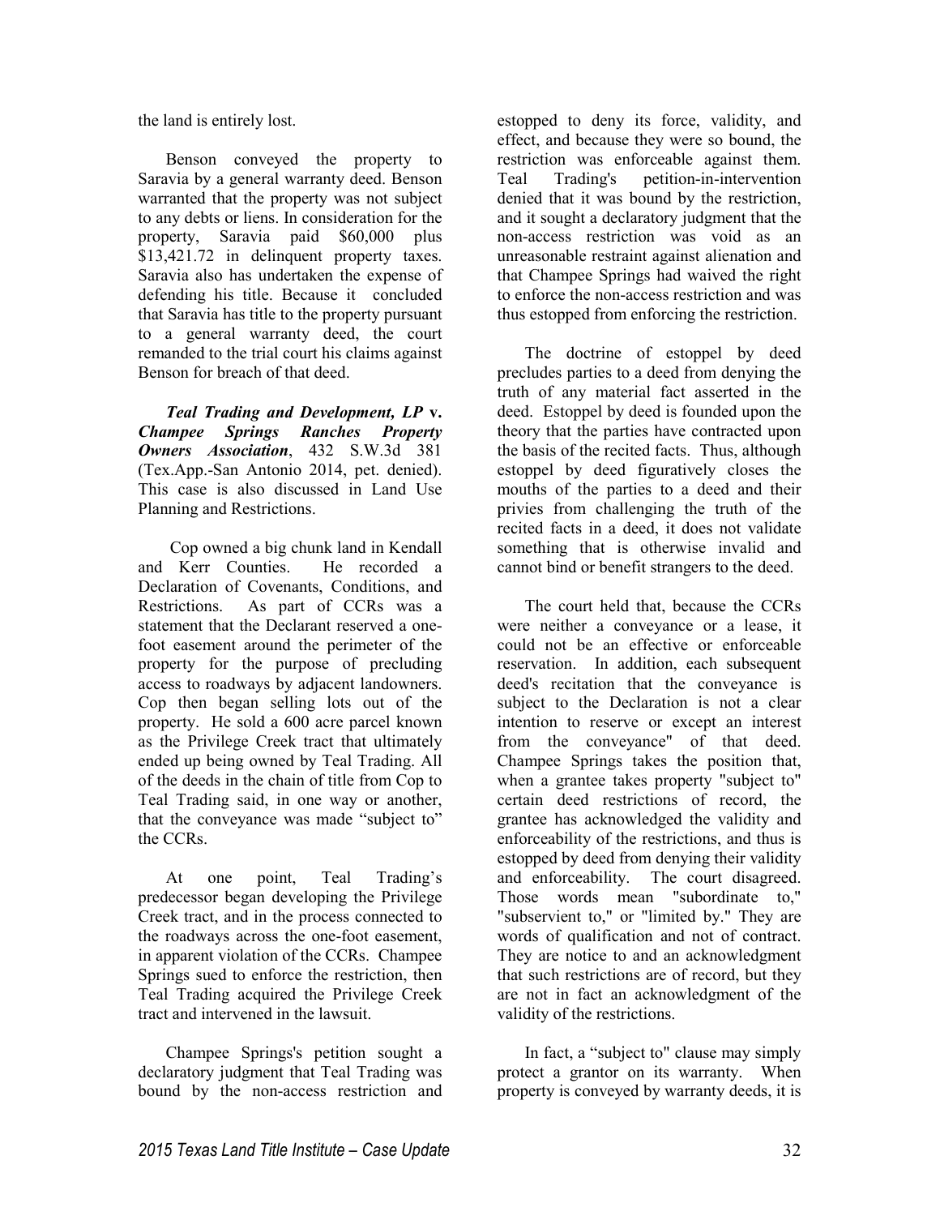the land is entirely lost.

Benson conveyed the property to Saravia by a general warranty deed. Benson warranted that the property was not subject to any debts or liens. In consideration for the property, Saravia paid $60,000 plus $13,421.72 in delinquent property taxes. Saravia also has undertaken the expense of defending his title. Because it concluded that Saravia has title to the property pursuant to a general warranty deed, the court remanded to the trial court his claims against Benson for breach of that deed.

***Teal Trading and Development, LP* v. *Champee Springs Ranches Property Owners Association***, 432 S.W.3d 381 (Tex.App.-San Antonio 2014, pet. denied). This case is also discussed in Land Use Planning and Restrictions.

Cop owned a big chunk land in Kendall and Kerr Counties. He recorded a Declaration of Covenants, Conditions, and Restrictions. As part of CCRs was a statement that the Declarant reserved a one-foot easement around the perimeter of the property for the purpose of precluding access to roadways by adjacent landowners. Cop then began selling lots out of the property. He sold a 600 acre parcel known as the Privilege Creek tract that ultimately ended up being owned by Teal Trading. All of the deeds in the chain of title from Cop to Teal Trading said, in one way or another, that the conveyance was made "subject to" the CCRs.

At one point, Teal Trading's predecessor began developing the Privilege Creek tract, and in the process connected to the roadways across the one-foot easement, in apparent violation of the CCRs. Champee Springs sued to enforce the restriction, then Teal Trading acquired the Privilege Creek tract and intervened in the lawsuit.

Champee Springs's petition sought a declaratory judgment that Teal Trading was bound by the non-access restriction and estopped to deny its force, validity, and effect, and because they were so bound, the restriction was enforceable against them. Teal Trading's petition-in-intervention denied that it was bound by the restriction, and it sought a declaratory judgment that the non-access restriction was void as an unreasonable restraint against alienation and that Champee Springs had waived the right to enforce the non-access restriction and was thus estopped from enforcing the restriction.

The doctrine of estoppel by deed precludes parties to a deed from denying the truth of any material fact asserted in the deed. Estoppel by deed is founded upon the theory that the parties have contracted upon the basis of the recited facts. Thus, although estoppel by deed figuratively closes the mouths of the parties to a deed and their privies from challenging the truth of the recited facts in a deed, it does not validate something that is otherwise invalid and cannot bind or benefit strangers to the deed.

The court held that, because the CCRs were neither a conveyance or a lease, it could not be an effective or enforceable reservation. In addition, each subsequent deed's recitation that the conveyance is subject to the Declaration is not a clear intention to reserve or except an interest from the conveyance" of that deed. Champee Springs takes the position that, when a grantee takes property "subject to" certain deed restrictions of record, the grantee has acknowledged the validity and enforceability of the restrictions, and thus is estopped by deed from denying their validity and enforceability. The court disagreed. Those words mean "subordinate to," "subservient to," or "limited by." They are words of qualification and not of contract. They are notice to and an acknowledgment that such restrictions are of record, but they are not in fact an acknowledgment of the validity of the restrictions.

In fact, a "subject to" clause may simply protect a grantor on its warranty. When property is conveyed by warranty deeds, it is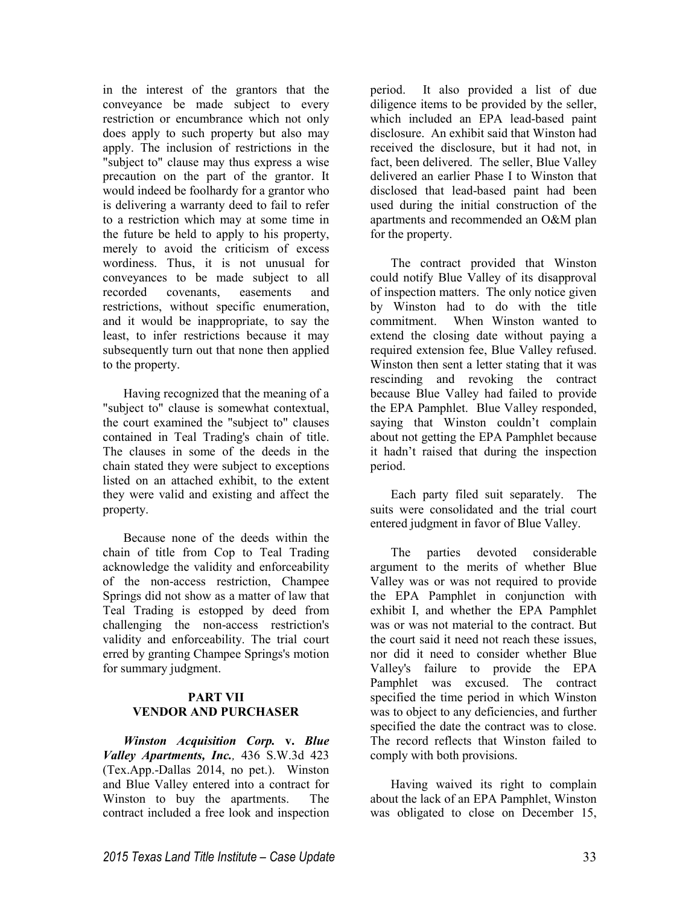in the interest of the grantors that the conveyance be made subject to every restriction or encumbrance which not only does apply to such property but also may apply. The inclusion of restrictions in the "subject to" clause may thus express a wise precaution on the part of the grantor. It would indeed be foolhardy for a grantor who is delivering a warranty deed to fail to refer to a restriction which may at some time in the future be held to apply to his property, merely to avoid the criticism of excess wordiness. Thus, it is not unusual for conveyances to be made subject to all recorded covenants, easements and restrictions, without specific enumeration, and it would be inappropriate, to say the least, to infer restrictions because it may subsequently turn out that none then applied to the property.

Having recognized that the meaning of a "subject to" clause is somewhat contextual, the court examined the "subject to" clauses contained in Teal Trading's chain of title. The clauses in some of the deeds in the chain stated they were subject to exceptions listed on an attached exhibit, to the extent they were valid and existing and affect the property.

Because none of the deeds within the chain of title from Cop to Teal Trading acknowledge the validity and enforceability of the non-access restriction, Champee Springs did not show as a matter of law that Teal Trading is estopped by deed from challenging the non-access restriction's validity and enforceability. The trial court erred by granting Champee Springs's motion for summary judgment.

## PART VII
## VENDOR AND PURCHASER

***Winston Acquisition Corp.* v. *Blue Valley Apartments, Inc.*,** 436 S.W.3d 423 (Tex.App.-Dallas 2014, no pet.). Winston and Blue Valley entered into a contract for Winston to buy the apartments. The contract included a free look and inspection period. It also provided a list of due diligence items to be provided by the seller, which included an EPA lead-based paint disclosure. An exhibit said that Winston had received the disclosure, but it had not, in fact, been delivered. The seller, Blue Valley delivered an earlier Phase I to Winston that disclosed that lead-based paint had been used during the initial construction of the apartments and recommended an O&M plan for the property.

The contract provided that Winston could notify Blue Valley of its disapproval of inspection matters. The only notice given by Winston had to do with the title commitment. When Winston wanted to extend the closing date without paying a required extension fee, Blue Valley refused. Winston then sent a letter stating that it was rescinding and revoking the contract because Blue Valley had failed to provide the EPA Pamphlet. Blue Valley responded, saying that Winston couldn't complain about not getting the EPA Pamphlet because it hadn't raised that during the inspection period.

Each party filed suit separately. The suits were consolidated and the trial court entered judgment in favor of Blue Valley.

The parties devoted considerable argument to the merits of whether Blue Valley was or was not required to provide the EPA Pamphlet in conjunction with exhibit I, and whether the EPA Pamphlet was or was not material to the contract. But the court said it need not reach these issues, nor did it need to consider whether Blue Valley's failure to provide the EPA Pamphlet was excused. The contract specified the time period in which Winston was to object to any deficiencies, and further specified the date the contract was to close. The record reflects that Winston failed to comply with both provisions.

Having waived its right to complain about the lack of an EPA Pamphlet, Winston was obligated to close on December 15,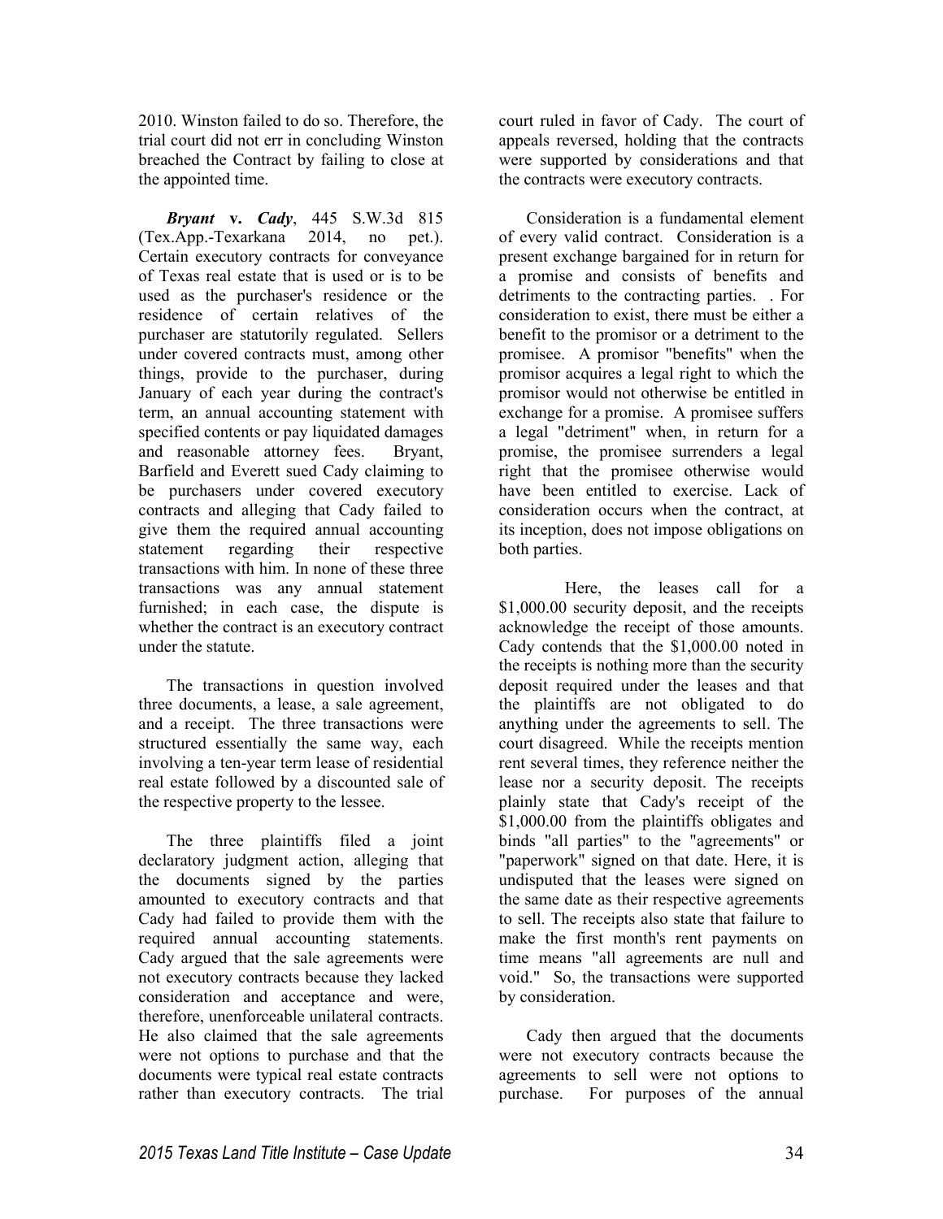2010. Winston failed to do so. Therefore, the trial court did not err in concluding Winston breached the Contract by failing to close at the appointed time.

***Bryant* v. *Cady***, 445 S.W.3d 815 (Tex.App.-Texarkana 2014, no pet.). Certain executory contracts for conveyance of Texas real estate that is used or is to be used as the purchaser's residence or the residence of certain relatives of the purchaser are statutorily regulated. Sellers under covered contracts must, among other things, provide to the purchaser, during January of each year during the contract's term, an annual accounting statement with specified contents or pay liquidated damages and reasonable attorney fees. Bryant, Barfield and Everett sued Cady claiming to be purchasers under covered executory contracts and alleging that Cady failed to give them the required annual accounting statement regarding their respective transactions with him. In none of these three transactions was any annual statement furnished; in each case, the dispute is whether the contract is an executory contract under the statute.

The transactions in question involved three documents, a lease, a sale agreement, and a receipt. The three transactions were structured essentially the same way, each involving a ten-year term lease of residential real estate followed by a discounted sale of the respective property to the lessee.

The three plaintiffs filed a joint declaratory judgment action, alleging that the documents signed by the parties amounted to executory contracts and that Cady had failed to provide them with the required annual accounting statements. Cady argued that the sale agreements were not executory contracts because they lacked consideration and acceptance and were, therefore, unenforceable unilateral contracts. He also claimed that the sale agreements were not options to purchase and that the documents were typical real estate contracts rather than executory contracts. The trial court ruled in favor of Cady. The court of appeals reversed, holding that the contracts were supported by considerations and that the contracts were executory contracts.

Consideration is a fundamental element of every valid contract. Consideration is a present exchange bargained for in return for a promise and consists of benefits and detriments to the contracting parties. . For consideration to exist, there must be either a benefit to the promisor or a detriment to the promisee. A promisor "benefits" when the promisor acquires a legal right to which the promisor would not otherwise be entitled in exchange for a promise. A promisee suffers a legal "detriment" when, in return for a promise, the promisee surrenders a legal right that the promisee otherwise would have been entitled to exercise. Lack of consideration occurs when the contract, at its inception, does not impose obligations on both parties.

Here, the leases call for a \$1,000.00 security deposit, and the receipts acknowledge the receipt of those amounts. Cady contends that the \$1,000.00 noted in the receipts is nothing more than the security deposit required under the leases and that the plaintiffs are not obligated to do anything under the agreements to sell. The court disagreed. While the receipts mention rent several times, they reference neither the lease nor a security deposit. The receipts plainly state that Cady's receipt of the \$1,000.00 from the plaintiffs obligates and binds "all parties" to the "agreements" or "paperwork" signed on that date. Here, it is undisputed that the leases were signed on the same date as their respective agreements to sell. The receipts also state that failure to make the first month's rent payments on time means "all agreements are null and void." So, the transactions were supported by consideration.

Cady then argued that the documents were not executory contracts because the agreements to sell were not options to purchase. For purposes of the annual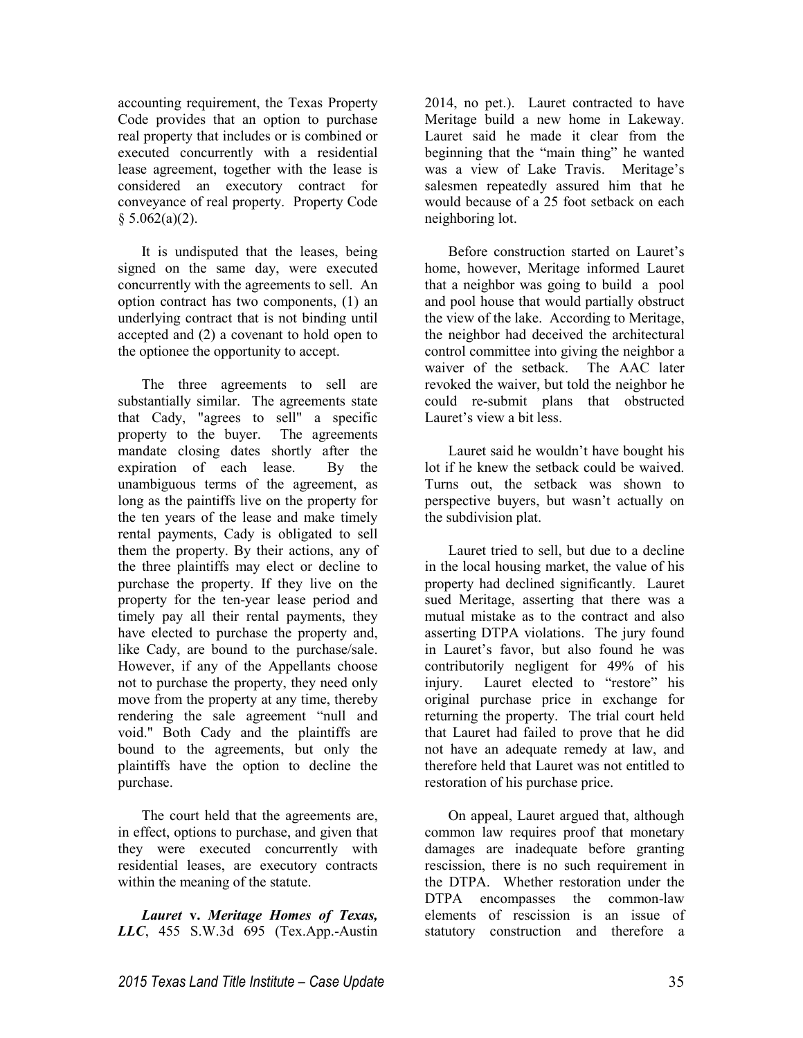accounting requirement, the Texas Property Code provides that an option to purchase real property that includes or is combined or executed concurrently with a residential lease agreement, together with the lease is considered an executory contract for conveyance of real property. Property Code § 5.062(a)(2).

It is undisputed that the leases, being signed on the same day, were executed concurrently with the agreements to sell. An option contract has two components, (1) an underlying contract that is not binding until accepted and (2) a covenant to hold open to the optionee the opportunity to accept.

The three agreements to sell are substantially similar. The agreements state that Cady, "agrees to sell" a specific property to the buyer. The agreements mandate closing dates shortly after the expiration of each lease. By the unambiguous terms of the agreement, as long as the paintiffs live on the property for the ten years of the lease and make timely rental payments, Cady is obligated to sell them the property. By their actions, any of the three plaintiffs may elect or decline to purchase the property. If they live on the property for the ten-year lease period and timely pay all their rental payments, they have elected to purchase the property and, like Cady, are bound to the purchase/sale. However, if any of the Appellants choose not to purchase the property, they need only move from the property at any time, thereby rendering the sale agreement "null and void." Both Cady and the plaintiffs are bound to the agreements, but only the plaintiffs have the option to decline the purchase.

The court held that the agreements are, in effect, options to purchase, and given that they were executed concurrently with residential leases, are executory contracts within the meaning of the statute.

***Lauret* v. *Meritage Homes of Texas, LLC***, 455 S.W.3d 695 (Tex.App.-Austin 2014, no pet.). Lauret contracted to have Meritage build a new home in Lakeway. Lauret said he made it clear from the beginning that the "main thing" he wanted was a view of Lake Travis. Meritage's salesmen repeatedly assured him that he would because of a 25 foot setback on each neighboring lot.

Before construction started on Lauret's home, however, Meritage informed Lauret that a neighbor was going to build a pool and pool house that would partially obstruct the view of the lake. According to Meritage, the neighbor had deceived the architectural control committee into giving the neighbor a waiver of the setback. The AAC later revoked the waiver, but told the neighbor he could re-submit plans that obstructed Lauret's view a bit less.

Lauret said he wouldn't have bought his lot if he knew the setback could be waived. Turns out, the setback was shown to perspective buyers, but wasn't actually on the subdivision plat.

Lauret tried to sell, but due to a decline in the local housing market, the value of his property had declined significantly. Lauret sued Meritage, asserting that there was a mutual mistake as to the contract and also asserting DTPA violations. The jury found in Lauret's favor, but also found he was contributorily negligent for 49% of his injury. Lauret elected to "restore" his original purchase price in exchange for returning the property. The trial court held that Lauret had failed to prove that he did not have an adequate remedy at law, and therefore held that Lauret was not entitled to restoration of his purchase price.

On appeal, Lauret argued that, although common law requires proof that monetary damages are inadequate before granting rescission, there is no such requirement in the DTPA. Whether restoration under the DTPA encompasses the common-law elements of rescission is an issue of statutory construction and therefore a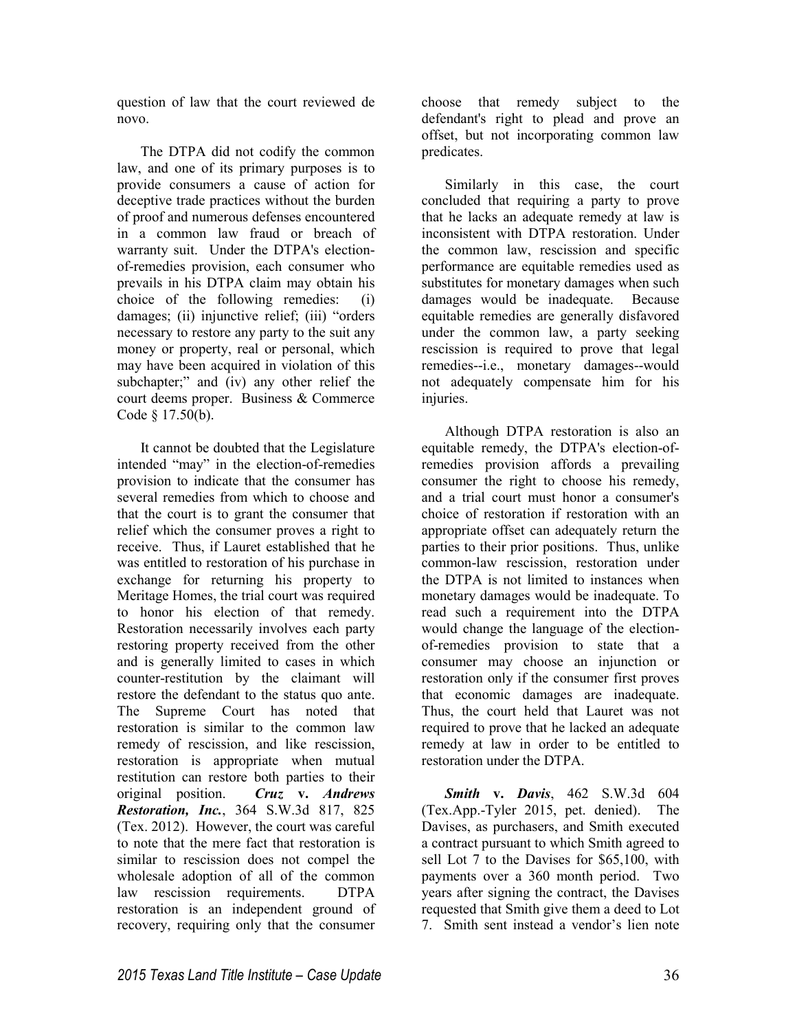question of law that the court reviewed de novo.

The DTPA did not codify the common law, and one of its primary purposes is to provide consumers a cause of action for deceptive trade practices without the burden of proof and numerous defenses encountered in a common law fraud or breach of warranty suit. Under the DTPA's election-of-remedies provision, each consumer who prevails in his DTPA claim may obtain his choice of the following remedies: (i) damages; (ii) injunctive relief; (iii) "orders necessary to restore any party to the suit any money or property, real or personal, which may have been acquired in violation of this subchapter;" and (iv) any other relief the court deems proper. Business & Commerce Code § 17.50(b).

It cannot be doubted that the Legislature intended "may" in the election-of-remedies provision to indicate that the consumer has several remedies from which to choose and that the court is to grant the consumer that relief which the consumer proves a right to receive. Thus, if Lauret established that he was entitled to restoration of his purchase in exchange for returning his property to Meritage Homes, the trial court was required to honor his election of that remedy. Restoration necessarily involves each party restoring property received from the other and is generally limited to cases in which counter-restitution by the claimant will restore the defendant to the status quo ante. The Supreme Court has noted that restoration is similar to the common law remedy of rescission, and like rescission, restoration is appropriate when mutual restitution can restore both parties to their original position. ***Cruz* v. *Andrews Restoration, Inc.***, 364 S.W.3d 817, 825 (Tex. 2012). However, the court was careful to note that the mere fact that restoration is similar to rescission does not compel the wholesale adoption of all of the common law rescission requirements. DTPA restoration is an independent ground of recovery, requiring only that the consumer choose that remedy subject to the defendant's right to plead and prove an offset, but not incorporating common law predicates.

Similarly in this case, the court concluded that requiring a party to prove that he lacks an adequate remedy at law is inconsistent with DTPA restoration. Under the common law, rescission and specific performance are equitable remedies used as substitutes for monetary damages when such damages would be inadequate. Because equitable remedies are generally disfavored under the common law, a party seeking rescission is required to prove that legal remedies--i.e., monetary damages--would not adequately compensate him for his injuries.

Although DTPA restoration is also an equitable remedy, the DTPA's election-of-remedies provision affords a prevailing consumer the right to choose his remedy, and a trial court must honor a consumer's choice of restoration if restoration with an appropriate offset can adequately return the parties to their prior positions. Thus, unlike common-law rescission, restoration under the DTPA is not limited to instances when monetary damages would be inadequate. To read such a requirement into the DTPA would change the language of the election-of-remedies provision to state that a consumer may choose an injunction or restoration only if the consumer first proves that economic damages are inadequate. Thus, the court held that Lauret was not required to prove that he lacked an adequate remedy at law in order to be entitled to restoration under the DTPA.

***Smith* v. *Davis***, 462 S.W.3d 604 (Tex.App.-Tyler 2015, pet. denied). The Davises, as purchasers, and Smith executed a contract pursuant to which Smith agreed to sell Lot 7 to the Davises for $65,100, with payments over a 360 month period. Two years after signing the contract, the Davises requested that Smith give them a deed to Lot 7. Smith sent instead a vendor's lien note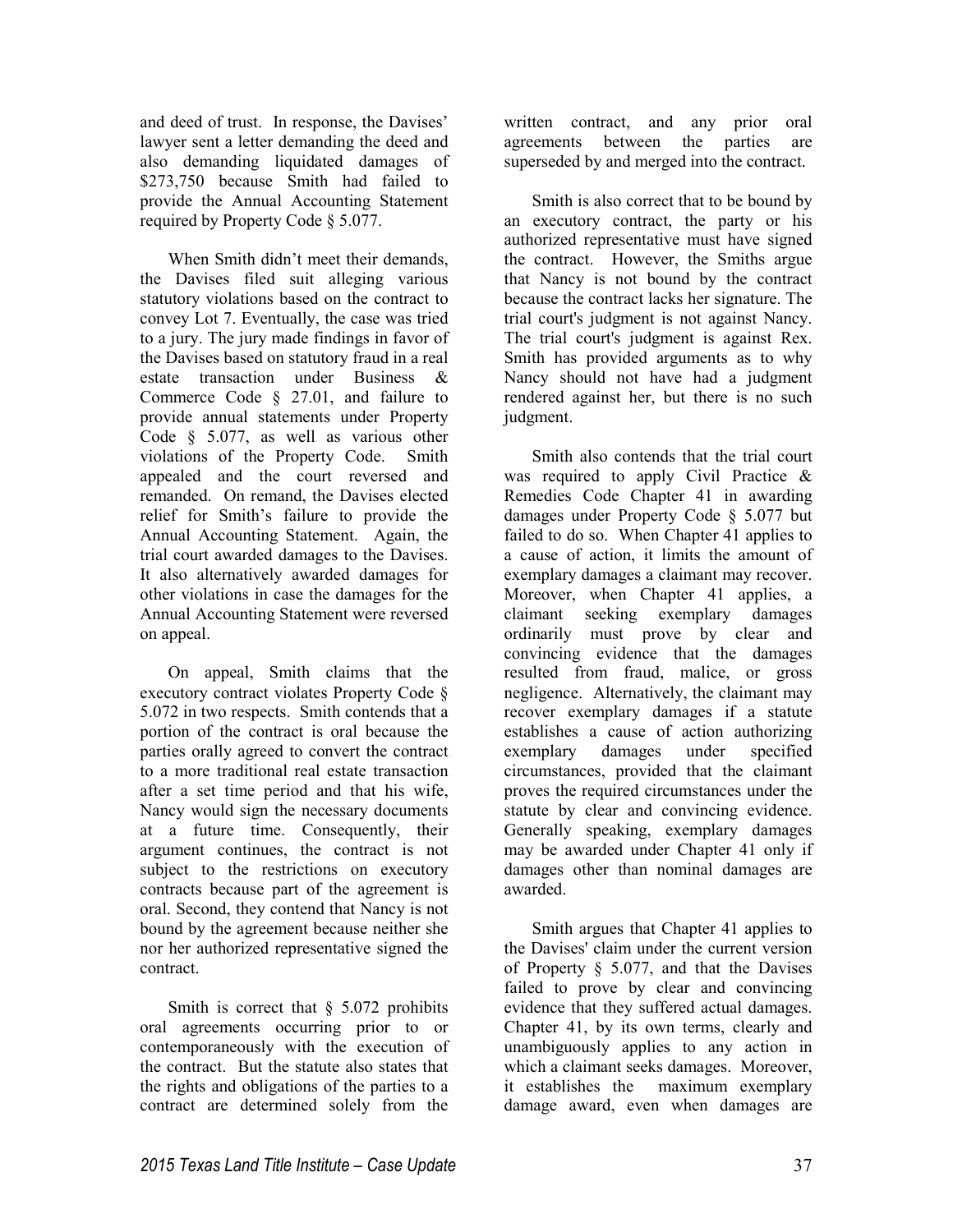and deed of trust. In response, the Davises' lawyer sent a letter demanding the deed and also demanding liquidated damages of $273,750 because Smith had failed to provide the Annual Accounting Statement required by Property Code § 5.077.

When Smith didn't meet their demands, the Davises filed suit alleging various statutory violations based on the contract to convey Lot 7. Eventually, the case was tried to a jury. The jury made findings in favor of the Davises based on statutory fraud in a real estate transaction under Business & Commerce Code § 27.01, and failure to provide annual statements under Property Code § 5.077, as well as various other violations of the Property Code. Smith appealed and the court reversed and remanded. On remand, the Davises elected relief for Smith's failure to provide the Annual Accounting Statement. Again, the trial court awarded damages to the Davises. It also alternatively awarded damages for other violations in case the damages for the Annual Accounting Statement were reversed on appeal.

On appeal, Smith claims that the executory contract violates Property Code § 5.072 in two respects. Smith contends that a portion of the contract is oral because the parties orally agreed to convert the contract to a more traditional real estate transaction after a set time period and that his wife, Nancy would sign the necessary documents at a future time. Consequently, their argument continues, the contract is not subject to the restrictions on executory contracts because part of the agreement is oral. Second, they contend that Nancy is not bound by the agreement because neither she nor her authorized representative signed the contract.

Smith is correct that § 5.072 prohibits oral agreements occurring prior to or contemporaneously with the execution of the contract. But the statute also states that the rights and obligations of the parties to a contract are determined solely from the written contract, and any prior oral agreements between the parties are superseded by and merged into the contract.

Smith is also correct that to be bound by an executory contract, the party or his authorized representative must have signed the contract. However, the Smiths argue that Nancy is not bound by the contract because the contract lacks her signature. The trial court's judgment is not against Nancy. The trial court's judgment is against Rex. Smith has provided arguments as to why Nancy should not have had a judgment rendered against her, but there is no such judgment.

Smith also contends that the trial court was required to apply Civil Practice & Remedies Code Chapter 41 in awarding damages under Property Code § 5.077 but failed to do so. When Chapter 41 applies to a cause of action, it limits the amount of exemplary damages a claimant may recover. Moreover, when Chapter 41 applies, a claimant seeking exemplary damages ordinarily must prove by clear and convincing evidence that the damages resulted from fraud, malice, or gross negligence. Alternatively, the claimant may recover exemplary damages if a statute establishes a cause of action authorizing exemplary damages under specified circumstances, provided that the claimant proves the required circumstances under the statute by clear and convincing evidence. Generally speaking, exemplary damages may be awarded under Chapter 41 only if damages other than nominal damages are awarded.

Smith argues that Chapter 41 applies to the Davises' claim under the current version of Property § 5.077, and that the Davises failed to prove by clear and convincing evidence that they suffered actual damages. Chapter 41, by its own terms, clearly and unambiguously applies to any action in which a claimant seeks damages. Moreover, it establishes the maximum exemplary damage award, even when damages are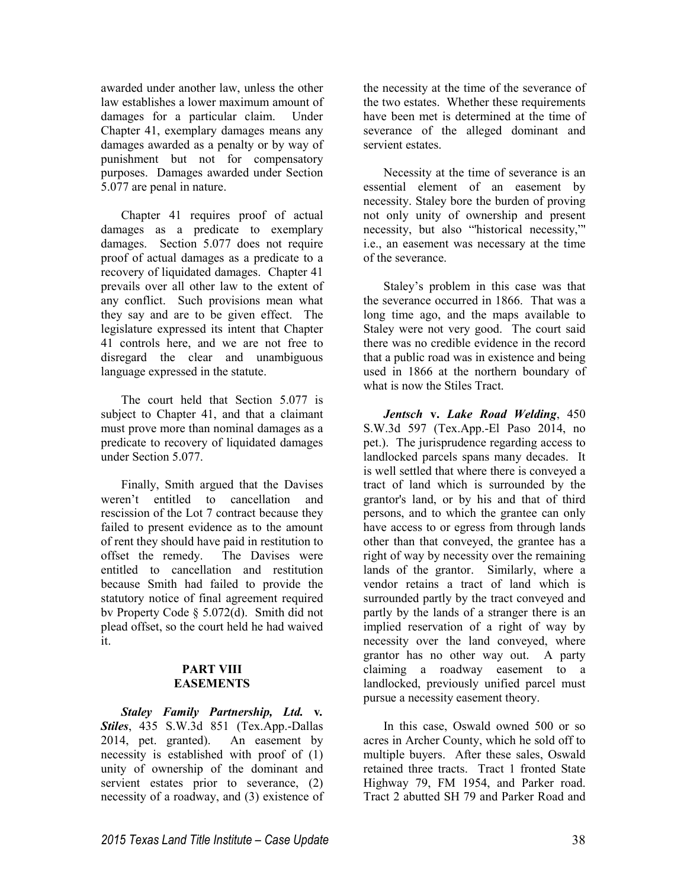awarded under another law, unless the other law establishes a lower maximum amount of damages for a particular claim. Under Chapter 41, exemplary damages means any damages awarded as a penalty or by way of punishment but not for compensatory purposes. Damages awarded under Section 5.077 are penal in nature.

Chapter 41 requires proof of actual damages as a predicate to exemplary damages. Section 5.077 does not require proof of actual damages as a predicate to a recovery of liquidated damages. Chapter 41 prevails over all other law to the extent of any conflict. Such provisions mean what they say and are to be given effect. The legislature expressed its intent that Chapter 41 controls here, and we are not free to disregard the clear and unambiguous language expressed in the statute.

The court held that Section 5.077 is subject to Chapter 41, and that a claimant must prove more than nominal damages as a predicate to recovery of liquidated damages under Section 5.077.

Finally, Smith argued that the Davises weren't entitled to cancellation and rescission of the Lot 7 contract because they failed to present evidence as to the amount of rent they should have paid in restitution to offset the remedy. The Davises were entitled to cancellation and restitution because Smith had failed to provide the statutory notice of final agreement required bv Property Code § 5.072(d). Smith did not plead offset, so the court held he had waived it.

## PART VIII
## EASEMENTS

***Staley Family Partnership, Ltd.* v. *Stiles***, 435 S.W.3d 851 (Tex.App.-Dallas 2014, pet. granted). An easement by necessity is established with proof of (1) unity of ownership of the dominant and servient estates prior to severance, (2) necessity of a roadway, and (3) existence of the necessity at the time of the severance of the two estates. Whether these requirements have been met is determined at the time of severance of the alleged dominant and servient estates.

Necessity at the time of severance is an essential element of an easement by necessity. Staley bore the burden of proving not only unity of ownership and present necessity, but also "'historical necessity,'" i.e., an easement was necessary at the time of the severance.

Staley's problem in this case was that the severance occurred in 1866. That was a long time ago, and the maps available to Staley were not very good. The court said there was no credible evidence in the record that a public road was in existence and being used in 1866 at the northern boundary of what is now the Stiles Tract.

***Jentsch* v. *Lake Road Welding***, 450 S.W.3d 597 (Tex.App.-El Paso 2014, no pet.). The jurisprudence regarding access to landlocked parcels spans many decades. It is well settled that where there is conveyed a tract of land which is surrounded by the grantor's land, or by his and that of third persons, and to which the grantee can only have access to or egress from through lands other than that conveyed, the grantee has a right of way by necessity over the remaining lands of the grantor. Similarly, where a vendor retains a tract of land which is surrounded partly by the tract conveyed and partly by the lands of a stranger there is an implied reservation of a right of way by necessity over the land conveyed, where grantor has no other way out. A party claiming a roadway easement to a landlocked, previously unified parcel must pursue a necessity easement theory.

In this case, Oswald owned 500 or so acres in Archer County, which he sold off to multiple buyers. After these sales, Oswald retained three tracts. Tract 1 fronted State Highway 79, FM 1954, and Parker road. Tract 2 abutted SH 79 and Parker Road and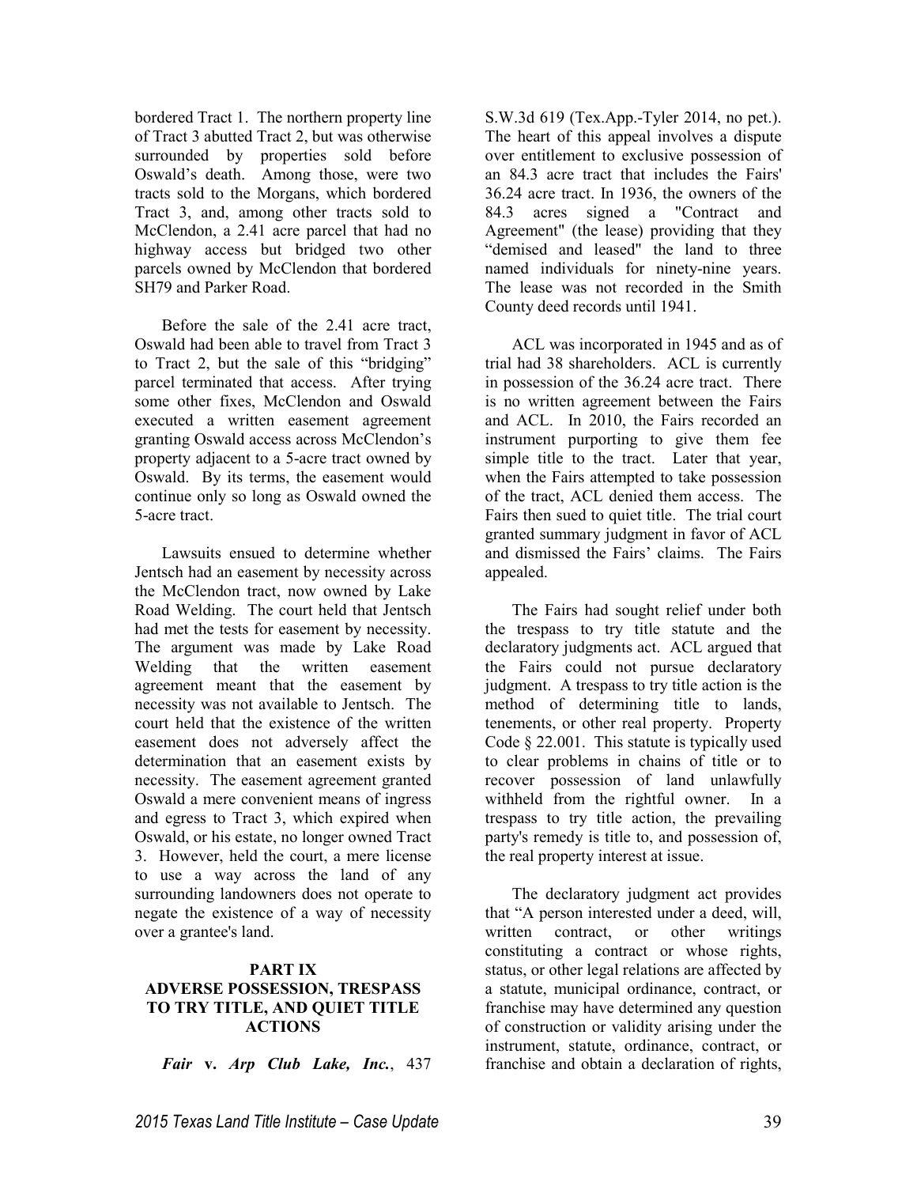bordered Tract 1. The northern property line of Tract 3 abutted Tract 2, but was otherwise surrounded by properties sold before Oswald's death. Among those, were two tracts sold to the Morgans, which bordered Tract 3, and, among other tracts sold to McClendon, a 2.41 acre parcel that had no highway access but bridged two other parcels owned by McClendon that bordered SH79 and Parker Road.

Before the sale of the 2.41 acre tract, Oswald had been able to travel from Tract 3 to Tract 2, but the sale of this "bridging" parcel terminated that access. After trying some other fixes, McClendon and Oswald executed a written easement agreement granting Oswald access across McClendon's property adjacent to a 5-acre tract owned by Oswald. By its terms, the easement would continue only so long as Oswald owned the 5-acre tract.

Lawsuits ensued to determine whether Jentsch had an easement by necessity across the McClendon tract, now owned by Lake Road Welding. The court held that Jentsch had met the tests for easement by necessity. The argument was made by Lake Road Welding that the written easement agreement meant that the easement by necessity was not available to Jentsch. The court held that the existence of the written easement does not adversely affect the determination that an easement exists by necessity. The easement agreement granted Oswald a mere convenient means of ingress and egress to Tract 3, which expired when Oswald, or his estate, no longer owned Tract 3. However, held the court, a mere license to use a way across the land of any surrounding landowners does not operate to negate the existence of a way of necessity over a grantee's land.

## PART IX
## ADVERSE POSSESSION, TRESPASS TO TRY TITLE, AND QUIET TITLE ACTIONS

***Fair* v. *Arp Club Lake, Inc.***, 437 S.W.3d 619 (Tex.App.-Tyler 2014, no pet.). The heart of this appeal involves a dispute over entitlement to exclusive possession of an 84.3 acre tract that includes the Fairs' 36.24 acre tract. In 1936, the owners of the 84.3 acres signed a "Contract and Agreement" (the lease) providing that they "demised and leased" the land to three named individuals for ninety-nine years. The lease was not recorded in the Smith County deed records until 1941.

ACL was incorporated in 1945 and as of trial had 38 shareholders. ACL is currently in possession of the 36.24 acre tract. There is no written agreement between the Fairs and ACL. In 2010, the Fairs recorded an instrument purporting to give them fee simple title to the tract. Later that year, when the Fairs attempted to take possession of the tract, ACL denied them access. The Fairs then sued to quiet title. The trial court granted summary judgment in favor of ACL and dismissed the Fairs' claims. The Fairs appealed.

The Fairs had sought relief under both the trespass to try title statute and the declaratory judgments act. ACL argued that the Fairs could not pursue declaratory judgment. A trespass to try title action is the method of determining title to lands, tenements, or other real property. Property Code § 22.001. This statute is typically used to clear problems in chains of title or to recover possession of land unlawfully withheld from the rightful owner. In a trespass to try title action, the prevailing party's remedy is title to, and possession of, the real property interest at issue.

The declaratory judgment act provides that "A person interested under a deed, will, written contract, or other writings constituting a contract or whose rights, status, or other legal relations are affected by a statute, municipal ordinance, contract, or franchise may have determined any question of construction or validity arising under the instrument, statute, ordinance, contract, or franchise and obtain a declaration of rights,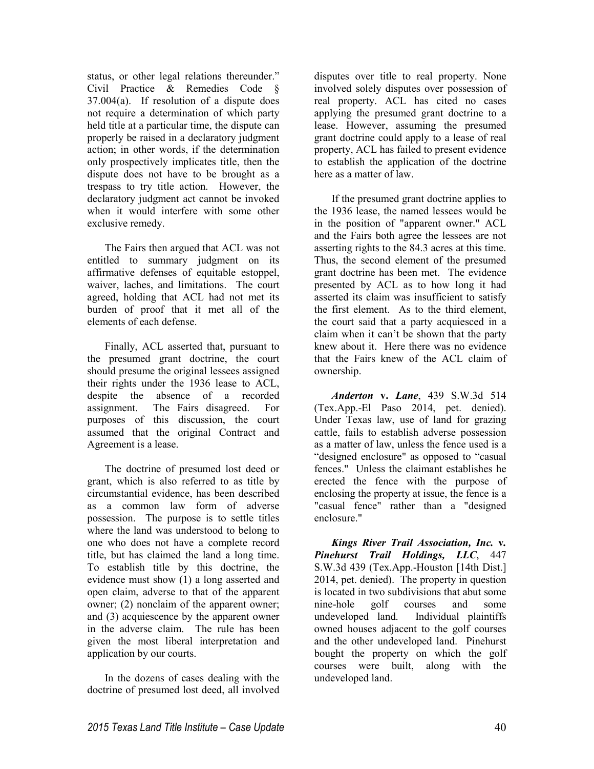status, or other legal relations thereunder." Civil Practice & Remedies Code § 37.004(a). If resolution of a dispute does not require a determination of which party held title at a particular time, the dispute can properly be raised in a declaratory judgment action; in other words, if the determination only prospectively implicates title, then the dispute does not have to be brought as a trespass to try title action. However, the declaratory judgment act cannot be invoked when it would interfere with some other exclusive remedy.

The Fairs then argued that ACL was not entitled to summary judgment on its affirmative defenses of equitable estoppel, waiver, laches, and limitations. The court agreed, holding that ACL had not met its burden of proof that it met all of the elements of each defense.

Finally, ACL asserted that, pursuant to the presumed grant doctrine, the court should presume the original lessees assigned their rights under the 1936 lease to ACL, despite the absence of a recorded assignment. The Fairs disagreed. For purposes of this discussion, the court assumed that the original Contract and Agreement is a lease.

The doctrine of presumed lost deed or grant, which is also referred to as title by circumstantial evidence, has been described as a common law form of adverse possession. The purpose is to settle titles where the land was understood to belong to one who does not have a complete record title, but has claimed the land a long time. To establish title by this doctrine, the evidence must show (1) a long asserted and open claim, adverse to that of the apparent owner; (2) nonclaim of the apparent owner; and (3) acquiescence by the apparent owner in the adverse claim. The rule has been given the most liberal interpretation and application by our courts.

In the dozens of cases dealing with the doctrine of presumed lost deed, all involved disputes over title to real property. None involved solely disputes over possession of real property. ACL has cited no cases applying the presumed grant doctrine to a lease. However, assuming the presumed grant doctrine could apply to a lease of real property, ACL has failed to present evidence to establish the application of the doctrine here as a matter of law.

If the presumed grant doctrine applies to the 1936 lease, the named lessees would be in the position of "apparent owner." ACL and the Fairs both agree the lessees are not asserting rights to the 84.3 acres at this time. Thus, the second element of the presumed grant doctrine has been met. The evidence presented by ACL as to how long it had asserted its claim was insufficient to satisfy the first element. As to the third element, the court said that a party acquiesced in a claim when it can't be shown that the party knew about it. Here there was no evidence that the Fairs knew of the ACL claim of ownership.

***Anderton* v. *Lane***, 439 S.W.3d 514 (Tex.App.-El Paso 2014, pet. denied). Under Texas law, use of land for grazing cattle, fails to establish adverse possession as a matter of law, unless the fence used is a "designed enclosure" as opposed to "casual fences." Unless the claimant establishes he erected the fence with the purpose of enclosing the property at issue, the fence is a "casual fence" rather than a "designed enclosure."

***Kings River Trail Association, Inc.* v. *Pinehurst Trail Holdings, LLC***, 447 S.W.3d 439 (Tex.App.-Houston [14th Dist.] 2014, pet. denied). The property in question is located in two subdivisions that abut some nine-hole golf courses and some undeveloped land. Individual plaintiffs owned houses adjacent to the golf courses and the other undeveloped land. Pinehurst bought the property on which the golf courses were built, along with the undeveloped land.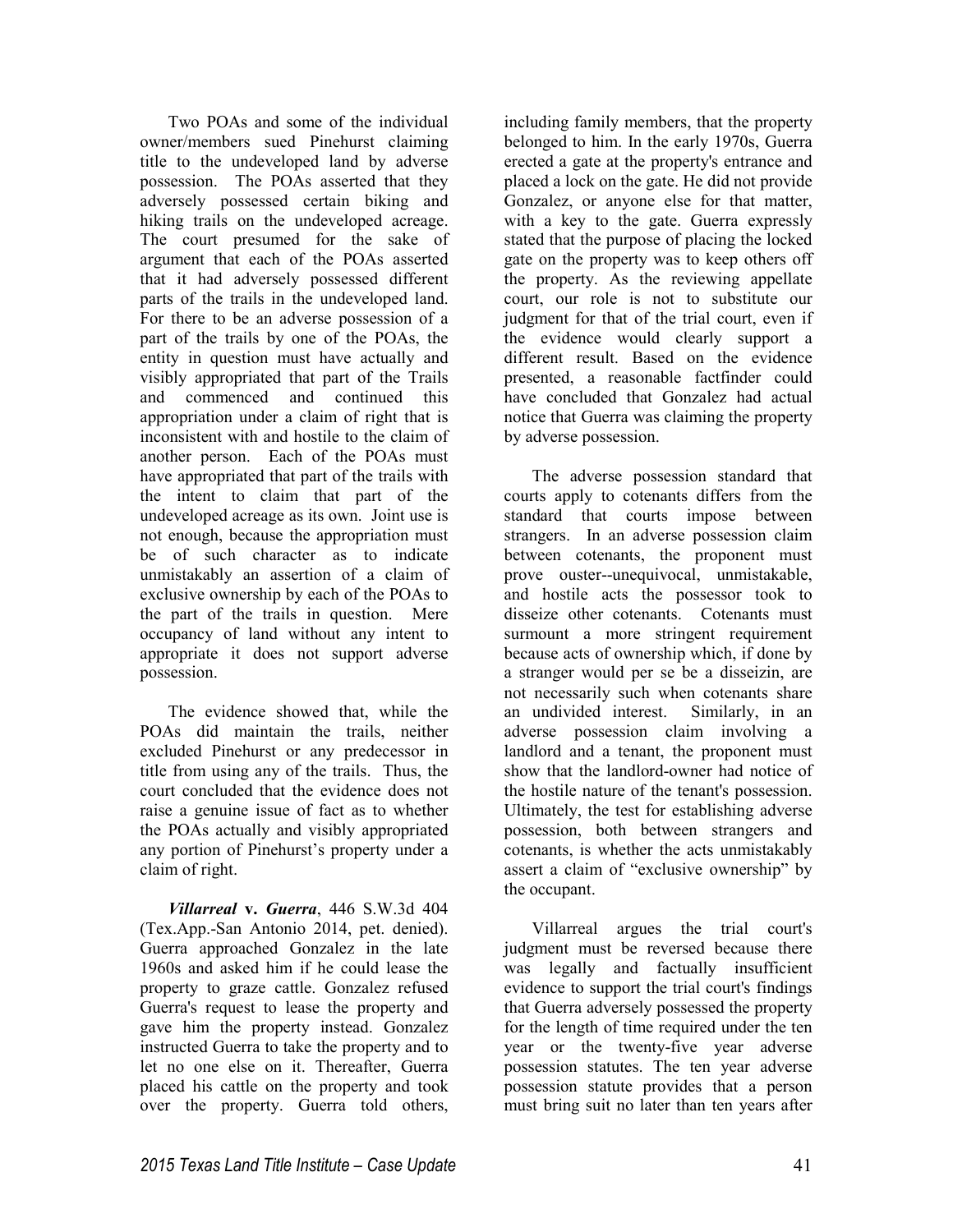Two POAs and some of the individual owner/members sued Pinehurst claiming title to the undeveloped land by adverse possession. The POAs asserted that they adversely possessed certain biking and hiking trails on the undeveloped acreage. The court presumed for the sake of argument that each of the POAs asserted that it had adversely possessed different parts of the trails in the undeveloped land. For there to be an adverse possession of a part of the trails by one of the POAs, the entity in question must have actually and visibly appropriated that part of the Trails and commenced and continued this appropriation under a claim of right that is inconsistent with and hostile to the claim of another person. Each of the POAs must have appropriated that part of the trails with the intent to claim that part of the undeveloped acreage as its own. Joint use is not enough, because the appropriation must be of such character as to indicate unmistakably an assertion of a claim of exclusive ownership by each of the POAs to the part of the trails in question. Mere occupancy of land without any intent to appropriate it does not support adverse possession.

The evidence showed that, while the POAs did maintain the trails, neither excluded Pinehurst or any predecessor in title from using any of the trails. Thus, the court concluded that the evidence does not raise a genuine issue of fact as to whether the POAs actually and visibly appropriated any portion of Pinehurst's property under a claim of right.

***Villarreal* v. *Guerra***, 446 S.W.3d 404 (Tex.App.-San Antonio 2014, pet. denied). Guerra approached Gonzalez in the late 1960s and asked him if he could lease the property to graze cattle. Gonzalez refused Guerra's request to lease the property and gave him the property instead. Gonzalez instructed Guerra to take the property and to let no one else on it. Thereafter, Guerra placed his cattle on the property and took over the property. Guerra told others, including family members, that the property belonged to him. In the early 1970s, Guerra erected a gate at the property's entrance and placed a lock on the gate. He did not provide Gonzalez, or anyone else for that matter, with a key to the gate. Guerra expressly stated that the purpose of placing the locked gate on the property was to keep others off the property. As the reviewing appellate court, our role is not to substitute our judgment for that of the trial court, even if the evidence would clearly support a different result. Based on the evidence presented, a reasonable factfinder could have concluded that Gonzalez had actual notice that Guerra was claiming the property by adverse possession.

The adverse possession standard that courts apply to cotenants differs from the standard that courts impose between strangers. In an adverse possession claim between cotenants, the proponent must prove ouster--unequivocal, unmistakable, and hostile acts the possessor took to disseize other cotenants. Cotenants must surmount a more stringent requirement because acts of ownership which, if done by a stranger would per se be a disseizin, are not necessarily such when cotenants share an undivided interest. Similarly, in an adverse possession claim involving a landlord and a tenant, the proponent must show that the landlord-owner had notice of the hostile nature of the tenant's possession. Ultimately, the test for establishing adverse possession, both between strangers and cotenants, is whether the acts unmistakably assert a claim of "exclusive ownership" by the occupant.

Villarreal argues the trial court's judgment must be reversed because there was legally and factually insufficient evidence to support the trial court's findings that Guerra adversely possessed the property for the length of time required under the ten year or the twenty-five year adverse possession statutes. The ten year adverse possession statute provides that a person must bring suit no later than ten years after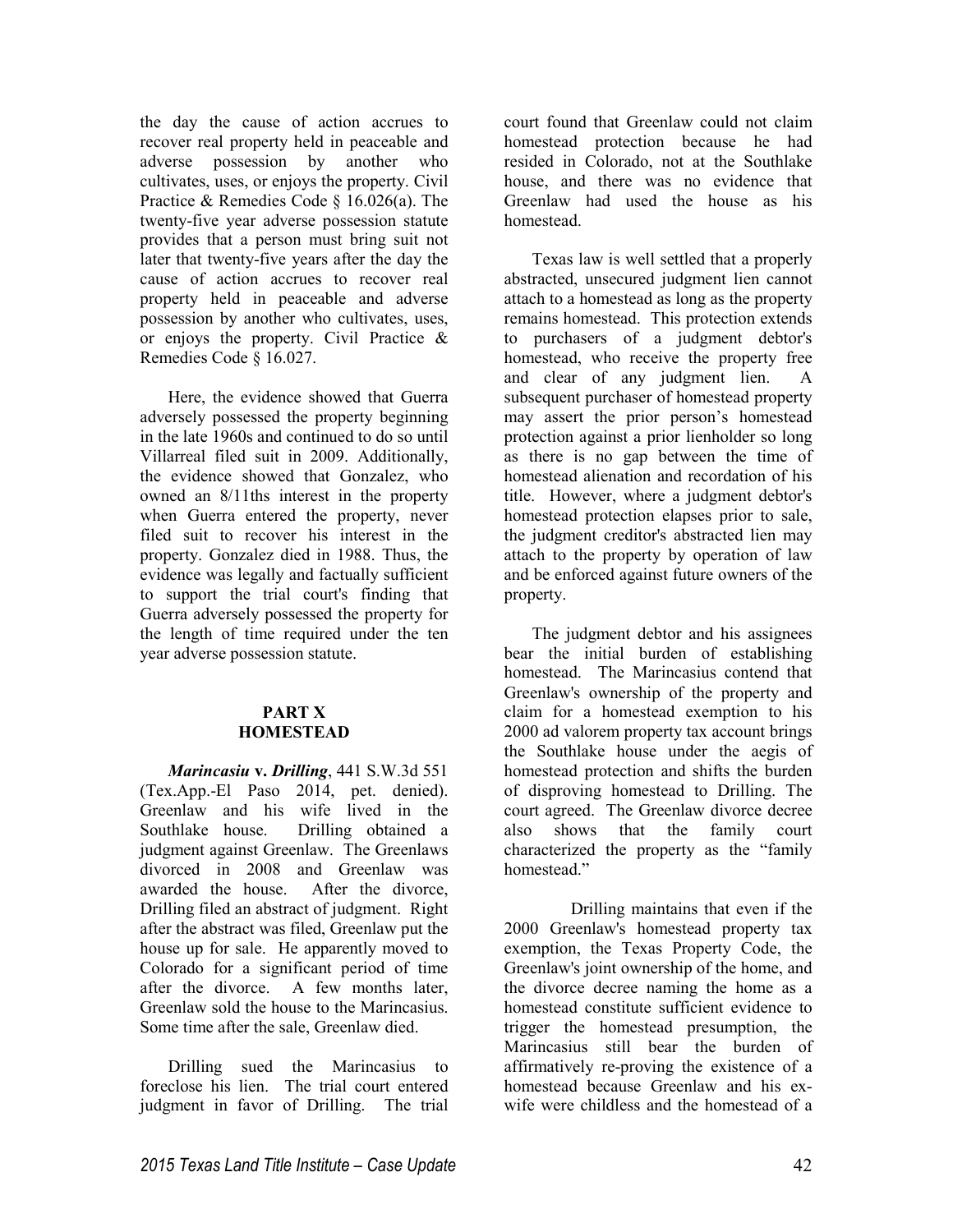the day the cause of action accrues to recover real property held in peaceable and adverse possession by another who cultivates, uses, or enjoys the property. Civil Practice & Remedies Code § 16.026(a). The twenty-five year adverse possession statute provides that a person must bring suit not later that twenty-five years after the day the cause of action accrues to recover real property held in peaceable and adverse possession by another who cultivates, uses, or enjoys the property. Civil Practice & Remedies Code § 16.027.

Here, the evidence showed that Guerra adversely possessed the property beginning in the late 1960s and continued to do so until Villarreal filed suit in 2009. Additionally, the evidence showed that Gonzalez, who owned an 8/11ths interest in the property when Guerra entered the property, never filed suit to recover his interest in the property. Gonzalez died in 1988. Thus, the evidence was legally and factually sufficient to support the trial court's finding that Guerra adversely possessed the property for the length of time required under the ten year adverse possession statute.

## PART X
## HOMESTEAD

***Marincasiu* v. *Drilling***, 441 S.W.3d 551 (Tex.App.-El Paso 2014, pet. denied). Greenlaw and his wife lived in the Southlake house. Drilling obtained a judgment against Greenlaw. The Greenlaws divorced in 2008 and Greenlaw was awarded the house. After the divorce, Drilling filed an abstract of judgment. Right after the abstract was filed, Greenlaw put the house up for sale. He apparently moved to Colorado for a significant period of time after the divorce. A few months later, Greenlaw sold the house to the Marincasius. Some time after the sale, Greenlaw died.

Drilling sued the Marincasius to foreclose his lien. The trial court entered judgment in favor of Drilling. The trial court found that Greenlaw could not claim homestead protection because he had resided in Colorado, not at the Southlake house, and there was no evidence that Greenlaw had used the house as his homestead.

Texas law is well settled that a properly abstracted, unsecured judgment lien cannot attach to a homestead as long as the property remains homestead. This protection extends to purchasers of a judgment debtor's homestead, who receive the property free and clear of any judgment lien. A subsequent purchaser of homestead property may assert the prior person's homestead protection against a prior lienholder so long as there is no gap between the time of homestead alienation and recordation of his title. However, where a judgment debtor's homestead protection elapses prior to sale, the judgment creditor's abstracted lien may attach to the property by operation of law and be enforced against future owners of the property.

The judgment debtor and his assignees bear the initial burden of establishing homestead. The Marincasius contend that Greenlaw's ownership of the property and claim for a homestead exemption to his 2000 ad valorem property tax account brings the Southlake house under the aegis of homestead protection and shifts the burden of disproving homestead to Drilling. The court agreed. The Greenlaw divorce decree also shows that the family court characterized the property as the "family homestead."

Drilling maintains that even if the 2000 Greenlaw's homestead property tax exemption, the Texas Property Code, the Greenlaw's joint ownership of the home, and the divorce decree naming the home as a homestead constitute sufficient evidence to trigger the homestead presumption, the Marincasius still bear the burden of affirmatively re-proving the existence of a homestead because Greenlaw and his ex-wife were childless and the homestead of a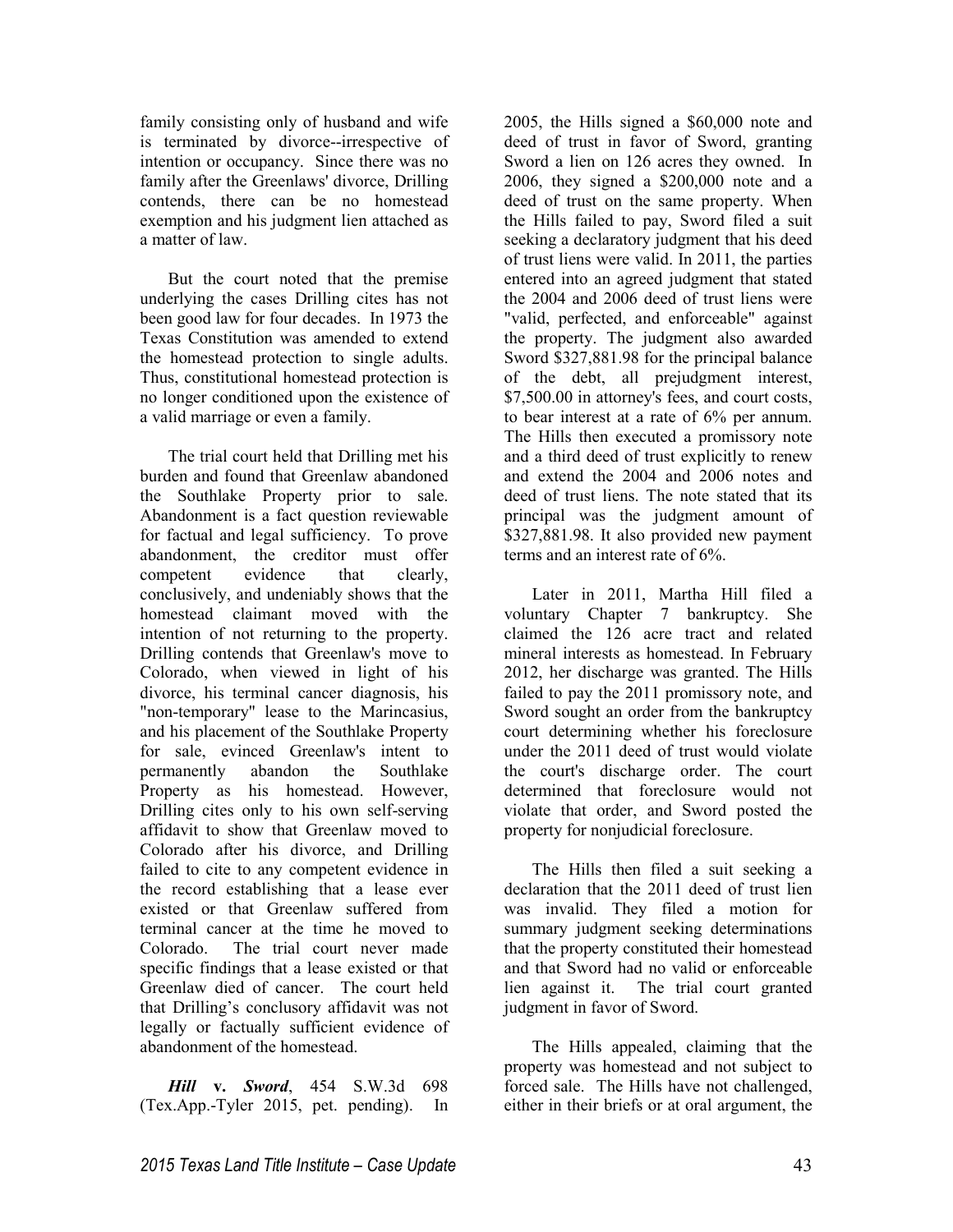family consisting only of husband and wife is terminated by divorce--irrespective of intention or occupancy. Since there was no family after the Greenlaws' divorce, Drilling contends, there can be no homestead exemption and his judgment lien attached as a matter of law.

But the court noted that the premise underlying the cases Drilling cites has not been good law for four decades. In 1973 the Texas Constitution was amended to extend the homestead protection to single adults. Thus, constitutional homestead protection is no longer conditioned upon the existence of a valid marriage or even a family.

The trial court held that Drilling met his burden and found that Greenlaw abandoned the Southlake Property prior to sale. Abandonment is a fact question reviewable for factual and legal sufficiency. To prove abandonment, the creditor must offer competent evidence that clearly, conclusively, and undeniably shows that the homestead claimant moved with the intention of not returning to the property. Drilling contends that Greenlaw's move to Colorado, when viewed in light of his divorce, his terminal cancer diagnosis, his "non-temporary" lease to the Marincasius, and his placement of the Southlake Property for sale, evinced Greenlaw's intent to permanently abandon the Southlake Property as his homestead. However, Drilling cites only to his own self-serving affidavit to show that Greenlaw moved to Colorado after his divorce, and Drilling failed to cite to any competent evidence in the record establishing that a lease ever existed or that Greenlaw suffered from terminal cancer at the time he moved to Colorado. The trial court never made specific findings that a lease existed or that Greenlaw died of cancer. The court held that Drilling's conclusory affidavit was not legally or factually sufficient evidence of abandonment of the homestead.

***Hill* v. *Sword***, 454 S.W.3d 698 (Tex.App.-Tyler 2015, pet. pending). In 2005, the Hills signed a $60,000 note and deed of trust in favor of Sword, granting Sword a lien on 126 acres they owned. In 2006, they signed a $200,000 note and a deed of trust on the same property. When the Hills failed to pay, Sword filed a suit seeking a declaratory judgment that his deed of trust liens were valid. In 2011, the parties entered into an agreed judgment that stated the 2004 and 2006 deed of trust liens were "valid, perfected, and enforceable" against the property. The judgment also awarded Sword $327,881.98 for the principal balance of the debt, all prejudgment interest, $7,500.00 in attorney's fees, and court costs, to bear interest at a rate of 6% per annum. The Hills then executed a promissory note and a third deed of trust explicitly to renew and extend the 2004 and 2006 notes and deed of trust liens. The note stated that its principal was the judgment amount of $327,881.98. It also provided new payment terms and an interest rate of 6%.

Later in 2011, Martha Hill filed a voluntary Chapter 7 bankruptcy. She claimed the 126 acre tract and related mineral interests as homestead. In February 2012, her discharge was granted. The Hills failed to pay the 2011 promissory note, and Sword sought an order from the bankruptcy court determining whether his foreclosure under the 2011 deed of trust would violate the court's discharge order. The court determined that foreclosure would not violate that order, and Sword posted the property for nonjudicial foreclosure.

The Hills then filed a suit seeking a declaration that the 2011 deed of trust lien was invalid. They filed a motion for summary judgment seeking determinations that the property constituted their homestead and that Sword had no valid or enforceable lien against it. The trial court granted judgment in favor of Sword.

The Hills appealed, claiming that the property was homestead and not subject to forced sale. The Hills have not challenged, either in their briefs or at oral argument, the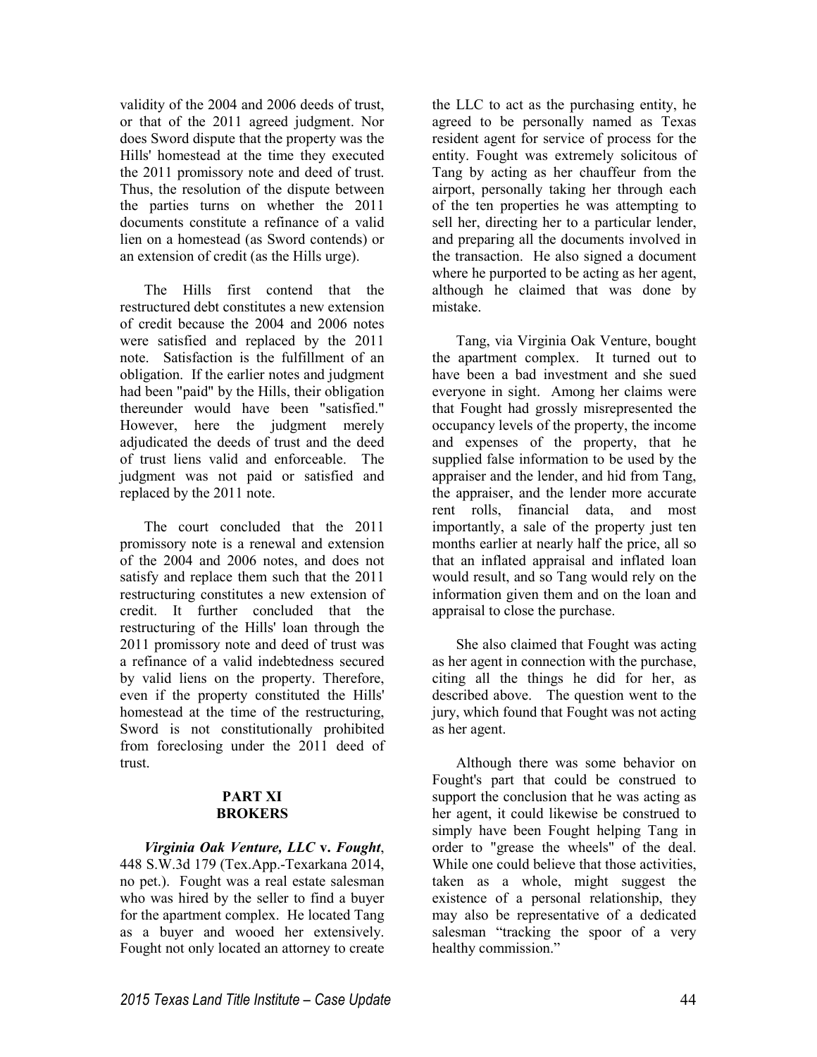validity of the 2004 and 2006 deeds of trust, or that of the 2011 agreed judgment. Nor does Sword dispute that the property was the Hills' homestead at the time they executed the 2011 promissory note and deed of trust. Thus, the resolution of the dispute between the parties turns on whether the 2011 documents constitute a refinance of a valid lien on a homestead (as Sword contends) or an extension of credit (as the Hills urge).

The Hills first contend that the restructured debt constitutes a new extension of credit because the 2004 and 2006 notes were satisfied and replaced by the 2011 note. Satisfaction is the fulfillment of an obligation. If the earlier notes and judgment had been "paid" by the Hills, their obligation thereunder would have been "satisfied." However, here the judgment merely adjudicated the deeds of trust and the deed of trust liens valid and enforceable. The judgment was not paid or satisfied and replaced by the 2011 note.

The court concluded that the 2011 promissory note is a renewal and extension of the 2004 and 2006 notes, and does not satisfy and replace them such that the 2011 restructuring constitutes a new extension of credit. It further concluded that the restructuring of the Hills' loan through the 2011 promissory note and deed of trust was a refinance of a valid indebtedness secured by valid liens on the property. Therefore, even if the property constituted the Hills' homestead at the time of the restructuring, Sword is not constitutionally prohibited from foreclosing under the 2011 deed of trust.

## PART XI
## BROKERS

***Virginia Oak Venture, LLC* v. *Fought***, 448 S.W.3d 179 (Tex.App.-Texarkana 2014, no pet.). Fought was a real estate salesman who was hired by the seller to find a buyer for the apartment complex. He located Tang as a buyer and wooed her extensively. Fought not only located an attorney to create the LLC to act as the purchasing entity, he agreed to be personally named as Texas resident agent for service of process for the entity. Fought was extremely solicitous of Tang by acting as her chauffeur from the airport, personally taking her through each of the ten properties he was attempting to sell her, directing her to a particular lender, and preparing all the documents involved in the transaction. He also signed a document where he purported to be acting as her agent, although he claimed that was done by mistake.

Tang, via Virginia Oak Venture, bought the apartment complex. It turned out to have been a bad investment and she sued everyone in sight. Among her claims were that Fought had grossly misrepresented the occupancy levels of the property, the income and expenses of the property, that he supplied false information to be used by the appraiser and the lender, and hid from Tang, the appraiser, and the lender more accurate rent rolls, financial data, and most importantly, a sale of the property just ten months earlier at nearly half the price, all so that an inflated appraisal and inflated loan would result, and so Tang would rely on the information given them and on the loan and appraisal to close the purchase.

She also claimed that Fought was acting as her agent in connection with the purchase, citing all the things he did for her, as described above. The question went to the jury, which found that Fought was not acting as her agent.

Although there was some behavior on Fought's part that could be construed to support the conclusion that he was acting as her agent, it could likewise be construed to simply have been Fought helping Tang in order to "grease the wheels" of the deal. While one could believe that those activities, taken as a whole, might suggest the existence of a personal relationship, they may also be representative of a dedicated salesman "tracking the spoor of a very healthy commission."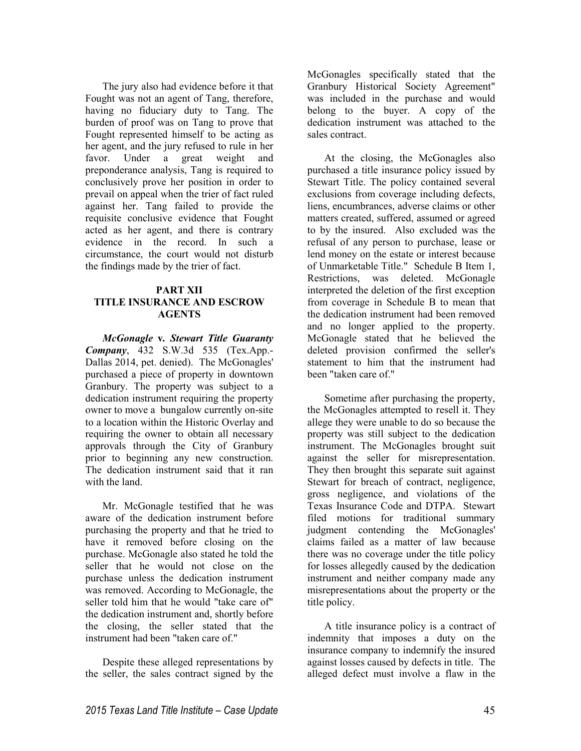The jury also had evidence before it that Fought was not an agent of Tang, therefore, having no fiduciary duty to Tang. The burden of proof was on Tang to prove that Fought represented himself to be acting as her agent, and the jury refused to rule in her favor. Under a great weight and preponderance analysis, Tang is required to conclusively prove her position in order to prevail on appeal when the trier of fact ruled against her. Tang failed to provide the requisite conclusive evidence that Fought acted as her agent, and there is contrary evidence in the record. In such a circumstance, the court would not disturb the findings made by the trier of fact.

## PART XII
## TITLE INSURANCE AND ESCROW AGENTS

***McGonagle* v. *Stewart Title Guaranty Company***, 432 S.W.3d 535 (Tex.App.-Dallas 2014, pet. denied). The McGonagles' purchased a piece of property in downtown Granbury. The property was subject to a dedication instrument requiring the property owner to move a bungalow currently on-site to a location within the Historic Overlay and requiring the owner to obtain all necessary approvals through the City of Granbury prior to beginning any new construction. The dedication instrument said that it ran with the land.

Mr. McGonagle testified that he was aware of the dedication instrument before purchasing the property and that he tried to have it removed before closing on the purchase. McGonagle also stated he told the seller that he would not close on the purchase unless the dedication instrument was removed. According to McGonagle, the seller told him that he would "take care of" the dedication instrument and, shortly before the closing, the seller stated that the instrument had been "taken care of."

Despite these alleged representations by the seller, the sales contract signed by the McGonagles specifically stated that the Granbury Historical Society Agreement" was included in the purchase and would belong to the buyer. A copy of the dedication instrument was attached to the sales contract.

At the closing, the McGonagles also purchased a title insurance policy issued by Stewart Title. The policy contained several exclusions from coverage including defects, liens, encumbrances, adverse claims or other matters created, suffered, assumed or agreed to by the insured. Also excluded was the refusal of any person to purchase, lease or lend money on the estate or interest because of Unmarketable Title." Schedule B Item 1, Restrictions, was deleted. McGonagle interpreted the deletion of the first exception from coverage in Schedule B to mean that the dedication instrument had been removed and no longer applied to the property. McGonagle stated that he believed the deleted provision confirmed the seller's statement to him that the instrument had been "taken care of."

Sometime after purchasing the property, the McGonagles attempted to resell it. They allege they were unable to do so because the property was still subject to the dedication instrument. The McGonagles brought suit against the seller for misrepresentation. They then brought this separate suit against Stewart for breach of contract, negligence, gross negligence, and violations of the Texas Insurance Code and DTPA. Stewart filed motions for traditional summary judgment contending the McGonagles' claims failed as a matter of law because there was no coverage under the title policy for losses allegedly caused by the dedication instrument and neither company made any misrepresentations about the property or the title policy.

A title insurance policy is a contract of indemnity that imposes a duty on the insurance company to indemnify the insured against losses caused by defects in title. The alleged defect must involve a flaw in the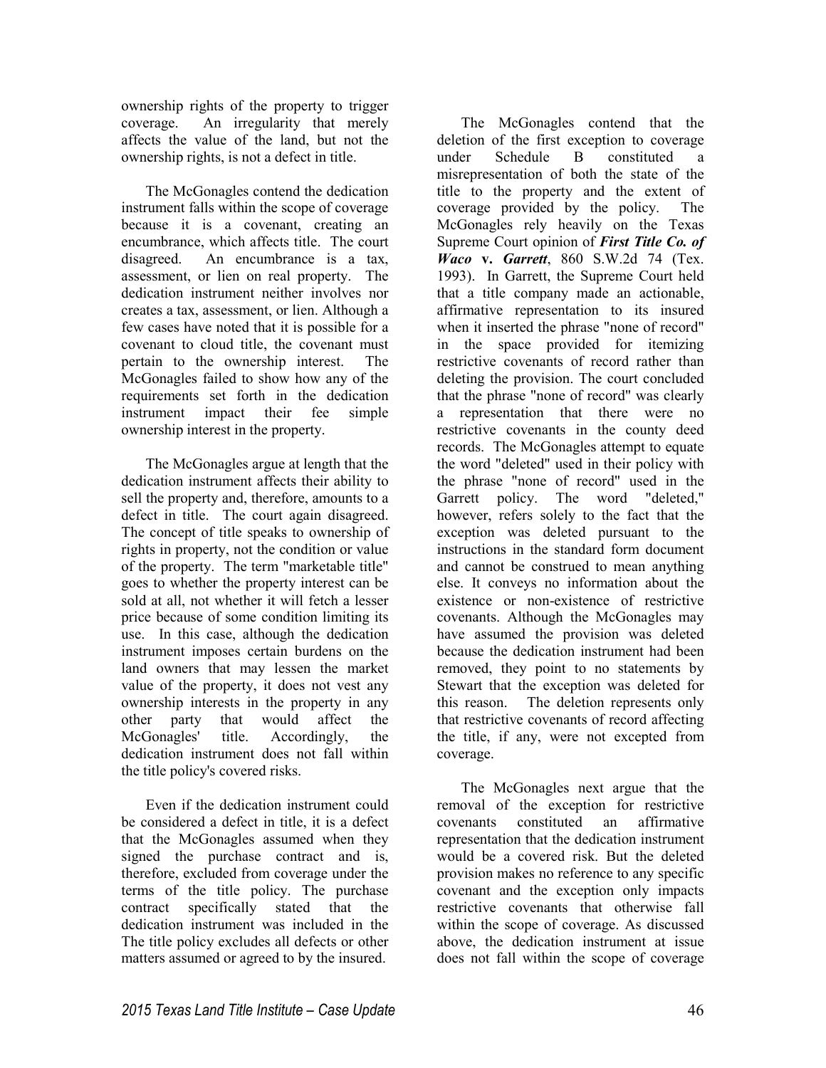ownership rights of the property to trigger coverage. An irregularity that merely affects the value of the land, but not the ownership rights, is not a defect in title.

The McGonagles contend the dedication instrument falls within the scope of coverage because it is a covenant, creating an encumbrance, which affects title. The court disagreed. An encumbrance is a tax, assessment, or lien on real property. The dedication instrument neither involves nor creates a tax, assessment, or lien. Although a few cases have noted that it is possible for a covenant to cloud title, the covenant must pertain to the ownership interest. The McGonagles failed to show how any of the requirements set forth in the dedication instrument impact their fee simple ownership interest in the property.

The McGonagles argue at length that the dedication instrument affects their ability to sell the property and, therefore, amounts to a defect in title. The court again disagreed. The concept of title speaks to ownership of rights in property, not the condition or value of the property. The term "marketable title" goes to whether the property interest can be sold at all, not whether it will fetch a lesser price because of some condition limiting its use. In this case, although the dedication instrument imposes certain burdens on the land owners that may lessen the market value of the property, it does not vest any ownership interests in the property in any other party that would affect the McGonagles' title. Accordingly, the dedication instrument does not fall within the title policy's covered risks.

Even if the dedication instrument could be considered a defect in title, it is a defect that the McGonagles assumed when they signed the purchase contract and is, therefore, excluded from coverage under the terms of the title policy. The purchase contract specifically stated that the dedication instrument was included in the The title policy excludes all defects or other matters assumed or agreed to by the insured.

The McGonagles contend that the deletion of the first exception to coverage under Schedule B constituted a misrepresentation of both the state of the title to the property and the extent of coverage provided by the policy. The McGonagles rely heavily on the Texas Supreme Court opinion of ***First Title Co. of Waco* v. *Garrett***, 860 S.W.2d 74 (Tex. 1993). In Garrett, the Supreme Court held that a title company made an actionable, affirmative representation to its insured when it inserted the phrase "none of record" in the space provided for itemizing restrictive covenants of record rather than deleting the provision. The court concluded that the phrase "none of record" was clearly a representation that there were no restrictive covenants in the county deed records. The McGonagles attempt to equate the word "deleted" used in their policy with the phrase "none of record" used in the Garrett policy. The word "deleted," however, refers solely to the fact that the exception was deleted pursuant to the instructions in the standard form document and cannot be construed to mean anything else. It conveys no information about the existence or non-existence of restrictive covenants. Although the McGonagles may have assumed the provision was deleted because the dedication instrument had been removed, they point to no statements by Stewart that the exception was deleted for this reason. The deletion represents only that restrictive covenants of record affecting the title, if any, were not excepted from coverage.

The McGonagles next argue that the removal of the exception for restrictive covenants constituted an affirmative representation that the dedication instrument would be a covered risk. But the deleted provision makes no reference to any specific covenant and the exception only impacts restrictive covenants that otherwise fall within the scope of coverage. As discussed above, the dedication instrument at issue does not fall within the scope of coverage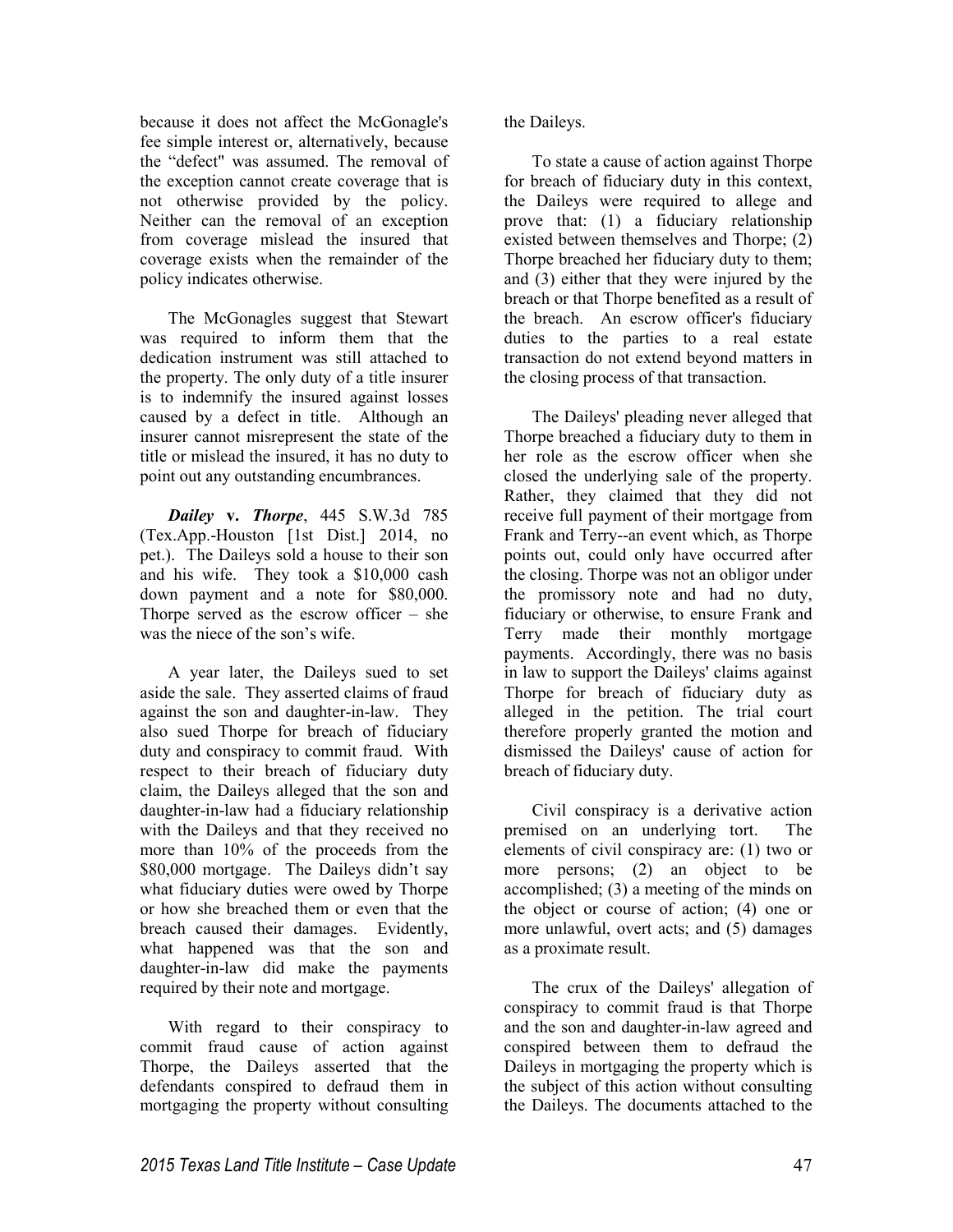because it does not affect the McGonagle's fee simple interest or, alternatively, because the "defect" was assumed. The removal of the exception cannot create coverage that is not otherwise provided by the policy. Neither can the removal of an exception from coverage mislead the insured that coverage exists when the remainder of the policy indicates otherwise.

The McGonagles suggest that Stewart was required to inform them that the dedication instrument was still attached to the property. The only duty of a title insurer is to indemnify the insured against losses caused by a defect in title. Although an insurer cannot misrepresent the state of the title or mislead the insured, it has no duty to point out any outstanding encumbrances.

***Dailey* v. *Thorpe***, 445 S.W.3d 785 (Tex.App.-Houston [1st Dist.] 2014, no pet.). The Daileys sold a house to their son and his wife. They took a $10,000 cash down payment and a note for $80,000. Thorpe served as the escrow officer – she was the niece of the son's wife.

A year later, the Daileys sued to set aside the sale. They asserted claims of fraud against the son and daughter-in-law. They also sued Thorpe for breach of fiduciary duty and conspiracy to commit fraud. With respect to their breach of fiduciary duty claim, the Daileys alleged that the son and daughter-in-law had a fiduciary relationship with the Daileys and that they received no more than 10% of the proceeds from the $80,000 mortgage. The Daileys didn't say what fiduciary duties were owed by Thorpe or how she breached them or even that the breach caused their damages. Evidently, what happened was that the son and daughter-in-law did make the payments required by their note and mortgage.

With regard to their conspiracy to commit fraud cause of action against Thorpe, the Daileys asserted that the defendants conspired to defraud them in mortgaging the property without consulting the Daileys.

To state a cause of action against Thorpe for breach of fiduciary duty in this context, the Daileys were required to allege and prove that: (1) a fiduciary relationship existed between themselves and Thorpe; (2) Thorpe breached her fiduciary duty to them; and (3) either that they were injured by the breach or that Thorpe benefited as a result of the breach. An escrow officer's fiduciary duties to the parties to a real estate transaction do not extend beyond matters in the closing process of that transaction.

The Daileys' pleading never alleged that Thorpe breached a fiduciary duty to them in her role as the escrow officer when she closed the underlying sale of the property. Rather, they claimed that they did not receive full payment of their mortgage from Frank and Terry--an event which, as Thorpe points out, could only have occurred after the closing. Thorpe was not an obligor under the promissory note and had no duty, fiduciary or otherwise, to ensure Frank and Terry made their monthly mortgage payments. Accordingly, there was no basis in law to support the Daileys' claims against Thorpe for breach of fiduciary duty as alleged in the petition. The trial court therefore properly granted the motion and dismissed the Daileys' cause of action for breach of fiduciary duty.

Civil conspiracy is a derivative action premised on an underlying tort. The elements of civil conspiracy are: (1) two or more persons; (2) an object to be accomplished; (3) a meeting of the minds on the object or course of action; (4) one or more unlawful, overt acts; and (5) damages as a proximate result.

The crux of the Daileys' allegation of conspiracy to commit fraud is that Thorpe and the son and daughter-in-law agreed and conspired between them to defraud the Daileys in mortgaging the property which is the subject of this action without consulting the Daileys. The documents attached to the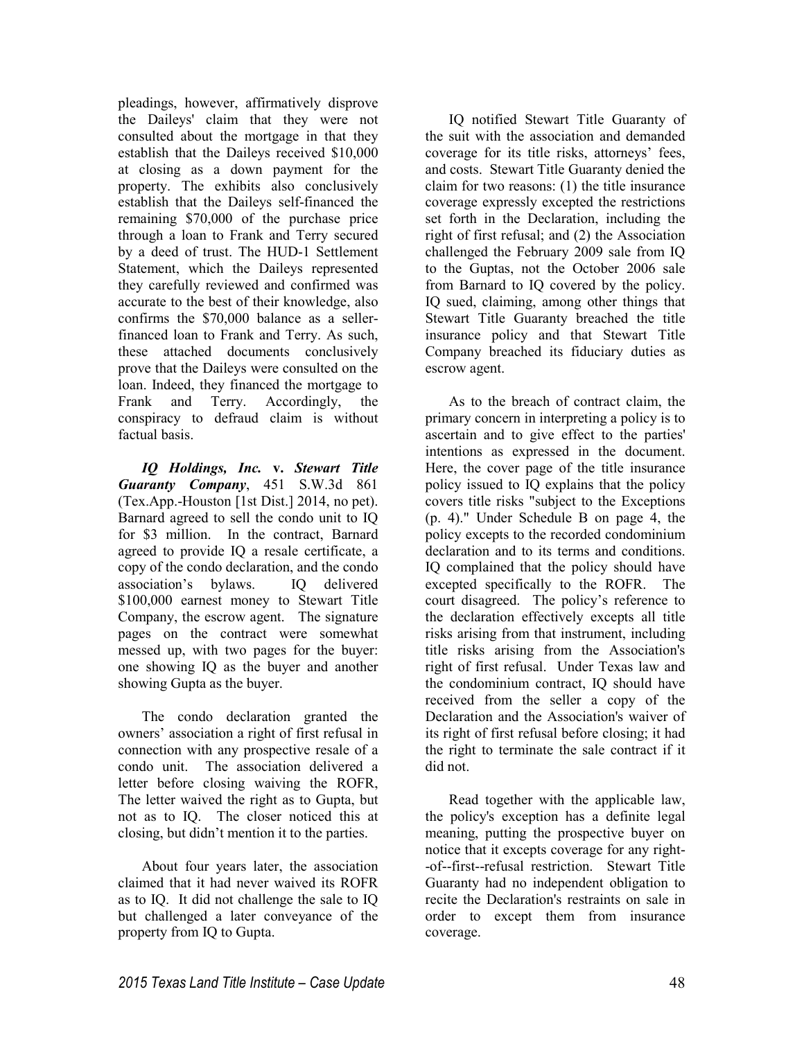pleadings, however, affirmatively disprove the Daileys' claim that they were not consulted about the mortgage in that they establish that the Daileys received $10,000 at closing as a down payment for the property. The exhibits also conclusively establish that the Daileys self-financed the remaining $70,000 of the purchase price through a loan to Frank and Terry secured by a deed of trust. The HUD-1 Settlement Statement, which the Daileys represented they carefully reviewed and confirmed was accurate to the best of their knowledge, also confirms the $70,000 balance as a seller-financed loan to Frank and Terry. As such, these attached documents conclusively prove that the Daileys were consulted on the loan. Indeed, they financed the mortgage to Frank and Terry. Accordingly, the conspiracy to defraud claim is without factual basis.

***IQ Holdings, Inc.* v. *Stewart Title Guaranty Company***, 451 S.W.3d 861 (Tex.App.-Houston [1st Dist.] 2014, no pet). Barnard agreed to sell the condo unit to IQ for $3 million. In the contract, Barnard agreed to provide IQ a resale certificate, a copy of the condo declaration, and the condo association's bylaws. IQ delivered $100,000 earnest money to Stewart Title Company, the escrow agent. The signature pages on the contract were somewhat messed up, with two pages for the buyer: one showing IQ as the buyer and another showing Gupta as the buyer.

The condo declaration granted the owners' association a right of first refusal in connection with any prospective resale of a condo unit. The association delivered a letter before closing waiving the ROFR, The letter waived the right as to Gupta, but not as to IQ. The closer noticed this at closing, but didn't mention it to the parties.

About four years later, the association claimed that it had never waived its ROFR as to IQ. It did not challenge the sale to IQ but challenged a later conveyance of the property from IQ to Gupta.

IQ notified Stewart Title Guaranty of the suit with the association and demanded coverage for its title risks, attorneys' fees, and costs. Stewart Title Guaranty denied the claim for two reasons: (1) the title insurance coverage expressly excepted the restrictions set forth in the Declaration, including the right of first refusal; and (2) the Association challenged the February 2009 sale from IQ to the Guptas, not the October 2006 sale from Barnard to IQ covered by the policy. IQ sued, claiming, among other things that Stewart Title Guaranty breached the title insurance policy and that Stewart Title Company breached its fiduciary duties as escrow agent.

As to the breach of contract claim, the primary concern in interpreting a policy is to ascertain and to give effect to the parties' intentions as expressed in the document. Here, the cover page of the title insurance policy issued to IQ explains that the policy covers title risks "subject to the Exceptions (p. 4)." Under Schedule B on page 4, the policy excepts to the recorded condominium declaration and to its terms and conditions. IQ complained that the policy should have excepted specifically to the ROFR. The court disagreed. The policy's reference to the declaration effectively excepts all title risks arising from that instrument, including title risks arising from the Association's right of first refusal. Under Texas law and the condominium contract, IQ should have received from the seller a copy of the Declaration and the Association's waiver of its right of first refusal before closing; it had the right to terminate the sale contract if it did not.

Read together with the applicable law, the policy's exception has a definite legal meaning, putting the prospective buyer on notice that it excepts coverage for any right--of--first--refusal restriction. Stewart Title Guaranty had no independent obligation to recite the Declaration's restraints on sale in order to except them from insurance coverage.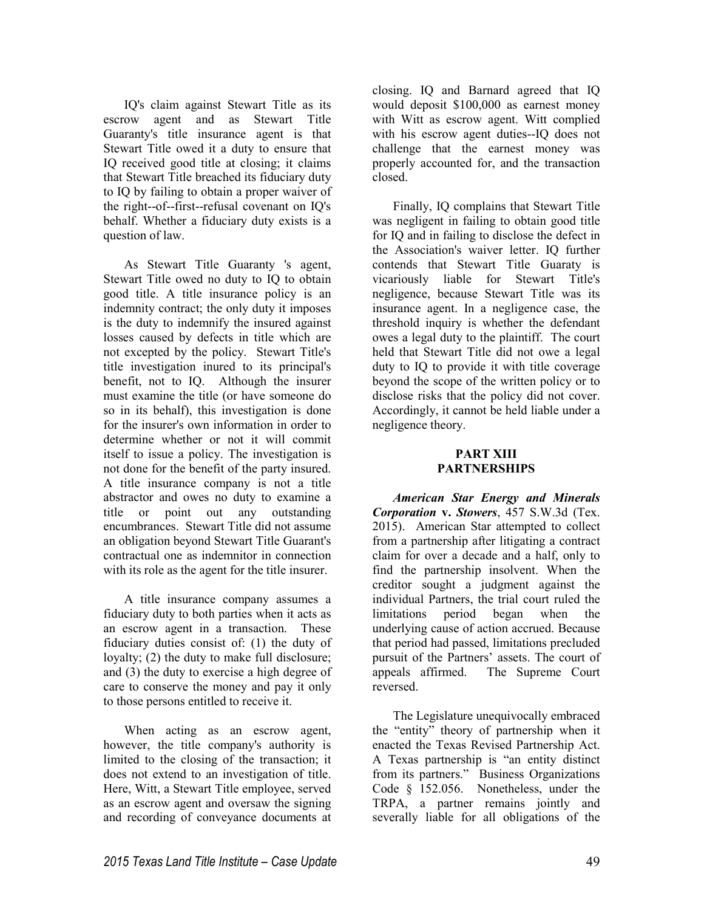IQ's claim against Stewart Title as its escrow agent and as Stewart Title Guaranty's title insurance agent is that Stewart Title owed it a duty to ensure that IQ received good title at closing; it claims that Stewart Title breached its fiduciary duty to IQ by failing to obtain a proper waiver of the right--of--first--refusal covenant on IQ's behalf. Whether a fiduciary duty exists is a question of law.

As Stewart Title Guaranty 's agent, Stewart Title owed no duty to IQ to obtain good title. A title insurance policy is an indemnity contract; the only duty it imposes is the duty to indemnify the insured against losses caused by defects in title which are not excepted by the policy. Stewart Title's title investigation inured to its principal's benefit, not to IQ. Although the insurer must examine the title (or have someone do so in its behalf), this investigation is done for the insurer's own information in order to determine whether or not it will commit itself to issue a policy. The investigation is not done for the benefit of the party insured. A title insurance company is not a title abstractor and owes no duty to examine a title or point out any outstanding encumbrances. Stewart Title did not assume an obligation beyond Stewart Title Guarant's contractual one as indemnitor in connection with its role as the agent for the title insurer.

A title insurance company assumes a fiduciary duty to both parties when it acts as an escrow agent in a transaction. These fiduciary duties consist of: (1) the duty of loyalty; (2) the duty to make full disclosure; and (3) the duty to exercise a high degree of care to conserve the money and pay it only to those persons entitled to receive it.

When acting as an escrow agent, however, the title company's authority is limited to the closing of the transaction; it does not extend to an investigation of title. Here, Witt, a Stewart Title employee, served as an escrow agent and oversaw the signing and recording of conveyance documents at closing. IQ and Barnard agreed that IQ would deposit $100,000 as earnest money with Witt as escrow agent. Witt complied with his escrow agent duties--IQ does not challenge that the earnest money was properly accounted for, and the transaction closed.

Finally, IQ complains that Stewart Title was negligent in failing to obtain good title for IQ and in failing to disclose the defect in the Association's waiver letter. IQ further contends that Stewart Title Guaraty is vicariously liable for Stewart Title's negligence, because Stewart Title was its insurance agent. In a negligence case, the threshold inquiry is whether the defendant owes a legal duty to the plaintiff. The court held that Stewart Title did not owe a legal duty to IQ to provide it with title coverage beyond the scope of the written policy or to disclose risks that the policy did not cover. Accordingly, it cannot be held liable under a negligence theory.

## PART XIII
## PARTNERSHIPS

***American Star Energy and Minerals Corporation* v. *Stowers***, 457 S.W.3d (Tex. 2015). American Star attempted to collect from a partnership after litigating a contract claim for over a decade and a half, only to find the partnership insolvent. When the creditor sought a judgment against the individual Partners, the trial court ruled the limitations period began when the underlying cause of action accrued. Because that period had passed, limitations precluded pursuit of the Partners' assets. The court of appeals affirmed. The Supreme Court reversed.

The Legislature unequivocally embraced the "entity" theory of partnership when it enacted the Texas Revised Partnership Act. A Texas partnership is "an entity distinct from its partners." Business Organizations Code § 152.056. Nonetheless, under the TRPA, a partner remains jointly and severally liable for all obligations of the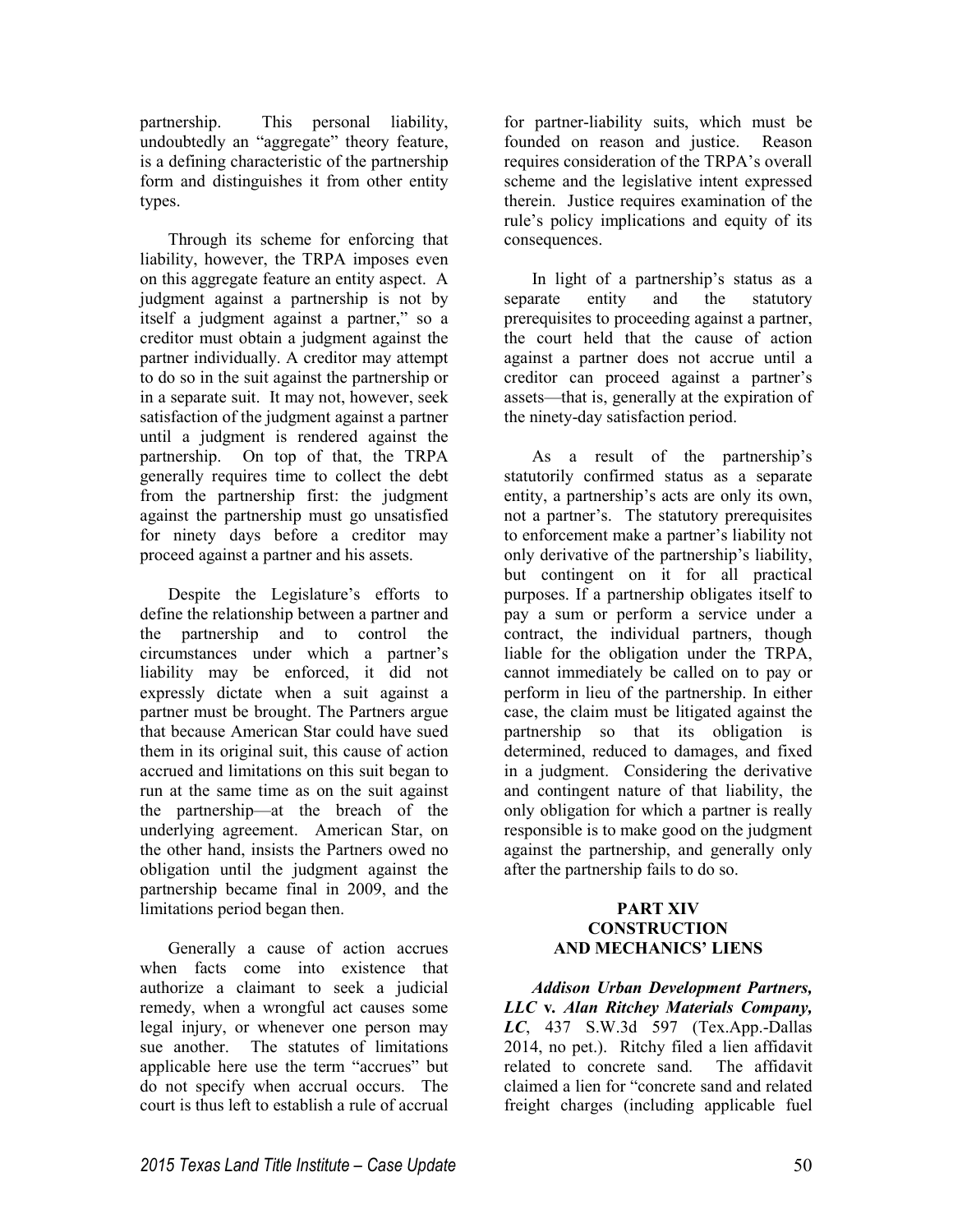partnership. This personal liability, undoubtedly an "aggregate" theory feature, is a defining characteristic of the partnership form and distinguishes it from other entity types.

Through its scheme for enforcing that liability, however, the TRPA imposes even on this aggregate feature an entity aspect. A judgment against a partnership is not by itself a judgment against a partner," so a creditor must obtain a judgment against the partner individually. A creditor may attempt to do so in the suit against the partnership or in a separate suit. It may not, however, seek satisfaction of the judgment against a partner until a judgment is rendered against the partnership. On top of that, the TRPA generally requires time to collect the debt from the partnership first: the judgment against the partnership must go unsatisfied for ninety days before a creditor may proceed against a partner and his assets.

Despite the Legislature's efforts to define the relationship between a partner and the partnership and to control the circumstances under which a partner's liability may be enforced, it did not expressly dictate when a suit against a partner must be brought. The Partners argue that because American Star could have sued them in its original suit, this cause of action accrued and limitations on this suit began to run at the same time as on the suit against the partnership—at the breach of the underlying agreement. American Star, on the other hand, insists the Partners owed no obligation until the judgment against the partnership became final in 2009, and the limitations period began then.

Generally a cause of action accrues when facts come into existence that authorize a claimant to seek a judicial remedy, when a wrongful act causes some legal injury, or whenever one person may sue another. The statutes of limitations applicable here use the term "accrues" but do not specify when accrual occurs. The court is thus left to establish a rule of accrual for partner-liability suits, which must be founded on reason and justice. Reason requires consideration of the TRPA's overall scheme and the legislative intent expressed therein. Justice requires examination of the rule's policy implications and equity of its consequences.

In light of a partnership's status as a separate entity and the statutory prerequisites to proceeding against a partner, the court held that the cause of action against a partner does not accrue until a creditor can proceed against a partner's assets—that is, generally at the expiration of the ninety-day satisfaction period.

As a result of the partnership's statutorily confirmed status as a separate entity, a partnership's acts are only its own, not a partner's. The statutory prerequisites to enforcement make a partner's liability not only derivative of the partnership's liability, but contingent on it for all practical purposes. If a partnership obligates itself to pay a sum or perform a service under a contract, the individual partners, though liable for the obligation under the TRPA, cannot immediately be called on to pay or perform in lieu of the partnership. In either case, the claim must be litigated against the partnership so that its obligation is determined, reduced to damages, and fixed in a judgment. Considering the derivative and contingent nature of that liability, the only obligation for which a partner is really responsible is to make good on the judgment against the partnership, and generally only after the partnership fails to do so.

## PART XIV
## CONSTRUCTION AND MECHANICS' LIENS

***Addison Urban Development Partners, LLC* v. *Alan Ritchey Materials Company, LC***, 437 S.W.3d 597 (Tex.App.-Dallas 2014, no pet.). Ritchy filed a lien affidavit related to concrete sand. The affidavit claimed a lien for "concrete sand and related freight charges (including applicable fuel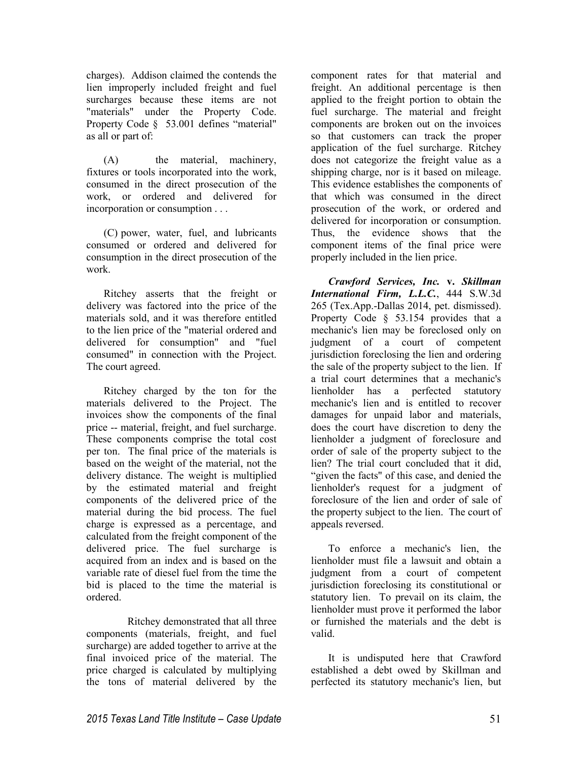charges). Addison claimed the contends the lien improperly included freight and fuel surcharges because these items are not "materials" under the Property Code. Property Code § 53.001 defines "material" as all or part of:

(A) the material, machinery, fixtures or tools incorporated into the work, consumed in the direct prosecution of the work, or ordered and delivered for incorporation or consumption . . .

(C) power, water, fuel, and lubricants consumed or ordered and delivered for consumption in the direct prosecution of the work.

Ritchey asserts that the freight or delivery was factored into the price of the materials sold, and it was therefore entitled to the lien price of the "material ordered and delivered for consumption" and "fuel consumed" in connection with the Project. The court agreed.

Ritchey charged by the ton for the materials delivered to the Project. The invoices show the components of the final price -- material, freight, and fuel surcharge. These components comprise the total cost per ton. The final price of the materials is based on the weight of the material, not the delivery distance. The weight is multiplied by the estimated material and freight components of the delivered price of the material during the bid process. The fuel charge is expressed as a percentage, and calculated from the freight component of the delivered price. The fuel surcharge is acquired from an index and is based on the variable rate of diesel fuel from the time the bid is placed to the time the material is ordered.

Ritchey demonstrated that all three components (materials, freight, and fuel surcharge) are added together to arrive at the final invoiced price of the material. The price charged is calculated by multiplying the tons of material delivered by the component rates for that material and freight. An additional percentage is then applied to the freight portion to obtain the fuel surcharge. The material and freight components are broken out on the invoices so that customers can track the proper application of the fuel surcharge. Ritchey does not categorize the freight value as a shipping charge, nor is it based on mileage. This evidence establishes the components of that which was consumed in the direct prosecution of the work, or ordered and delivered for incorporation or consumption. Thus, the evidence shows that the component items of the final price were properly included in the lien price.

***Crawford Services, Inc.* v. *Skillman International Firm, L.L.C.***, 444 S.W.3d 265 (Tex.App.-Dallas 2014, pet. dismissed). Property Code § 53.154 provides that a mechanic's lien may be foreclosed only on judgment of a court of competent jurisdiction foreclosing the lien and ordering the sale of the property subject to the lien. If a trial court determines that a mechanic's lienholder has a perfected statutory mechanic's lien and is entitled to recover damages for unpaid labor and materials, does the court have discretion to deny the lienholder a judgment of foreclosure and order of sale of the property subject to the lien? The trial court concluded that it did, "given the facts" of this case, and denied the lienholder's request for a judgment of foreclosure of the lien and order of sale of the property subject to the lien. The court of appeals reversed.

To enforce a mechanic's lien, the lienholder must file a lawsuit and obtain a judgment from a court of competent jurisdiction foreclosing its constitutional or statutory lien. To prevail on its claim, the lienholder must prove it performed the labor or furnished the materials and the debt is valid.

It is undisputed here that Crawford established a debt owed by Skillman and perfected its statutory mechanic's lien, but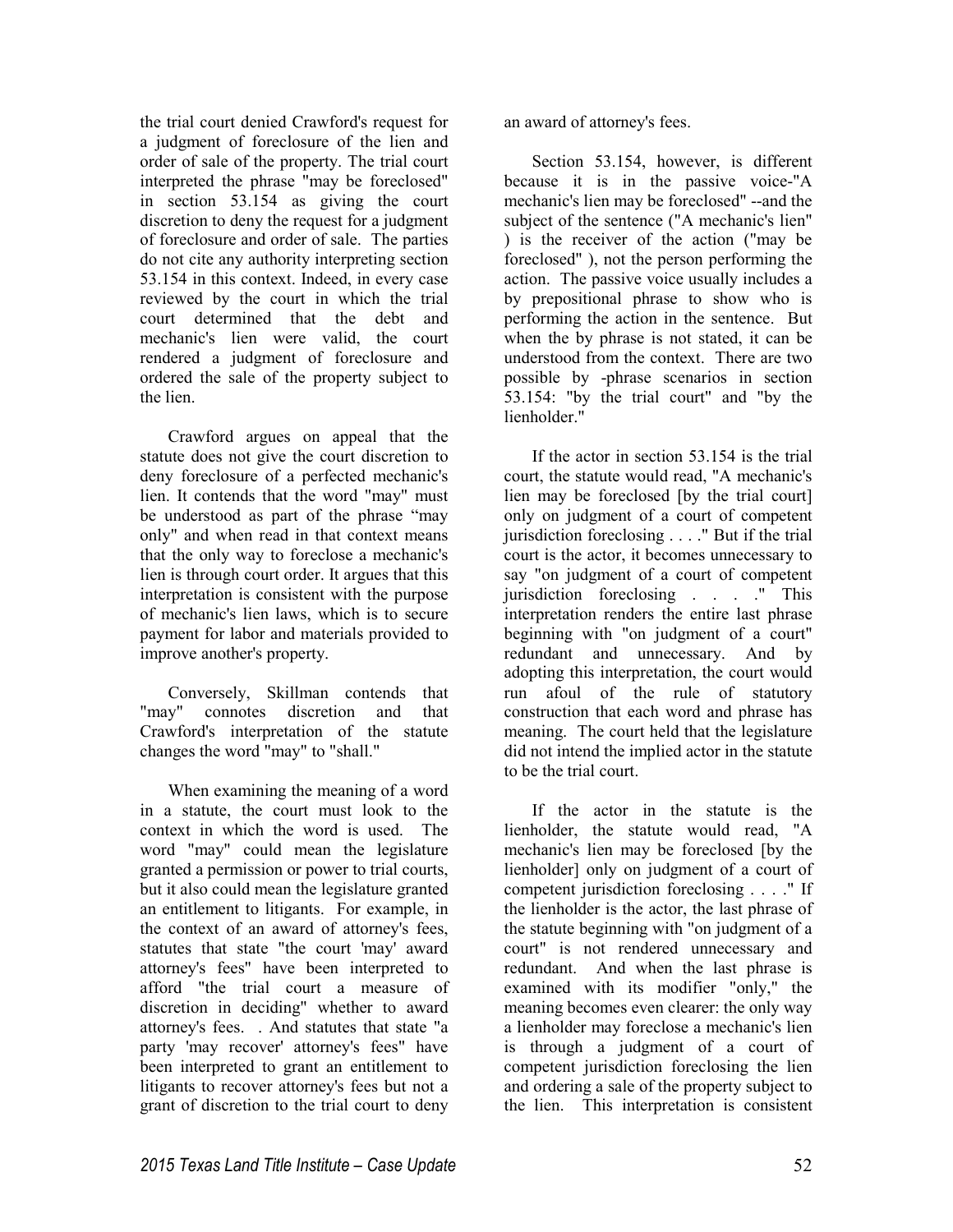the trial court denied Crawford's request for a judgment of foreclosure of the lien and order of sale of the property. The trial court interpreted the phrase "may be foreclosed" in section 53.154 as giving the court discretion to deny the request for a judgment of foreclosure and order of sale. The parties do not cite any authority interpreting section 53.154 in this context. Indeed, in every case reviewed by the court in which the trial court determined that the debt and mechanic's lien were valid, the court rendered a judgment of foreclosure and ordered the sale of the property subject to the lien.

Crawford argues on appeal that the statute does not give the court discretion to deny foreclosure of a perfected mechanic's lien. It contends that the word "may" must be understood as part of the phrase "may only" and when read in that context means that the only way to foreclose a mechanic's lien is through court order. It argues that this interpretation is consistent with the purpose of mechanic's lien laws, which is to secure payment for labor and materials provided to improve another's property.

Conversely, Skillman contends that "may" connotes discretion and that Crawford's interpretation of the statute changes the word "may" to "shall."

When examining the meaning of a word in a statute, the court must look to the context in which the word is used. The word "may" could mean the legislature granted a permission or power to trial courts, but it also could mean the legislature granted an entitlement to litigants. For example, in the context of an award of attorney's fees, statutes that state "the court 'may' award attorney's fees" have been interpreted to afford "the trial court a measure of discretion in deciding" whether to award attorney's fees. . And statutes that state "a party 'may recover' attorney's fees" have been interpreted to grant an entitlement to litigants to recover attorney's fees but not a grant of discretion to the trial court to deny an award of attorney's fees.

Section 53.154, however, is different because it is in the passive voice-"A mechanic's lien may be foreclosed" --and the subject of the sentence ("A mechanic's lien" ) is the receiver of the action ("may be foreclosed" ), not the person performing the action. The passive voice usually includes a by prepositional phrase to show who is performing the action in the sentence. But when the by phrase is not stated, it can be understood from the context. There are two possible by -phrase scenarios in section 53.154: "by the trial court" and "by the lienholder."

If the actor in section 53.154 is the trial court, the statute would read, "A mechanic's lien may be foreclosed [by the trial court] only on judgment of a court of competent jurisdiction foreclosing . . . ." But if the trial court is the actor, it becomes unnecessary to say "on judgment of a court of competent jurisdiction foreclosing . . . ." This interpretation renders the entire last phrase beginning with "on judgment of a court" redundant and unnecessary. And by adopting this interpretation, the court would run afoul of the rule of statutory construction that each word and phrase has meaning. The court held that the legislature did not intend the implied actor in the statute to be the trial court.

If the actor in the statute is the lienholder, the statute would read, "A mechanic's lien may be foreclosed [by the lienholder] only on judgment of a court of competent jurisdiction foreclosing . . . ." If the lienholder is the actor, the last phrase of the statute beginning with "on judgment of a court" is not rendered unnecessary and redundant. And when the last phrase is examined with its modifier "only," the meaning becomes even clearer: the only way a lienholder may foreclose a mechanic's lien is through a judgment of a court of competent jurisdiction foreclosing the lien and ordering a sale of the property subject to the lien. This interpretation is consistent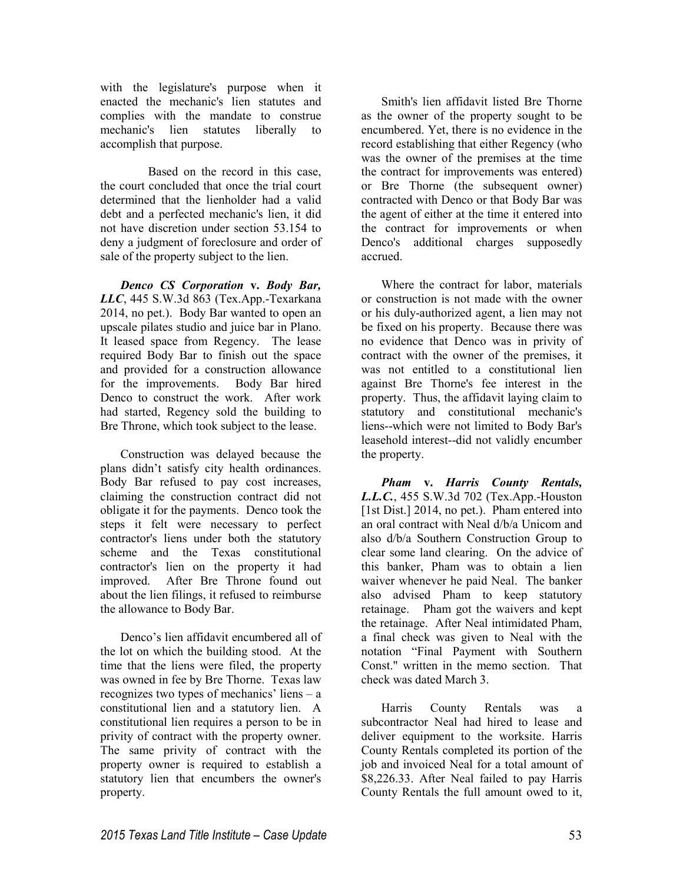with the legislature's purpose when it enacted the mechanic's lien statutes and complies with the mandate to construe mechanic's lien statutes liberally to accomplish that purpose.

Based on the record in this case, the court concluded that once the trial court determined that the lienholder had a valid debt and a perfected mechanic's lien, it did not have discretion under section 53.154 to deny a judgment of foreclosure and order of sale of the property subject to the lien.

***Denco CS Corporation* v. *Body Bar, LLC***, 445 S.W.3d 863 (Tex.App.-Texarkana 2014, no pet.). Body Bar wanted to open an upscale pilates studio and juice bar in Plano. It leased space from Regency. The lease required Body Bar to finish out the space and provided for a construction allowance for the improvements. Body Bar hired Denco to construct the work. After work had started, Regency sold the building to Bre Throne, which took subject to the lease.

Construction was delayed because the plans didn't satisfy city health ordinances. Body Bar refused to pay cost increases, claiming the construction contract did not obligate it for the payments. Denco took the steps it felt were necessary to perfect contractor's liens under both the statutory scheme and the Texas constitutional contractor's lien on the property it had improved. After Bre Throne found out about the lien filings, it refused to reimburse the allowance to Body Bar.

Denco's lien affidavit encumbered all of the lot on which the building stood. At the time that the liens were filed, the property was owned in fee by Bre Thorne. Texas law recognizes two types of mechanics' liens – a constitutional lien and a statutory lien. A constitutional lien requires a person to be in privity of contract with the property owner. The same privity of contract with the property owner is required to establish a statutory lien that encumbers the owner's property.

Smith's lien affidavit listed Bre Thorne as the owner of the property sought to be encumbered. Yet, there is no evidence in the record establishing that either Regency (who was the owner of the premises at the time the contract for improvements was entered) or Bre Thorne (the subsequent owner) contracted with Denco or that Body Bar was the agent of either at the time it entered into the contract for improvements or when Denco's additional charges supposedly accrued.

Where the contract for labor, materials or construction is not made with the owner or his duly-authorized agent, a lien may not be fixed on his property. Because there was no evidence that Denco was in privity of contract with the owner of the premises, it was not entitled to a constitutional lien against Bre Thorne's fee interest in the property. Thus, the affidavit laying claim to statutory and constitutional mechanic's liens--which were not limited to Body Bar's leasehold interest--did not validly encumber the property.

***Pham* v. *Harris County Rentals, L.L.C.***, 455 S.W.3d 702 (Tex.App.-Houston [1st Dist.] 2014, no pet.). Pham entered into an oral contract with Neal d/b/a Unicom and also d/b/a Southern Construction Group to clear some land clearing. On the advice of this banker, Pham was to obtain a lien waiver whenever he paid Neal. The banker also advised Pham to keep statutory retainage. Pham got the waivers and kept the retainage. After Neal intimidated Pham, a final check was given to Neal with the notation "Final Payment with Southern Const." written in the memo section. That check was dated March 3.

Harris County Rentals was a subcontractor Neal had hired to lease and deliver equipment to the worksite. Harris County Rentals completed its portion of the job and invoiced Neal for a total amount of $8,226.33. After Neal failed to pay Harris County Rentals the full amount owed to it,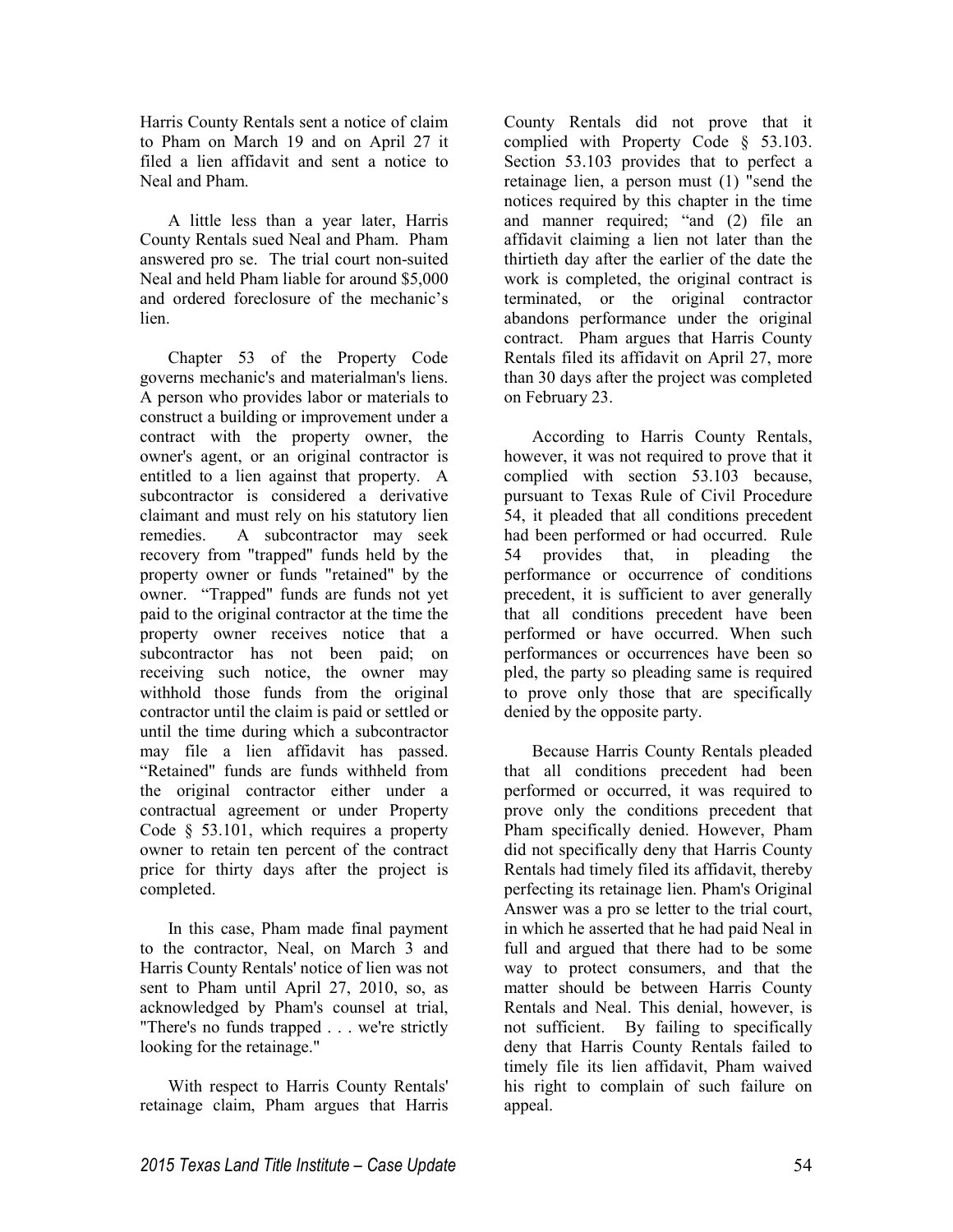Harris County Rentals sent a notice of claim to Pham on March 19 and on April 27 it filed a lien affidavit and sent a notice to Neal and Pham.

A little less than a year later, Harris County Rentals sued Neal and Pham. Pham answered pro se. The trial court non-suited Neal and held Pham liable for around $5,000 and ordered foreclosure of the mechanic's lien.

Chapter 53 of the Property Code governs mechanic's and materialman's liens. A person who provides labor or materials to construct a building or improvement under a contract with the property owner, the owner's agent, or an original contractor is entitled to a lien against that property. A subcontractor is considered a derivative claimant and must rely on his statutory lien remedies. A subcontractor may seek recovery from "trapped" funds held by the property owner or funds "retained" by the owner. "Trapped" funds are funds not yet paid to the original contractor at the time the property owner receives notice that a subcontractor has not been paid; on receiving such notice, the owner may withhold those funds from the original contractor until the claim is paid or settled or until the time during which a subcontractor may file a lien affidavit has passed. "Retained" funds are funds withheld from the original contractor either under a contractual agreement or under Property Code § 53.101, which requires a property owner to retain ten percent of the contract price for thirty days after the project is completed.

In this case, Pham made final payment to the contractor, Neal, on March 3 and Harris County Rentals' notice of lien was not sent to Pham until April 27, 2010, so, as acknowledged by Pham's counsel at trial, "There's no funds trapped . . . we're strictly looking for the retainage."

With respect to Harris County Rentals' retainage claim, Pham argues that Harris County Rentals did not prove that it complied with Property Code § 53.103. Section 53.103 provides that to perfect a retainage lien, a person must (1) "send the notices required by this chapter in the time and manner required; "and (2) file an affidavit claiming a lien not later than the thirtieth day after the earlier of the date the work is completed, the original contract is terminated, or the original contractor abandons performance under the original contract. Pham argues that Harris County Rentals filed its affidavit on April 27, more than 30 days after the project was completed on February 23.

According to Harris County Rentals, however, it was not required to prove that it complied with section 53.103 because, pursuant to Texas Rule of Civil Procedure 54, it pleaded that all conditions precedent had been performed or had occurred. Rule 54 provides that, in pleading the performance or occurrence of conditions precedent, it is sufficient to aver generally that all conditions precedent have been performed or have occurred. When such performances or occurrences have been so pled, the party so pleading same is required to prove only those that are specifically denied by the opposite party.

Because Harris County Rentals pleaded that all conditions precedent had been performed or occurred, it was required to prove only the conditions precedent that Pham specifically denied. However, Pham did not specifically deny that Harris County Rentals had timely filed its affidavit, thereby perfecting its retainage lien. Pham's Original Answer was a pro se letter to the trial court, in which he asserted that he had paid Neal in full and argued that there had to be some way to protect consumers, and that the matter should be between Harris County Rentals and Neal. This denial, however, is not sufficient. By failing to specifically deny that Harris County Rentals failed to timely file its lien affidavit, Pham waived his right to complain of such failure on appeal.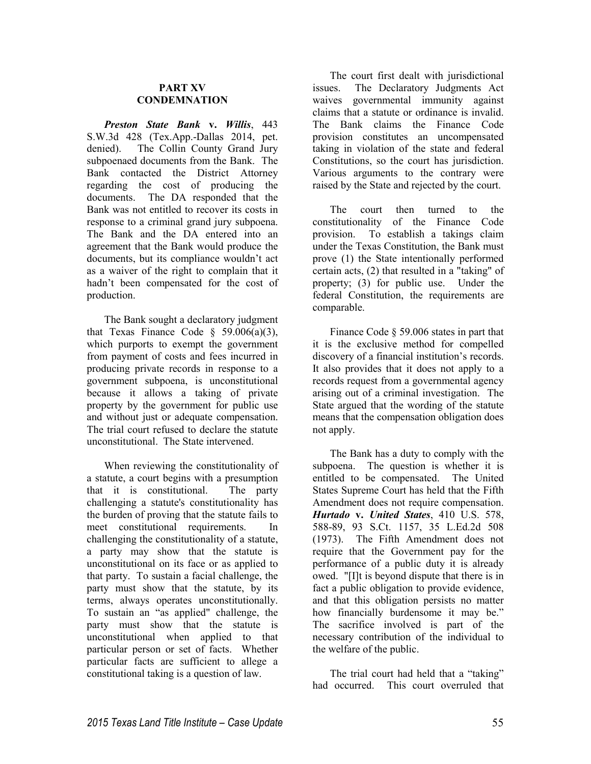## PART XV
## CONDEMNATION

***Preston State Bank* v. *Willis***, 443 S.W.3d 428 (Tex.App.-Dallas 2014, pet. denied). The Collin County Grand Jury subpoenaed documents from the Bank. The Bank contacted the District Attorney regarding the cost of producing the documents. The DA responded that the Bank was not entitled to recover its costs in response to a criminal grand jury subpoena. The Bank and the DA entered into an agreement that the Bank would produce the documents, but its compliance wouldn't act as a waiver of the right to complain that it hadn't been compensated for the cost of production.

The Bank sought a declaratory judgment that Texas Finance Code § 59.006(a)(3), which purports to exempt the government from payment of costs and fees incurred in producing private records in response to a government subpoena, is unconstitutional because it allows a taking of private property by the government for public use and without just or adequate compensation. The trial court refused to declare the statute unconstitutional. The State intervened.

When reviewing the constitutionality of a statute, a court begins with a presumption that it is constitutional. The party challenging a statute's constitutionality has the burden of proving that the statute fails to meet constitutional requirements. In challenging the constitutionality of a statute, a party may show that the statute is unconstitutional on its face or as applied to that party. To sustain a facial challenge, the party must show that the statute, by its terms, always operates unconstitutionally. To sustain an "as applied" challenge, the party must show that the statute is unconstitutional when applied to that particular person or set of facts. Whether particular facts are sufficient to allege a constitutional taking is a question of law.

The court first dealt with jurisdictional issues. The Declaratory Judgments Act waives governmental immunity against claims that a statute or ordinance is invalid. The Bank claims the Finance Code provision constitutes an uncompensated taking in violation of the state and federal Constitutions, so the court has jurisdiction. Various arguments to the contrary were raised by the State and rejected by the court.

The court then turned to the constitutionality of the Finance Code provision. To establish a takings claim under the Texas Constitution, the Bank must prove (1) the State intentionally performed certain acts, (2) that resulted in a "taking" of property; (3) for public use. Under the federal Constitution, the requirements are comparable.

Finance Code § 59.006 states in part that it is the exclusive method for compelled discovery of a financial institution's records. It also provides that it does not apply to a records request from a governmental agency arising out of a criminal investigation. The State argued that the wording of the statute means that the compensation obligation does not apply.

The Bank has a duty to comply with the subpoena. The question is whether it is entitled to be compensated. The United States Supreme Court has held that the Fifth Amendment does not require compensation. ***Hurtado* v. *United States***, 410 U.S. 578, 588-89, 93 S.Ct. 1157, 35 L.Ed.2d 508 (1973). The Fifth Amendment does not require that the Government pay for the performance of a public duty it is already owed. "[I]t is beyond dispute that there is in fact a public obligation to provide evidence, and that this obligation persists no matter how financially burdensome it may be." The sacrifice involved is part of the necessary contribution of the individual to the welfare of the public.

The trial court had held that a "taking" had occurred. This court overruled that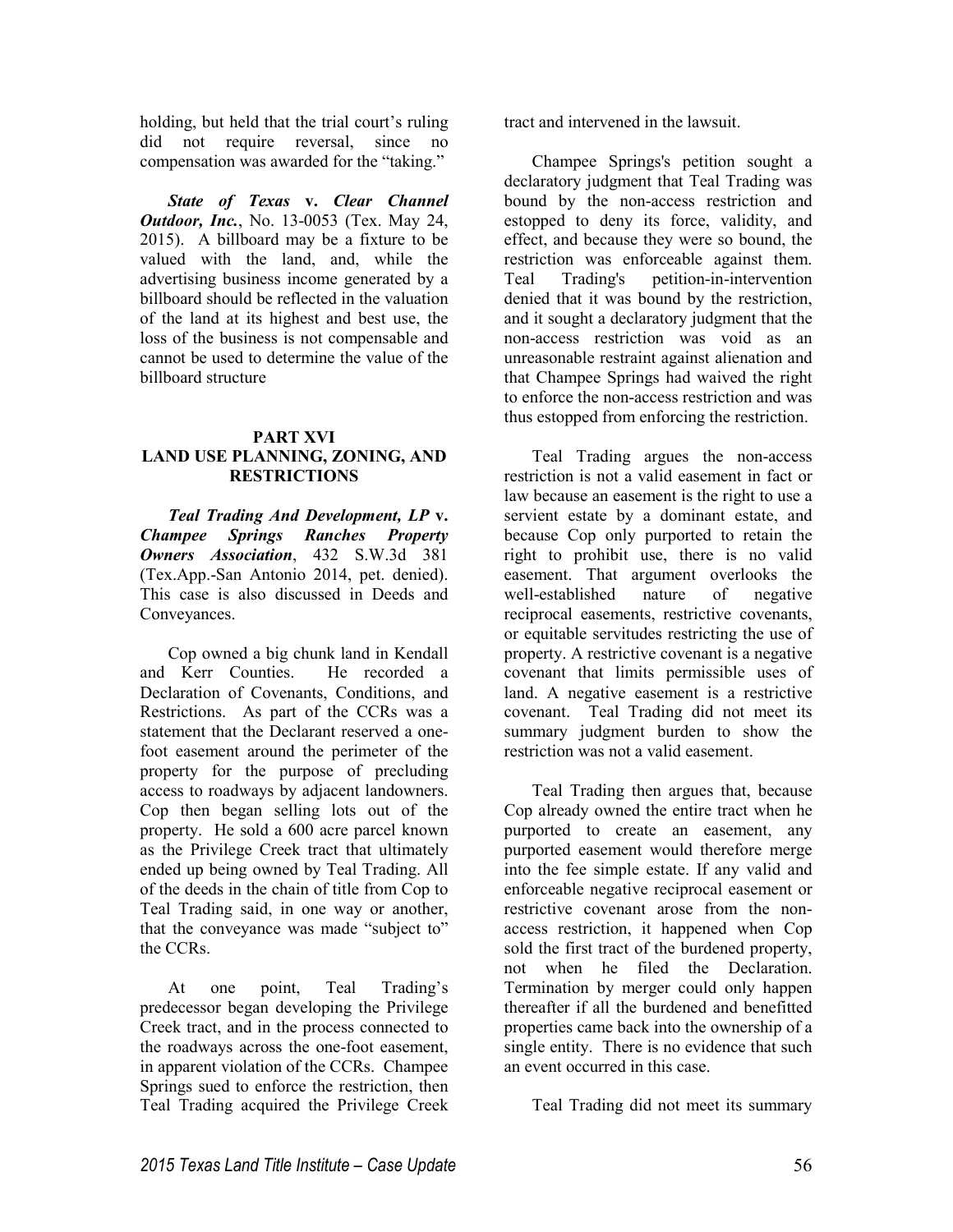holding, but held that the trial court's ruling did not require reversal, since no compensation was awarded for the "taking."

***State of Texas* v. *Clear Channel Outdoor, Inc.***, No. 13-0053 (Tex. May 24, 2015). A billboard may be a fixture to be valued with the land, and, while the advertising business income generated by a billboard should be reflected in the valuation of the land at its highest and best use, the loss of the business is not compensable and cannot be used to determine the value of the billboard structure

## PART XVI
## LAND USE PLANNING, ZONING, AND RESTRICTIONS

***Teal Trading And Development, LP* v. *Champee Springs Ranches Property Owners Association***, 432 S.W.3d 381 (Tex.App.-San Antonio 2014, pet. denied). This case is also discussed in Deeds and Conveyances.

Cop owned a big chunk land in Kendall and Kerr Counties. He recorded a Declaration of Covenants, Conditions, and Restrictions. As part of the CCRs was a statement that the Declarant reserved a one-foot easement around the perimeter of the property for the purpose of precluding access to roadways by adjacent landowners. Cop then began selling lots out of the property. He sold a 600 acre parcel known as the Privilege Creek tract that ultimately ended up being owned by Teal Trading. All of the deeds in the chain of title from Cop to Teal Trading said, in one way or another, that the conveyance was made "subject to" the CCRs.

At one point, Teal Trading's predecessor began developing the Privilege Creek tract, and in the process connected to the roadways across the one-foot easement, in apparent violation of the CCRs. Champee Springs sued to enforce the restriction, then Teal Trading acquired the Privilege Creek tract and intervened in the lawsuit.

Champee Springs's petition sought a declaratory judgment that Teal Trading was bound by the non-access restriction and estopped to deny its force, validity, and effect, and because they were so bound, the restriction was enforceable against them. Teal Trading's petition-in-intervention denied that it was bound by the restriction, and it sought a declaratory judgment that the non-access restriction was void as an unreasonable restraint against alienation and that Champee Springs had waived the right to enforce the non-access restriction and was thus estopped from enforcing the restriction.

Teal Trading argues the non-access restriction is not a valid easement in fact or law because an easement is the right to use a servient estate by a dominant estate, and because Cop only purported to retain the right to prohibit use, there is no valid easement. That argument overlooks the well-established nature of negative reciprocal easements, restrictive covenants, or equitable servitudes restricting the use of property. A restrictive covenant is a negative covenant that limits permissible uses of land. A negative easement is a restrictive covenant. Teal Trading did not meet its summary judgment burden to show the restriction was not a valid easement.

Teal Trading then argues that, because Cop already owned the entire tract when he purported to create an easement, any purported easement would therefore merge into the fee simple estate. If any valid and enforceable negative reciprocal easement or restrictive covenant arose from the non-access restriction, it happened when Cop sold the first tract of the burdened property, not when he filed the Declaration. Termination by merger could only happen thereafter if all the burdened and benefitted properties came back into the ownership of a single entity. There is no evidence that such an event occurred in this case.

Teal Trading did not meet its summary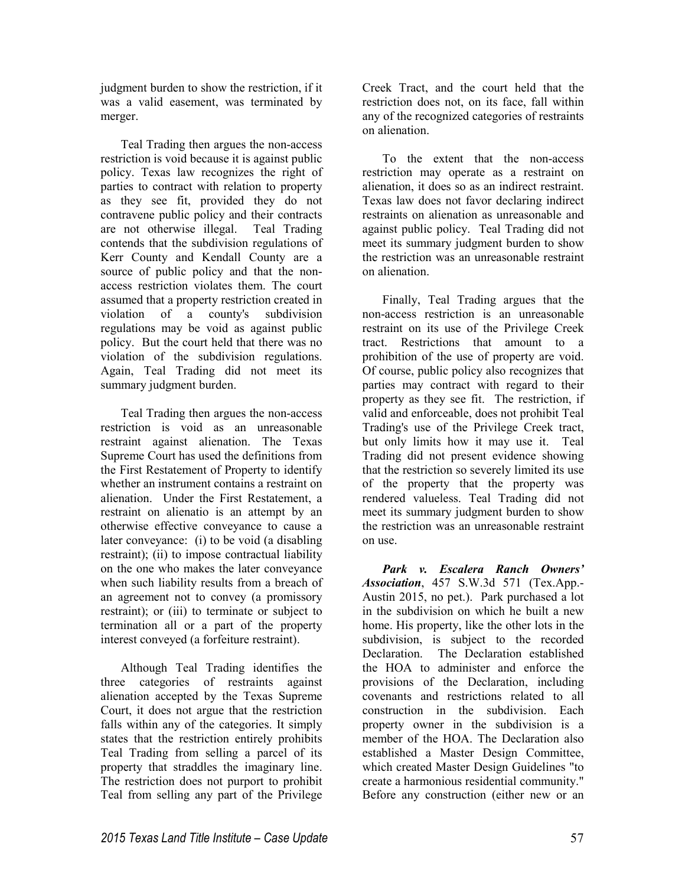judgment burden to show the restriction, if it was a valid easement, was terminated by merger.

Teal Trading then argues the non-access restriction is void because it is against public policy. Texas law recognizes the right of parties to contract with relation to property as they see fit, provided they do not contravene public policy and their contracts are not otherwise illegal. Teal Trading contends that the subdivision regulations of Kerr County and Kendall County are a source of public policy and that the non-access restriction violates them. The court assumed that a property restriction created in violation of a county's subdivision regulations may be void as against public policy. But the court held that there was no violation of the subdivision regulations. Again, Teal Trading did not meet its summary judgment burden.

Teal Trading then argues the non-access restriction is void as an unreasonable restraint against alienation. The Texas Supreme Court has used the definitions from the First Restatement of Property to identify whether an instrument contains a restraint on alienation. Under the First Restatement, a restraint on alienatio is an attempt by an otherwise effective conveyance to cause a later conveyance: (i) to be void (a disabling restraint); (ii) to impose contractual liability on the one who makes the later conveyance when such liability results from a breach of an agreement not to convey (a promissory restraint); or (iii) to terminate or subject to termination all or a part of the property interest conveyed (a forfeiture restraint).

Although Teal Trading identifies the three categories of restraints against alienation accepted by the Texas Supreme Court, it does not argue that the restriction falls within any of the categories. It simply states that the restriction entirely prohibits Teal Trading from selling a parcel of its property that straddles the imaginary line. The restriction does not purport to prohibit Teal from selling any part of the Privilege Creek Tract, and the court held that the restriction does not, on its face, fall within any of the recognized categories of restraints on alienation.

To the extent that the non-access restriction may operate as a restraint on alienation, it does so as an indirect restraint. Texas law does not favor declaring indirect restraints on alienation as unreasonable and against public policy. Teal Trading did not meet its summary judgment burden to show the restriction was an unreasonable restraint on alienation.

Finally, Teal Trading argues that the non-access restriction is an unreasonable restraint on its use of the Privilege Creek tract. Restrictions that amount to a prohibition of the use of property are void. Of course, public policy also recognizes that parties may contract with regard to their property as they see fit. The restriction, if valid and enforceable, does not prohibit Teal Trading's use of the Privilege Creek tract, but only limits how it may use it. Teal Trading did not present evidence showing that the restriction so severely limited its use of the property that the property was rendered valueless. Teal Trading did not meet its summary judgment burden to show the restriction was an unreasonable restraint on use.

***Park v. Escalera Ranch Owners' Association***, 457 S.W.3d 571 (Tex.App.-Austin 2015, no pet.). Park purchased a lot in the subdivision on which he built a new home. His property, like the other lots in the subdivision, is subject to the recorded Declaration. The Declaration established the HOA to administer and enforce the provisions of the Declaration, including covenants and restrictions related to all construction in the subdivision. Each property owner in the subdivision is a member of the HOA. The Declaration also established a Master Design Committee, which created Master Design Guidelines "to create a harmonious residential community." Before any construction (either new or an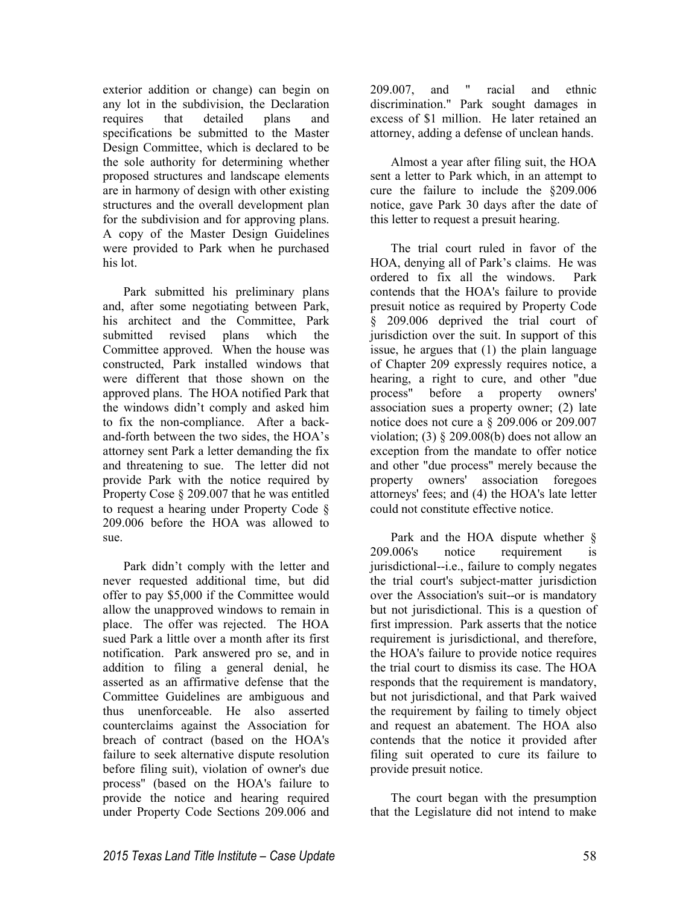exterior addition or change) can begin on any lot in the subdivision, the Declaration requires that detailed plans and specifications be submitted to the Master Design Committee, which is declared to be the sole authority for determining whether proposed structures and landscape elements are in harmony of design with other existing structures and the overall development plan for the subdivision and for approving plans. A copy of the Master Design Guidelines were provided to Park when he purchased his lot.

Park submitted his preliminary plans and, after some negotiating between Park, his architect and the Committee, Park submitted revised plans which the Committee approved. When the house was constructed, Park installed windows that were different that those shown on the approved plans. The HOA notified Park that the windows didn't comply and asked him to fix the non-compliance. After a back-and-forth between the two sides, the HOA's attorney sent Park a letter demanding the fix and threatening to sue. The letter did not provide Park with the notice required by Property Cose § 209.007 that he was entitled to request a hearing under Property Code § 209.006 before the HOA was allowed to sue.

Park didn't comply with the letter and never requested additional time, but did offer to pay $5,000 if the Committee would allow the unapproved windows to remain in place. The offer was rejected. The HOA sued Park a little over a month after its first notification. Park answered pro se, and in addition to filing a general denial, he asserted as an affirmative defense that the Committee Guidelines are ambiguous and thus unenforceable. He also asserted counterclaims against the Association for breach of contract (based on the HOA's failure to seek alternative dispute resolution before filing suit), violation of owner's due process" (based on the HOA's failure to provide the notice and hearing required under Property Code Sections 209.006 and 209.007, and " racial and ethnic discrimination." Park sought damages in excess of $1 million. He later retained an attorney, adding a defense of unclean hands.

Almost a year after filing suit, the HOA sent a letter to Park which, in an attempt to cure the failure to include the §209.006 notice, gave Park 30 days after the date of this letter to request a presuit hearing.

The trial court ruled in favor of the HOA, denying all of Park's claims. He was ordered to fix all the windows. Park contends that the HOA's failure to provide presuit notice as required by Property Code § 209.006 deprived the trial court of jurisdiction over the suit. In support of this issue, he argues that (1) the plain language of Chapter 209 expressly requires notice, a hearing, a right to cure, and other "due process" before a property owners' association sues a property owner; (2) late notice does not cure a § 209.006 or 209.007 violation; (3) § 209.008(b) does not allow an exception from the mandate to offer notice and other "due process" merely because the property owners' association foregoes attorneys' fees; and (4) the HOA's late letter could not constitute effective notice.

Park and the HOA dispute whether § 209.006's notice requirement is jurisdictional--i.e., failure to comply negates the trial court's subject-matter jurisdiction over the Association's suit--or is mandatory but not jurisdictional. This is a question of first impression. Park asserts that the notice requirement is jurisdictional, and therefore, the HOA's failure to provide notice requires the trial court to dismiss its case. The HOA responds that the requirement is mandatory, but not jurisdictional, and that Park waived the requirement by failing to timely object and request an abatement. The HOA also contends that the notice it provided after filing suit operated to cure its failure to provide presuit notice.

The court began with the presumption that the Legislature did not intend to make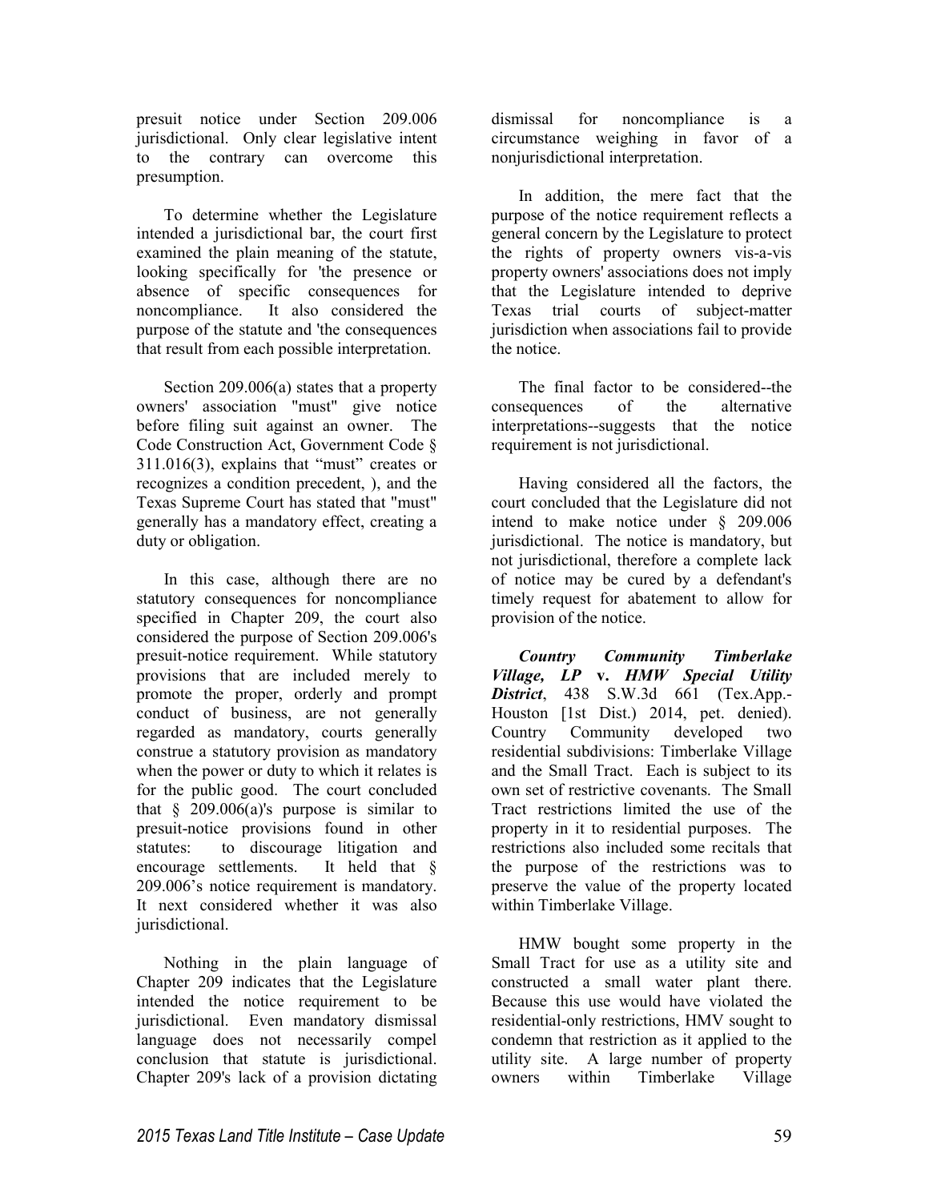presuit notice under Section 209.006 jurisdictional. Only clear legislative intent to the contrary can overcome this presumption.

To determine whether the Legislature intended a jurisdictional bar, the court first examined the plain meaning of the statute, looking specifically for 'the presence or absence of specific consequences for noncompliance. It also considered the purpose of the statute and 'the consequences that result from each possible interpretation.

Section 209.006(a) states that a property owners' association "must" give notice before filing suit against an owner. The Code Construction Act, Government Code § 311.016(3), explains that "must" creates or recognizes a condition precedent, ), and the Texas Supreme Court has stated that "must" generally has a mandatory effect, creating a duty or obligation.

In this case, although there are no statutory consequences for noncompliance specified in Chapter 209, the court also considered the purpose of Section 209.006's presuit-notice requirement. While statutory provisions that are included merely to promote the proper, orderly and prompt conduct of business, are not generally regarded as mandatory, courts generally construe a statutory provision as mandatory when the power or duty to which it relates is for the public good. The court concluded that § 209.006(a)'s purpose is similar to presuit-notice provisions found in other statutes: to discourage litigation and encourage settlements. It held that § 209.006's notice requirement is mandatory. It next considered whether it was also jurisdictional.

Nothing in the plain language of Chapter 209 indicates that the Legislature intended the notice requirement to be jurisdictional. Even mandatory dismissal language does not necessarily compel conclusion that statute is jurisdictional. Chapter 209's lack of a provision dictating dismissal for noncompliance is a circumstance weighing in favor of a nonjurisdictional interpretation.

In addition, the mere fact that the purpose of the notice requirement reflects a general concern by the Legislature to protect the rights of property owners vis-a-vis property owners' associations does not imply that the Legislature intended to deprive Texas trial courts of subject-matter jurisdiction when associations fail to provide the notice.

The final factor to be considered--the consequences of the alternative interpretations--suggests that the notice requirement is not jurisdictional.

Having considered all the factors, the court concluded that the Legislature did not intend to make notice under § 209.006 jurisdictional. The notice is mandatory, but not jurisdictional, therefore a complete lack of notice may be cured by a defendant's timely request for abatement to allow for provision of the notice.

***Country Community Timberlake Village, LP* v. *HMW Special Utility District***, 438 S.W.3d 661 (Tex.App.-Houston [1st Dist.) 2014, pet. denied). Country Community developed two residential subdivisions: Timberlake Village and the Small Tract. Each is subject to its own set of restrictive covenants. The Small Tract restrictions limited the use of the property in it to residential purposes. The restrictions also included some recitals that the purpose of the restrictions was to preserve the value of the property located within Timberlake Village.

HMW bought some property in the Small Tract for use as a utility site and constructed a small water plant there. Because this use would have violated the residential-only restrictions, HMV sought to condemn that restriction as it applied to the utility site. A large number of property owners within Timberlake Village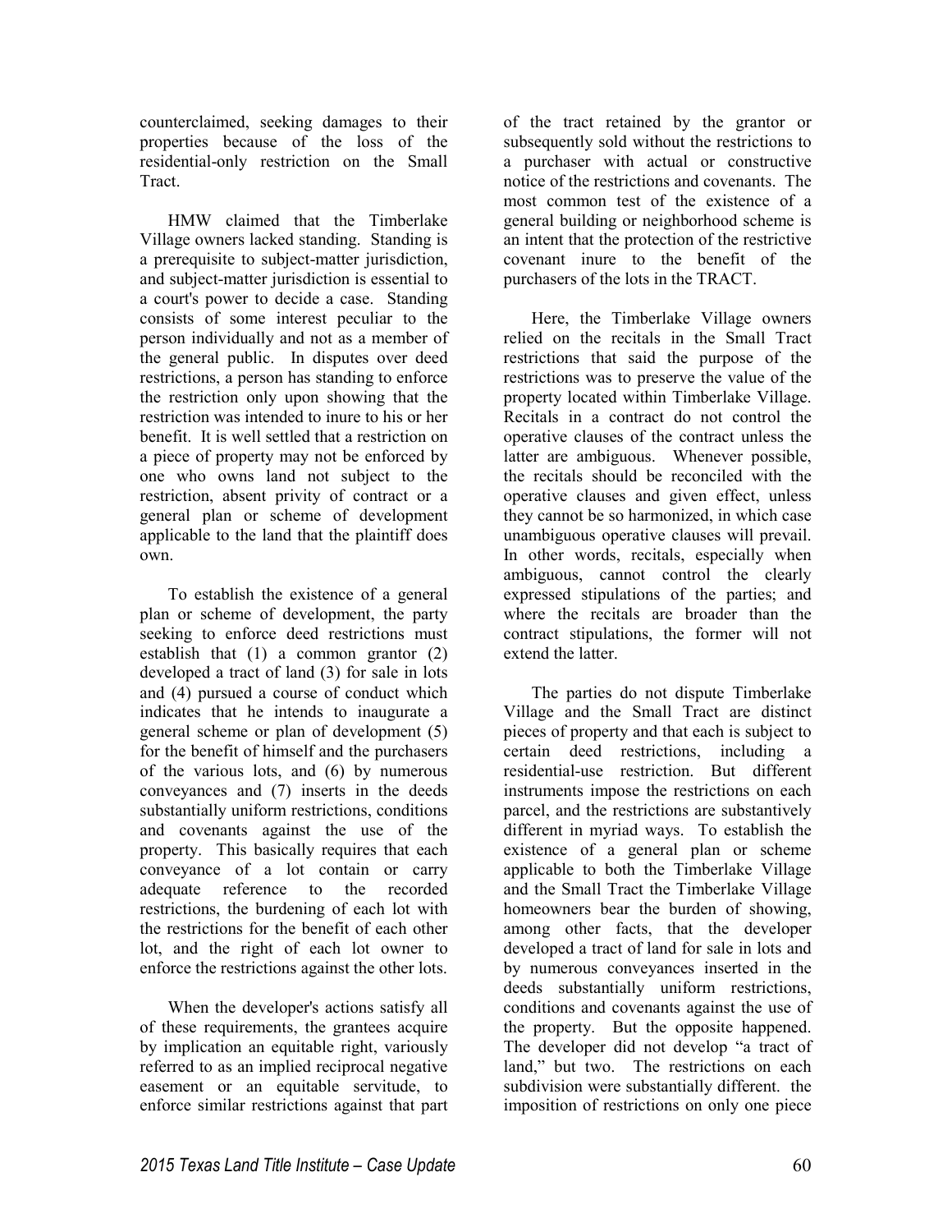counterclaimed, seeking damages to their properties because of the loss of the residential-only restriction on the Small Tract.

HMW claimed that the Timberlake Village owners lacked standing. Standing is a prerequisite to subject-matter jurisdiction, and subject-matter jurisdiction is essential to a court's power to decide a case. Standing consists of some interest peculiar to the person individually and not as a member of the general public. In disputes over deed restrictions, a person has standing to enforce the restriction only upon showing that the restriction was intended to inure to his or her benefit. It is well settled that a restriction on a piece of property may not be enforced by one who owns land not subject to the restriction, absent privity of contract or a general plan or scheme of development applicable to the land that the plaintiff does own.

To establish the existence of a general plan or scheme of development, the party seeking to enforce deed restrictions must establish that (1) a common grantor (2) developed a tract of land (3) for sale in lots and (4) pursued a course of conduct which indicates that he intends to inaugurate a general scheme or plan of development (5) for the benefit of himself and the purchasers of the various lots, and (6) by numerous conveyances and (7) inserts in the deeds substantially uniform restrictions, conditions and covenants against the use of the property. This basically requires that each conveyance of a lot contain or carry adequate reference to the recorded restrictions, the burdening of each lot with the restrictions for the benefit of each other lot, and the right of each lot owner to enforce the restrictions against the other lots.

When the developer's actions satisfy all of these requirements, the grantees acquire by implication an equitable right, variously referred to as an implied reciprocal negative easement or an equitable servitude, to enforce similar restrictions against that part of the tract retained by the grantor or subsequently sold without the restrictions to a purchaser with actual or constructive notice of the restrictions and covenants. The most common test of the existence of a general building or neighborhood scheme is an intent that the protection of the restrictive covenant inure to the benefit of the purchasers of the lots in the TRACT.

Here, the Timberlake Village owners relied on the recitals in the Small Tract restrictions that said the purpose of the restrictions was to preserve the value of the property located within Timberlake Village. Recitals in a contract do not control the operative clauses of the contract unless the latter are ambiguous. Whenever possible, the recitals should be reconciled with the operative clauses and given effect, unless they cannot be so harmonized, in which case unambiguous operative clauses will prevail. In other words, recitals, especially when ambiguous, cannot control the clearly expressed stipulations of the parties; and where the recitals are broader than the contract stipulations, the former will not extend the latter.

The parties do not dispute Timberlake Village and the Small Tract are distinct pieces of property and that each is subject to certain deed restrictions, including a residential-use restriction. But different instruments impose the restrictions on each parcel, and the restrictions are substantively different in myriad ways. To establish the existence of a general plan or scheme applicable to both the Timberlake Village and the Small Tract the Timberlake Village homeowners bear the burden of showing, among other facts, that the developer developed a tract of land for sale in lots and by numerous conveyances inserted in the deeds substantially uniform restrictions, conditions and covenants against the use of the property. But the opposite happened. The developer did not develop "a tract of land," but two. The restrictions on each subdivision were substantially different. the imposition of restrictions on only one piece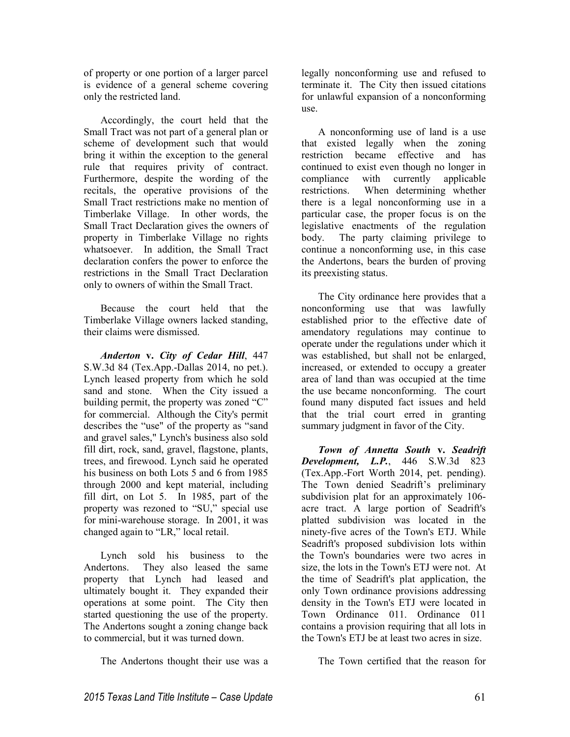of property or one portion of a larger parcel is evidence of a general scheme covering only the restricted land.

Accordingly, the court held that the Small Tract was not part of a general plan or scheme of development such that would bring it within the exception to the general rule that requires privity of contract. Furthermore, despite the wording of the recitals, the operative provisions of the Small Tract restrictions make no mention of Timberlake Village. In other words, the Small Tract Declaration gives the owners of property in Timberlake Village no rights whatsoever. In addition, the Small Tract declaration confers the power to enforce the restrictions in the Small Tract Declaration only to owners of within the Small Tract.

Because the court held that the Timberlake Village owners lacked standing, their claims were dismissed.

***Anderton* v. *City of Cedar Hill***, 447 S.W.3d 84 (Tex.App.-Dallas 2014, no pet.). Lynch leased property from which he sold sand and stone. When the City issued a building permit, the property was zoned "C" for commercial. Although the City's permit describes the "use" of the property as "sand and gravel sales," Lynch's business also sold fill dirt, rock, sand, gravel, flagstone, plants, trees, and firewood. Lynch said he operated his business on both Lots 5 and 6 from 1985 through 2000 and kept material, including fill dirt, on Lot 5. In 1985, part of the property was rezoned to "SU," special use for mini-warehouse storage. In 2001, it was changed again to "LR," local retail.

Lynch sold his business to the Andertons. They also leased the same property that Lynch had leased and ultimately bought it. They expanded their operations at some point. The City then started questioning the use of the property. The Andertons sought a zoning change back to commercial, but it was turned down.

The Andertons thought their use was a legally nonconforming use and refused to terminate it. The City then issued citations for unlawful expansion of a nonconforming use.

A nonconforming use of land is a use that existed legally when the zoning restriction became effective and has continued to exist even though no longer in compliance with currently applicable restrictions. When determining whether there is a legal nonconforming use in a particular case, the proper focus is on the legislative enactments of the regulation body. The party claiming privilege to continue a nonconforming use, in this case the Andertons, bears the burden of proving its preexisting status.

The City ordinance here provides that a nonconforming use that was lawfully established prior to the effective date of amendatory regulations may continue to operate under the regulations under which it was established, but shall not be enlarged, increased, or extended to occupy a greater area of land than was occupied at the time the use became nonconforming. The court found many disputed fact issues and held that the trial court erred in granting summary judgment in favor of the City.

***Town of Annetta South* v. *Seadrift Development, L.P.***, 446 S.W.3d 823 (Tex.App.-Fort Worth 2014, pet. pending). The Town denied Seadrift's preliminary subdivision plat for an approximately 106-acre tract. A large portion of Seadrift's platted subdivision was located in the ninety-five acres of the Town's ETJ. While Seadrift's proposed subdivision lots within the Town's boundaries were two acres in size, the lots in the Town's ETJ were not. At the time of Seadrift's plat application, the only Town ordinance provisions addressing density in the Town's ETJ were located in Town Ordinance 011. Ordinance 011 contains a provision requiring that all lots in the Town's ETJ be at least two acres in size.

The Town certified that the reason for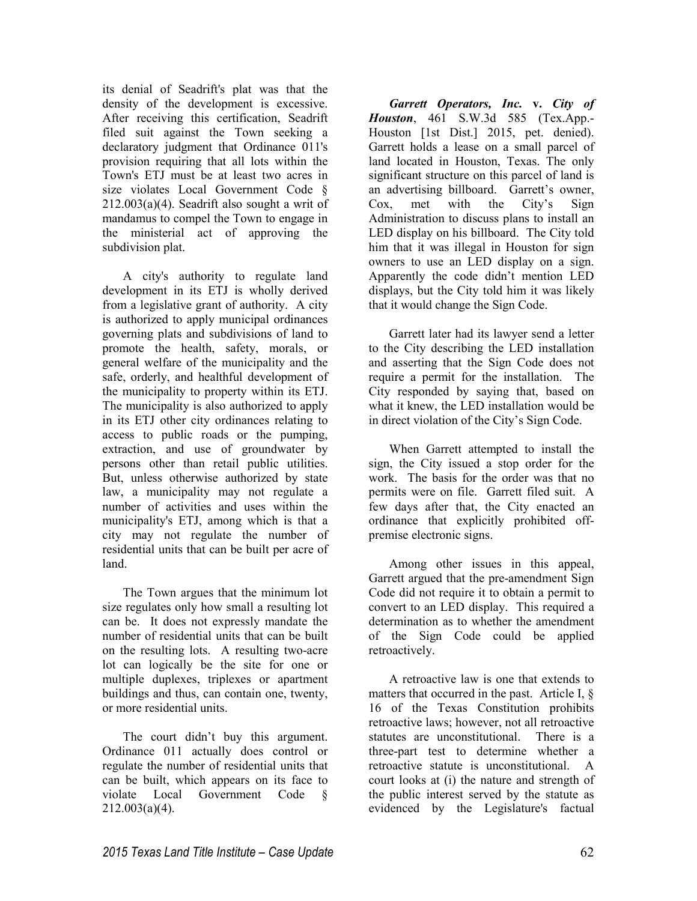its denial of Seadrift's plat was that the density of the development is excessive. After receiving this certification, Seadrift filed suit against the Town seeking a declaratory judgment that Ordinance 011's provision requiring that all lots within the Town's ETJ must be at least two acres in size violates Local Government Code § 212.003(a)(4). Seadrift also sought a writ of mandamus to compel the Town to engage in the ministerial act of approving the subdivision plat.

A city's authority to regulate land development in its ETJ is wholly derived from a legislative grant of authority. A city is authorized to apply municipal ordinances governing plats and subdivisions of land to promote the health, safety, morals, or general welfare of the municipality and the safe, orderly, and healthful development of the municipality to property within its ETJ. The municipality is also authorized to apply in its ETJ other city ordinances relating to access to public roads or the pumping, extraction, and use of groundwater by persons other than retail public utilities. But, unless otherwise authorized by state law, a municipality may not regulate a number of activities and uses within the municipality's ETJ, among which is that a city may not regulate the number of residential units that can be built per acre of land.

The Town argues that the minimum lot size regulates only how small a resulting lot can be. It does not expressly mandate the number of residential units that can be built on the resulting lots. A resulting two-acre lot can logically be the site for one or multiple duplexes, triplexes or apartment buildings and thus, can contain one, twenty, or more residential units.

The court didn't buy this argument. Ordinance 011 actually does control or regulate the number of residential units that can be built, which appears on its face to violate Local Government Code § 212.003(a)(4).

***Garrett Operators, Inc.* v. *City of Houston***, 461 S.W.3d 585 (Tex.App.-Houston [1st Dist.] 2015, pet. denied). Garrett holds a lease on a small parcel of land located in Houston, Texas. The only significant structure on this parcel of land is an advertising billboard. Garrett's owner, Cox, met with the City's Sign Administration to discuss plans to install an LED display on his billboard. The City told him that it was illegal in Houston for sign owners to use an LED display on a sign. Apparently the code didn't mention LED displays, but the City told him it was likely that it would change the Sign Code.

Garrett later had its lawyer send a letter to the City describing the LED installation and asserting that the Sign Code does not require a permit for the installation. The City responded by saying that, based on what it knew, the LED installation would be in direct violation of the City's Sign Code.

When Garrett attempted to install the sign, the City issued a stop order for the work. The basis for the order was that no permits were on file. Garrett filed suit. A few days after that, the City enacted an ordinance that explicitly prohibited off-premise electronic signs.

Among other issues in this appeal, Garrett argued that the pre-amendment Sign Code did not require it to obtain a permit to convert to an LED display. This required a determination as to whether the amendment of the Sign Code could be applied retroactively.

A retroactive law is one that extends to matters that occurred in the past. Article I, § 16 of the Texas Constitution prohibits retroactive laws; however, not all retroactive statutes are unconstitutional. There is a three-part test to determine whether a retroactive statute is unconstitutional. A court looks at (i) the nature and strength of the public interest served by the statute as evidenced by the Legislature's factual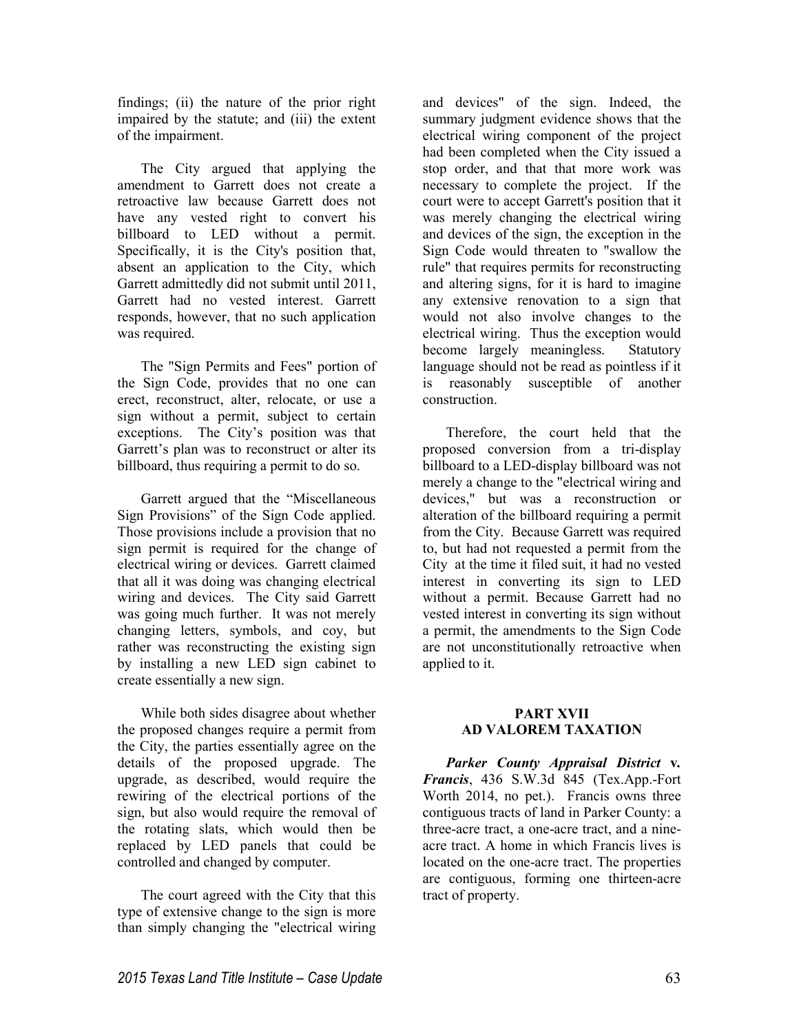findings; (ii) the nature of the prior right impaired by the statute; and (iii) the extent of the impairment.

The City argued that applying the amendment to Garrett does not create a retroactive law because Garrett does not have any vested right to convert his billboard to LED without a permit. Specifically, it is the City's position that, absent an application to the City, which Garrett admittedly did not submit until 2011, Garrett had no vested interest. Garrett responds, however, that no such application was required.

The "Sign Permits and Fees" portion of the Sign Code, provides that no one can erect, reconstruct, alter, relocate, or use a sign without a permit, subject to certain exceptions. The City's position was that Garrett's plan was to reconstruct or alter its billboard, thus requiring a permit to do so.

Garrett argued that the "Miscellaneous Sign Provisions" of the Sign Code applied. Those provisions include a provision that no sign permit is required for the change of electrical wiring or devices. Garrett claimed that all it was doing was changing electrical wiring and devices. The City said Garrett was going much further. It was not merely changing letters, symbols, and coy, but rather was reconstructing the existing sign by installing a new LED sign cabinet to create essentially a new sign.

While both sides disagree about whether the proposed changes require a permit from the City, the parties essentially agree on the details of the proposed upgrade. The upgrade, as described, would require the rewiring of the electrical portions of the sign, but also would require the removal of the rotating slats, which would then be replaced by LED panels that could be controlled and changed by computer.

The court agreed with the City that this type of extensive change to the sign is more than simply changing the "electrical wiring and devices" of the sign. Indeed, the summary judgment evidence shows that the electrical wiring component of the project had been completed when the City issued a stop order, and that that more work was necessary to complete the project. If the court were to accept Garrett's position that it was merely changing the electrical wiring and devices of the sign, the exception in the Sign Code would threaten to "swallow the rule" that requires permits for reconstructing and altering signs, for it is hard to imagine any extensive renovation to a sign that would not also involve changes to the electrical wiring. Thus the exception would become largely meaningless. Statutory language should not be read as pointless if it is reasonably susceptible of another construction.

Therefore, the court held that the proposed conversion from a tri-display billboard to a LED-display billboard was not merely a change to the "electrical wiring and devices," but was a reconstruction or alteration of the billboard requiring a permit from the City. Because Garrett was required to, but had not requested a permit from the City at the time it filed suit, it had no vested interest in converting its sign to LED without a permit. Because Garrett had no vested interest in converting its sign without a permit, the amendments to the Sign Code are not unconstitutionally retroactive when applied to it.

## PART XVII
## AD VALOREM TAXATION

***Parker County Appraisal District* v. *Francis***, 436 S.W.3d 845 (Tex.App.-Fort Worth 2014, no pet.). Francis owns three contiguous tracts of land in Parker County: a three-acre tract, a one-acre tract, and a nine-acre tract. A home in which Francis lives is located on the one-acre tract. The properties are contiguous, forming one thirteen-acre tract of property.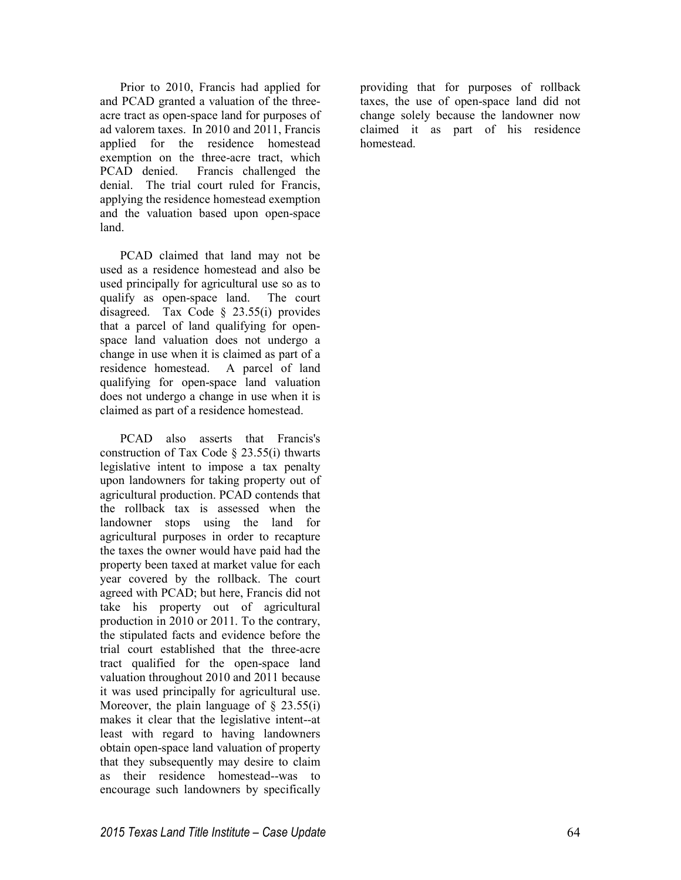Prior to 2010, Francis had applied for and PCAD granted a valuation of the three-acre tract as open-space land for purposes of ad valorem taxes. In 2010 and 2011, Francis applied for the residence homestead exemption on the three-acre tract, which PCAD denied. Francis challenged the denial. The trial court ruled for Francis, applying the residence homestead exemption and the valuation based upon open-space land.

PCAD claimed that land may not be used as a residence homestead and also be used principally for agricultural use so as to qualify as open-space land. The court disagreed. Tax Code § 23.55(i) provides that a parcel of land qualifying for open-space land valuation does not undergo a change in use when it is claimed as part of a residence homestead. A parcel of land qualifying for open-space land valuation does not undergo a change in use when it is claimed as part of a residence homestead.

PCAD also asserts that Francis's construction of Tax Code § 23.55(i) thwarts legislative intent to impose a tax penalty upon landowners for taking property out of agricultural production. PCAD contends that the rollback tax is assessed when the landowner stops using the land for agricultural purposes in order to recapture the taxes the owner would have paid had the property been taxed at market value for each year covered by the rollback. The court agreed with PCAD; but here, Francis did not take his property out of agricultural production in 2010 or 2011. To the contrary, the stipulated facts and evidence before the trial court established that the three-acre tract qualified for the open-space land valuation throughout 2010 and 2011 because it was used principally for agricultural use. Moreover, the plain language of § 23.55(i) makes it clear that the legislative intent--at least with regard to having landowners obtain open-space land valuation of property that they subsequently may desire to claim as their residence homestead--was to encourage such landowners by specifically providing that for purposes of rollback taxes, the use of open-space land did not change solely because the landowner now claimed it as part of his residence homestead.